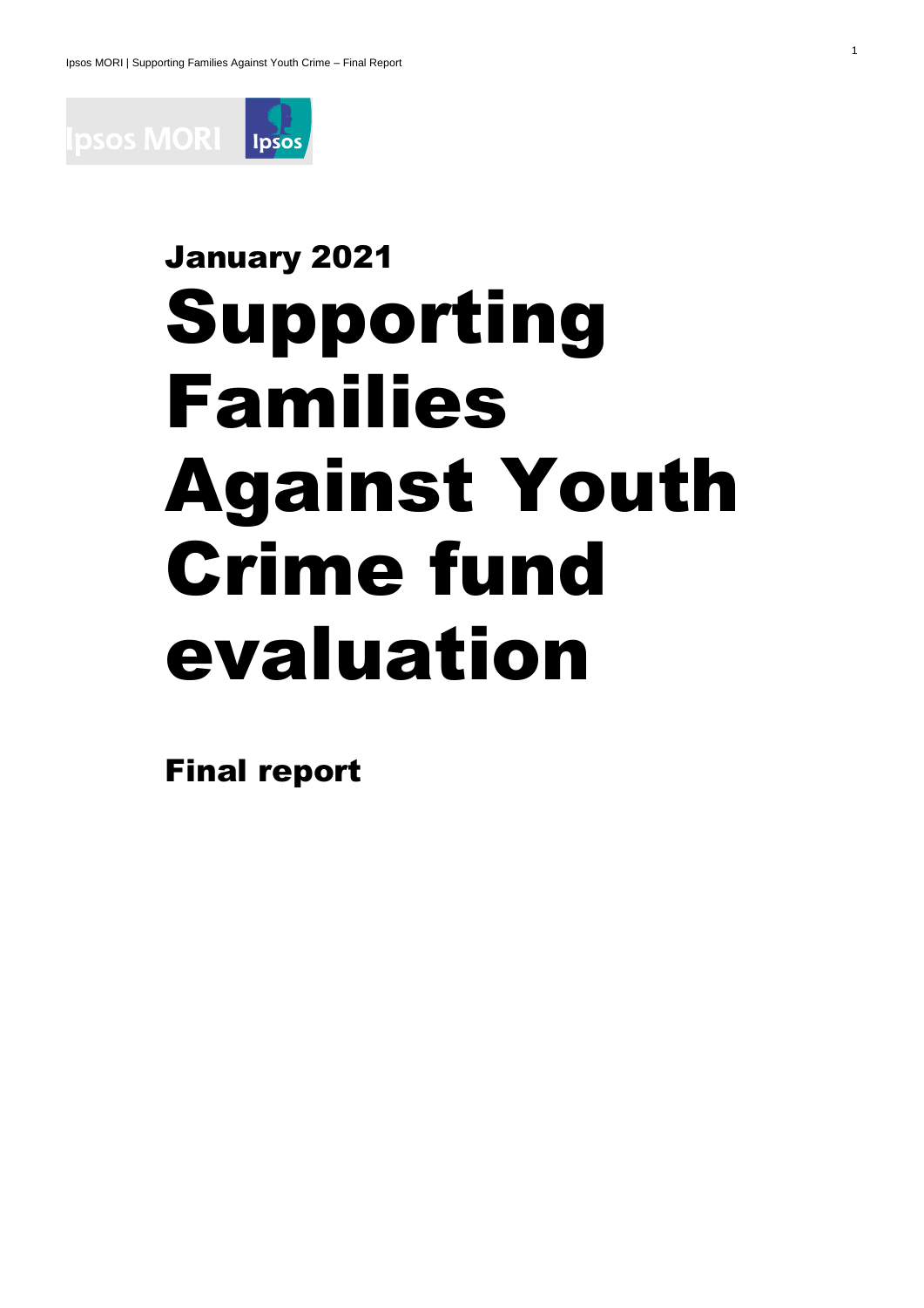January 2021

# Supporting Families Against Youth Crime fund evaluation

## Final report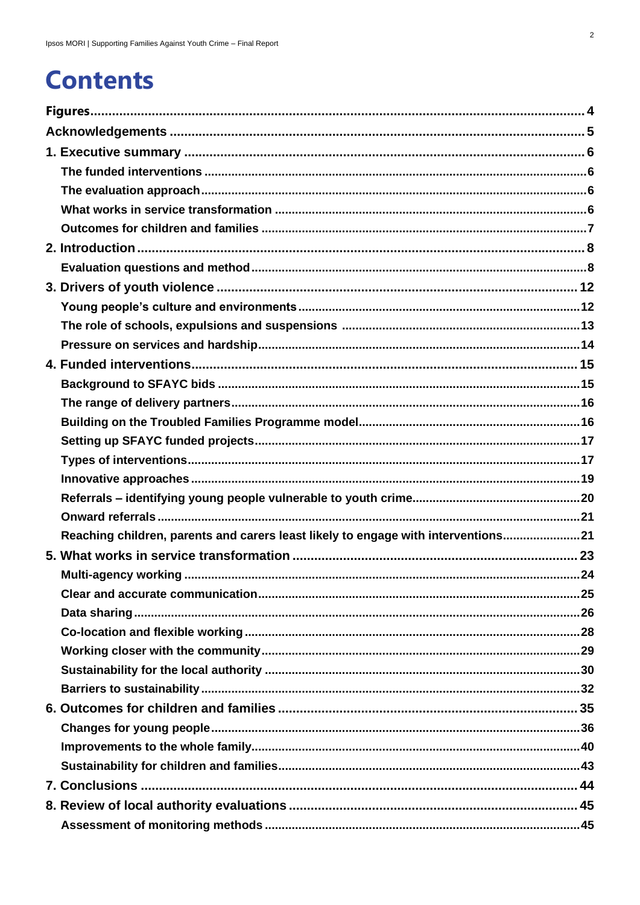# Contents

- **Figures** .... 4
- **Acknowledgements** .... 5
- **1. Executive summary** .... 6
  - The funded interventions .... 6
  - The evaluation approach .... 6
  - What works in service transformation .... 6
  - Outcomes for children and families .... 7
- **2. Introduction** .... 8
  - Evaluation questions and method .... 8
- **3. Drivers of youth violence** .... 12
  - Young people's culture and environments .... 12
  - The role of schools, expulsions and suspensions .... 13
  - Pressure on services and hardship .... 14
- **4. Funded interventions** .... 15
  - Background to SFAYC bids .... 15
  - The range of delivery partners .... 16
  - Building on the Troubled Families Programme model .... 16
  - Setting up SFAYC funded projects .... 17
  - Types of interventions .... 17
  - Innovative approaches .... 19
  - Referrals – identifying young people vulnerable to youth crime .... 20
  - Onward referrals .... 21
  - Reaching children, parents and carers least likely to engage with interventions .... 21
- **5. What works in service transformation** .... 23
  - Multi-agency working .... 24
  - Clear and accurate communication .... 25
  - Data sharing .... 26
  - Co-location and flexible working .... 28
  - Working closer with the community .... 29
  - Sustainability for the local authority .... 30
  - Barriers to sustainability .... 32
- **6. Outcomes for children and families** .... 35
  - Changes for young people .... 36
  - Improvements to the whole family .... 40
  - Sustainability for children and families .... 43
- **7. Conclusions** .... 44
- **8. Review of local authority evaluations** .... 45
  - Assessment of monitoring methods .... 45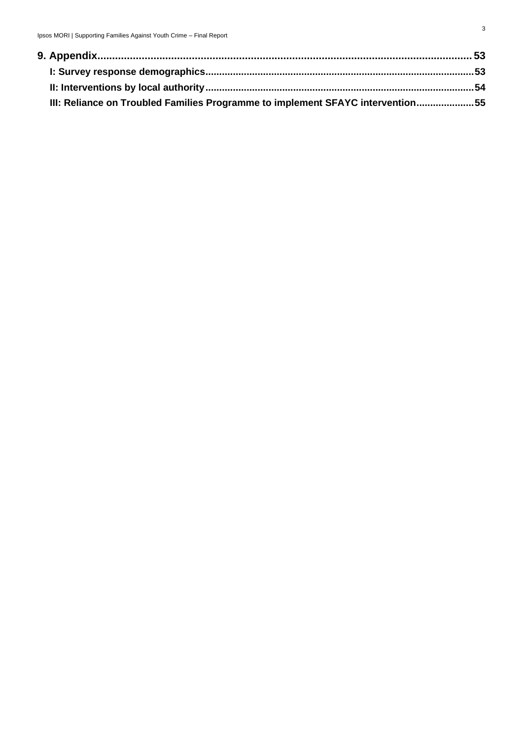**9. Appendix ........................................................................................................................ 53**

**I: Survey response demographics ............................................................................................ 53**

**II: Interventions by local authority ........................................................................................... 54**

**III: Reliance on Troubled Families Programme to implement SFAYC intervention ..................... 55**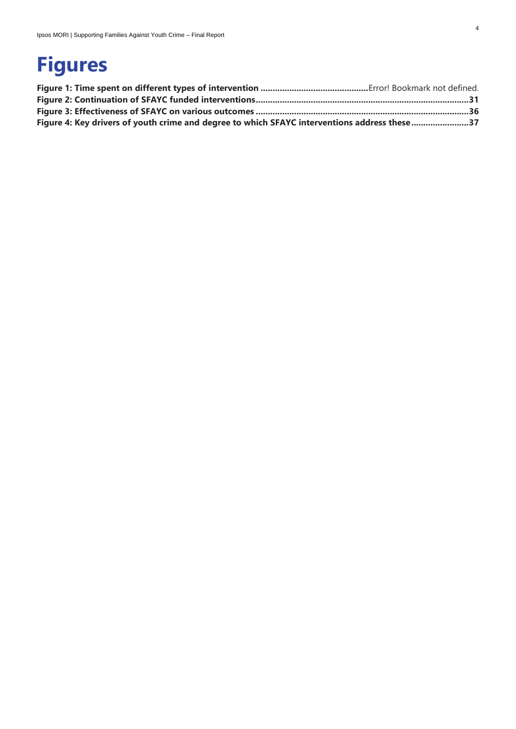# Figures

**Figure 1: Time spent on different types of intervention** .............................................Error! Bookmark not defined.
**Figure 2: Continuation of SFAYC funded interventions**........................................................................................**31**
**Figure 3: Effectiveness of SFAYC on various outcomes** ........................................................................................**36**
**Figure 4: Key drivers of youth crime and degree to which SFAYC interventions address these**........................**37**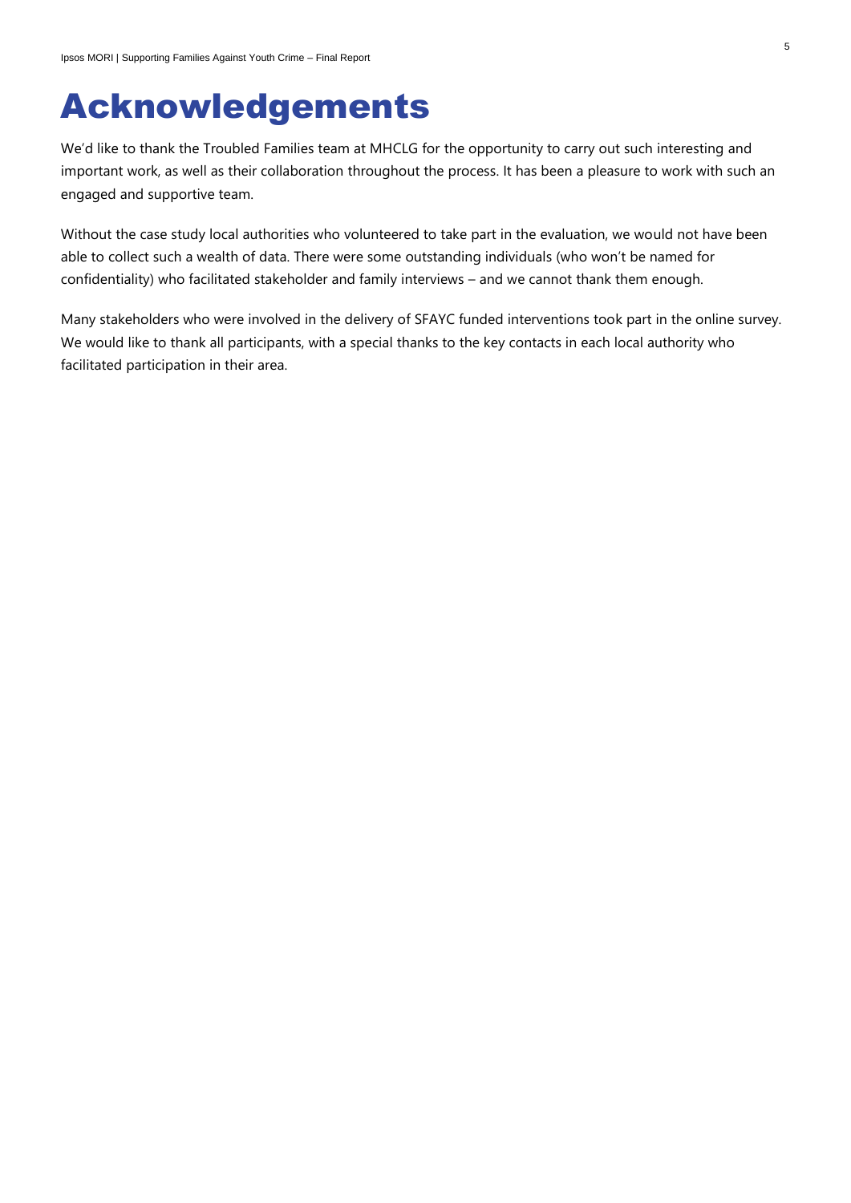# Acknowledgements

We'd like to thank the Troubled Families team at MHCLG for the opportunity to carry out such interesting and important work, as well as their collaboration throughout the process. It has been a pleasure to work with such an engaged and supportive team.

Without the case study local authorities who volunteered to take part in the evaluation, we would not have been able to collect such a wealth of data. There were some outstanding individuals (who won't be named for confidentiality) who facilitated stakeholder and family interviews – and we cannot thank them enough.

Many stakeholders who were involved in the delivery of SFAYC funded interventions took part in the online survey. We would like to thank all participants, with a special thanks to the key contacts in each local authority who facilitated participation in their area.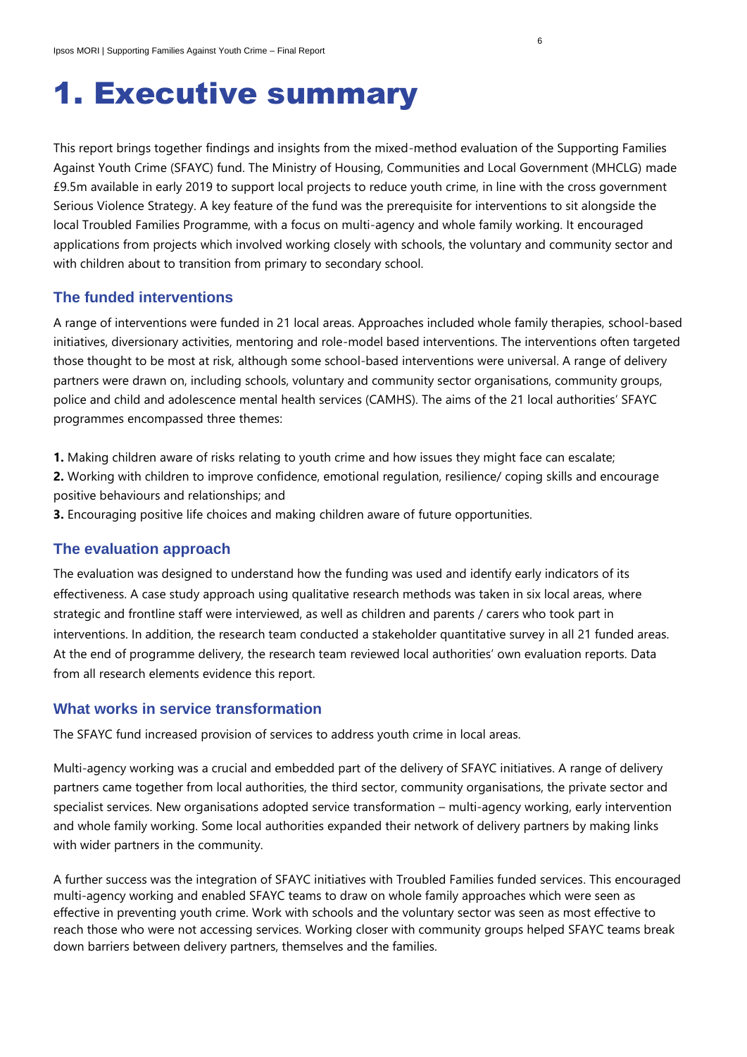# 1. Executive summary

This report brings together findings and insights from the mixed-method evaluation of the Supporting Families Against Youth Crime (SFAYC) fund. The Ministry of Housing, Communities and Local Government (MHCLG) made £9.5m available in early 2019 to support local projects to reduce youth crime, in line with the cross government Serious Violence Strategy. A key feature of the fund was the prerequisite for interventions to sit alongside the local Troubled Families Programme, with a focus on multi-agency and whole family working. It encouraged applications from projects which involved working closely with schools, the voluntary and community sector and with children about to transition from primary to secondary school.

## The funded interventions

A range of interventions were funded in 21 local areas. Approaches included whole family therapies, school-based initiatives, diversionary activities, mentoring and role-model based interventions. The interventions often targeted those thought to be most at risk, although some school-based interventions were universal. A range of delivery partners were drawn on, including schools, voluntary and community sector organisations, community groups, police and child and adolescent mental health services (CAMHS). The aims of the 21 local authorities' SFAYC programmes encompassed three themes:

**1.** Making children aware of risks relating to youth crime and how issues they might face can escalate;
**2.** Working with children to improve confidence, emotional regulation, resilience/ coping skills and encourage positive behaviours and relationships; and
**3.** Encouraging positive life choices and making children aware of future opportunities.

## The evaluation approach

The evaluation was designed to understand how the funding was used and identify early indicators of its effectiveness. A case study approach using qualitative research methods was taken in six local areas, where strategic and frontline staff were interviewed, as well as children and parents / carers who took part in interventions. In addition, the research team conducted a stakeholder quantitative survey in all 21 funded areas. At the end of programme delivery, the research team reviewed local authorities' own evaluation reports. Data from all research elements evidence this report.

## What works in service transformation

The SFAYC fund increased provision of services to address youth crime in local areas.

Multi-agency working was a crucial and embedded part of the delivery of SFAYC initiatives. A range of delivery partners came together from local authorities, the third sector, community organisations, the private sector and specialist services. New organisations adopted service transformation – multi-agency working, early intervention and whole family working. Some local authorities expanded their network of delivery partners by making links with wider partners in the community.

A further success was the integration of SFAYC initiatives with Troubled Families funded services. This encouraged multi-agency working and enabled SFAYC teams to draw on whole family approaches which were seen as effective in preventing youth crime. Work with schools and the voluntary sector was seen as most effective to reach those who were not accessing services. Working closer with community groups helped SFAYC teams break down barriers between delivery partners, themselves and the families.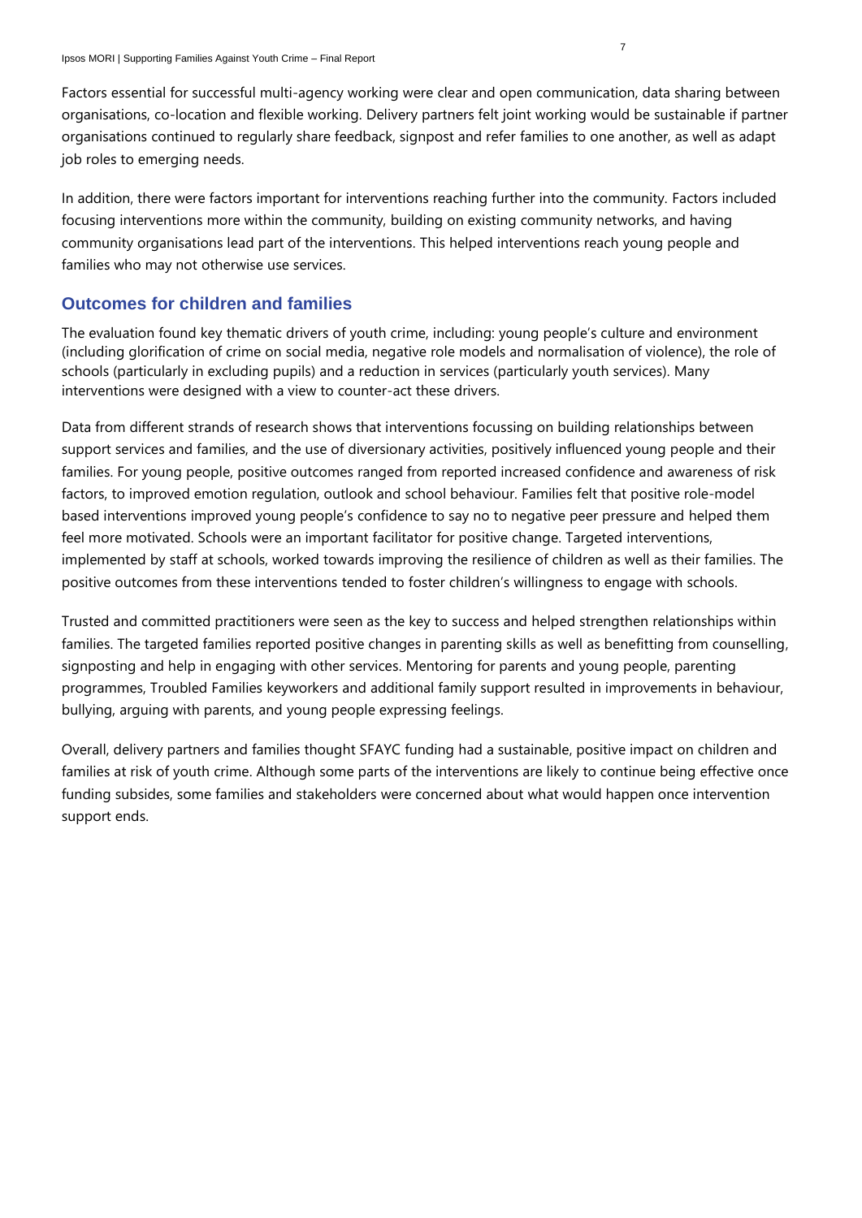Factors essential for successful multi-agency working were clear and open communication, data sharing between organisations, co-location and flexible working. Delivery partners felt joint working would be sustainable if partner organisations continued to regularly share feedback, signpost and refer families to one another, as well as adapt job roles to emerging needs.

In addition, there were factors important for interventions reaching further into the community. Factors included focusing interventions more within the community, building on existing community networks, and having community organisations lead part of the interventions. This helped interventions reach young people and families who may not otherwise use services.

## Outcomes for children and families

The evaluation found key thematic drivers of youth crime, including: young people's culture and environment (including glorification of crime on social media, negative role models and normalisation of violence), the role of schools (particularly in excluding pupils) and a reduction in services (particularly youth services). Many interventions were designed with a view to counter-act these drivers.

Data from different strands of research shows that interventions focussing on building relationships between support services and families, and the use of diversionary activities, positively influenced young people and their families. For young people, positive outcomes ranged from reported increased confidence and awareness of risk factors, to improved emotion regulation, outlook and school behaviour. Families felt that positive role-model based interventions improved young people's confidence to say no to negative peer pressure and helped them feel more motivated. Schools were an important facilitator for positive change. Targeted interventions, implemented by staff at schools, worked towards improving the resilience of children as well as their families. The positive outcomes from these interventions tended to foster children's willingness to engage with schools.

Trusted and committed practitioners were seen as the key to success and helped strengthen relationships within families. The targeted families reported positive changes in parenting skills as well as benefitting from counselling, signposting and help in engaging with other services. Mentoring for parents and young people, parenting programmes, Troubled Families keyworkers and additional family support resulted in improvements in behaviour, bullying, arguing with parents, and young people expressing feelings.

Overall, delivery partners and families thought SFAYC funding had a sustainable, positive impact on children and families at risk of youth crime. Although some parts of the interventions are likely to continue being effective once funding subsides, some families and stakeholders were concerned about what would happen once intervention support ends.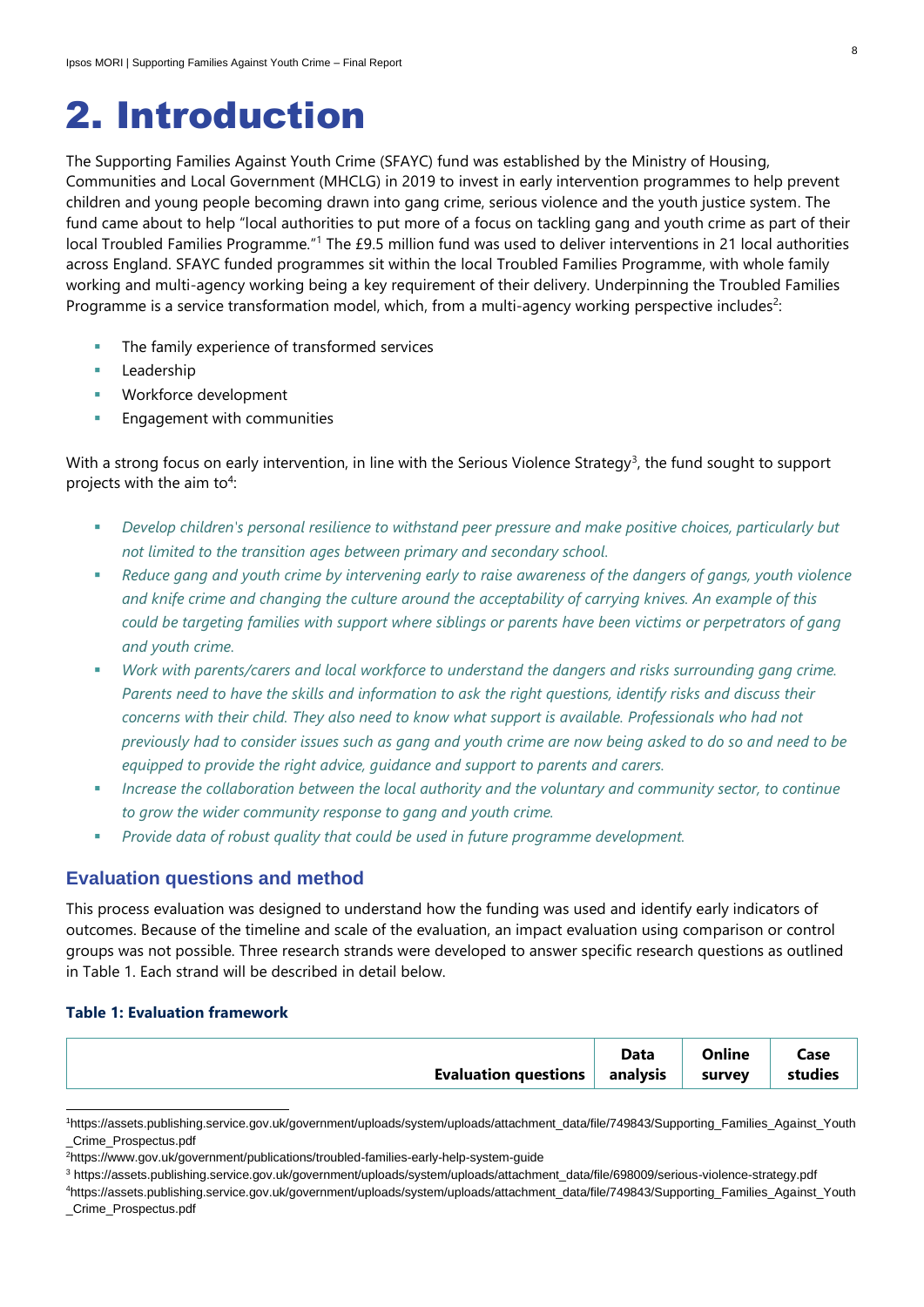# 2. Introduction

The Supporting Families Against Youth Crime (SFAYC) fund was established by the Ministry of Housing, Communities and Local Government (MHCLG) in 2019 to invest in early intervention programmes to help prevent children and young people becoming drawn into gang crime, serious violence and the youth justice system. The fund came about to help "local authorities to put more of a focus on tackling gang and youth crime as part of their local Troubled Families Programme."[1] The £9.5 million fund was used to deliver interventions in 21 local authorities across England. SFAYC funded programmes sit within the local Troubled Families Programme, with whole family working and multi-agency working being a key requirement of their delivery. Underpinning the Troubled Families Programme is a service transformation model, which, from a multi-agency working perspective includes[2]:

- The family experience of transformed services
- Leadership
- Workforce development
- Engagement with communities

With a strong focus on early intervention, in line with the Serious Violence Strategy[3], the fund sought to support projects with the aim to[4]:

- *Develop children's personal resilience to withstand peer pressure and make positive choices, particularly but not limited to the transition ages between primary and secondary school.*
- *Reduce gang and youth crime by intervening early to raise awareness of the dangers of gangs, youth violence and knife crime and changing the culture around the acceptability of carrying knives. An example of this could be targeting families with support where siblings or parents have been victims or perpetrators of gang and youth crime.*
- *Work with parents/carers and local workforce to understand the dangers and risks surrounding gang crime. Parents need to have the skills and information to ask the right questions, identify risks and discuss their concerns with their child. They also need to know what support is available. Professionals who had not previously had to consider issues such as gang and youth crime are now being asked to do so and need to be equipped to provide the right advice, guidance and support to parents and carers.*
- *Increase the collaboration between the local authority and the voluntary and community sector, to continue to grow the wider community response to gang and youth crime.*
- *Provide data of robust quality that could be used in future programme development.*

## Evaluation questions and method

This process evaluation was designed to understand how the funding was used and identify early indicators of outcomes. Because of the timeline and scale of the evaluation, an impact evaluation using comparison or control groups was not possible. Three research strands were developed to answer specific research questions as outlined in Table 1. Each strand will be described in detail below.

**Table 1: Evaluation framework**

| Evaluation questions | Data analysis | Online survey | Case studies |
|---|---|---|---|

[1] https://assets.publishing.service.gov.uk/government/uploads/system/uploads/attachment_data/file/749843/Supporting_Families_Against_Youth_Crime_Prospectus.pdf

[2] https://www.gov.uk/government/publications/troubled-families-early-help-system-guide

[3] https://assets.publishing.service.gov.uk/government/uploads/system/uploads/attachment_data/file/698009/serious-violence-strategy.pdf

[4] https://assets.publishing.service.gov.uk/government/uploads/system/uploads/attachment_data/file/749843/Supporting_Families_Against_Youth_Crime_Prospectus.pdf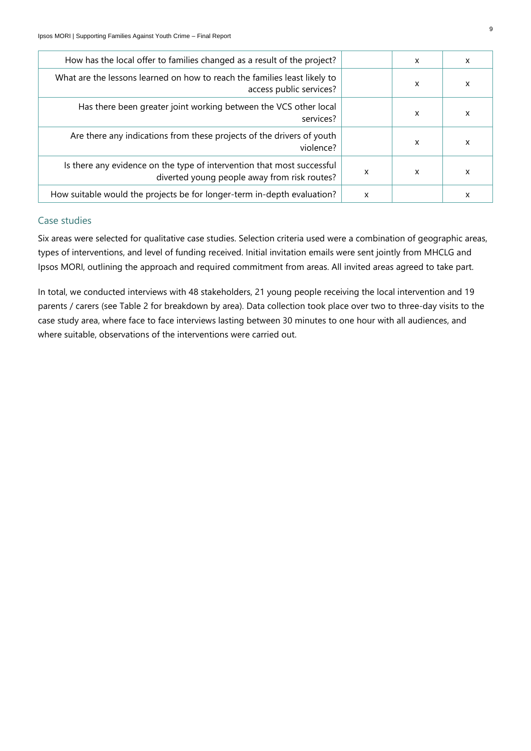| | | | |
|---|---|---|---|
| How has the local offer to families changed as a result of the project? | | x | x |
| What are the lessons learned on how to reach the families least likely to access public services? | | x | x |
| Has there been greater joint working between the VCS other local services? | | x | x |
| Are there any indications from these projects of the drivers of youth violence? | | x | x |
| Is there any evidence on the type of intervention that most successful diverted young people away from risk routes? | x | x | x |
| How suitable would the projects be for longer-term in-depth evaluation? | x | | x |

### Case studies

Six areas were selected for qualitative case studies. Selection criteria used were a combination of geographic areas, types of interventions, and level of funding received. Initial invitation emails were sent jointly from MHCLG and Ipsos MORI, outlining the approach and required commitment from areas. All invited areas agreed to take part.

In total, we conducted interviews with 48 stakeholders, 21 young people receiving the local intervention and 19 parents / carers (see Table 2 for breakdown by area). Data collection took place over two to three-day visits to the case study area, where face to face interviews lasting between 30 minutes to one hour with all audiences, and where suitable, observations of the interventions were carried out.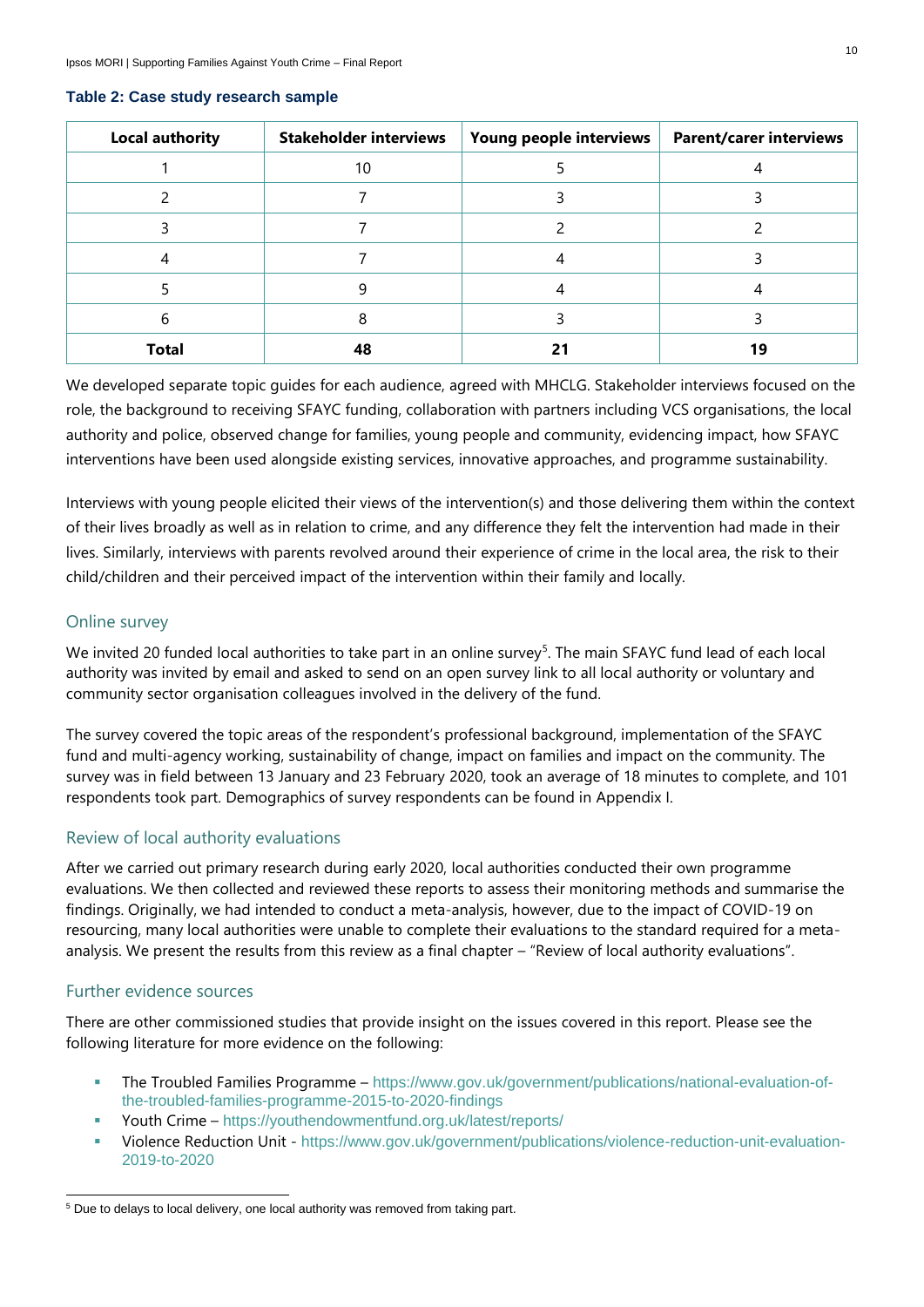**Table 2: Case study research sample**

| Local authority | Stakeholder interviews | Young people interviews | Parent/carer interviews |
|---|---|---|---|
| 1 | 10 | 5 | 4 |
| 2 | 7 | 3 | 3 |
| 3 | 7 | 2 | 2 |
| 4 | 7 | 4 | 3 |
| 5 | 9 | 4 | 4 |
| 6 | 8 | 3 | 3 |
| **Total** | **48** | **21** | **19** |

We developed separate topic guides for each audience, agreed with MHCLG. Stakeholder interviews focused on the role, the background to receiving SFAYC funding, collaboration with partners including VCS organisations, the local authority and police, observed change for families, young people and community, evidencing impact, how SFAYC interventions have been used alongside existing services, innovative approaches, and programme sustainability.

Interviews with young people elicited their views of the intervention(s) and those delivering them within the context of their lives broadly as well as in relation to crime, and any difference they felt the intervention had made in their lives. Similarly, interviews with parents revolved around their experience of crime in the local area, the risk to their child/children and their perceived impact of the intervention within their family and locally.

### Online survey

We invited 20 funded local authorities to take part in an online survey[5]. The main SFAYC fund lead of each local authority was invited by email and asked to send on an open survey link to all local authority or voluntary and community sector organisation colleagues involved in the delivery of the fund.

The survey covered the topic areas of the respondent's professional background, implementation of the SFAYC fund and multi-agency working, sustainability of change, impact on families and impact on the community. The survey was in field between 13 January and 23 February 2020, took an average of 18 minutes to complete, and 101 respondents took part. Demographics of survey respondents can be found in Appendix I.

### Review of local authority evaluations

After we carried out primary research during early 2020, local authorities conducted their own programme evaluations. We then collected and reviewed these reports to assess their monitoring methods and summarise the findings. Originally, we had intended to conduct a meta-analysis, however, due to the impact of COVID-19 on resourcing, many local authorities were unable to complete their evaluations to the standard required for a meta-analysis. We present the results from this review as a final chapter – "Review of local authority evaluations".

### Further evidence sources

There are other commissioned studies that provide insight on the issues covered in this report. Please see the following literature for more evidence on the following:

- The Troubled Families Programme – https://www.gov.uk/government/publications/national-evaluation-of-the-troubled-families-programme-2015-to-2020-findings
- Youth Crime – https://youthendowmentfund.org.uk/latest/reports/
- Violence Reduction Unit - https://www.gov.uk/government/publications/violence-reduction-unit-evaluation-2019-to-2020

[5] Due to delays to local delivery, one local authority was removed from taking part.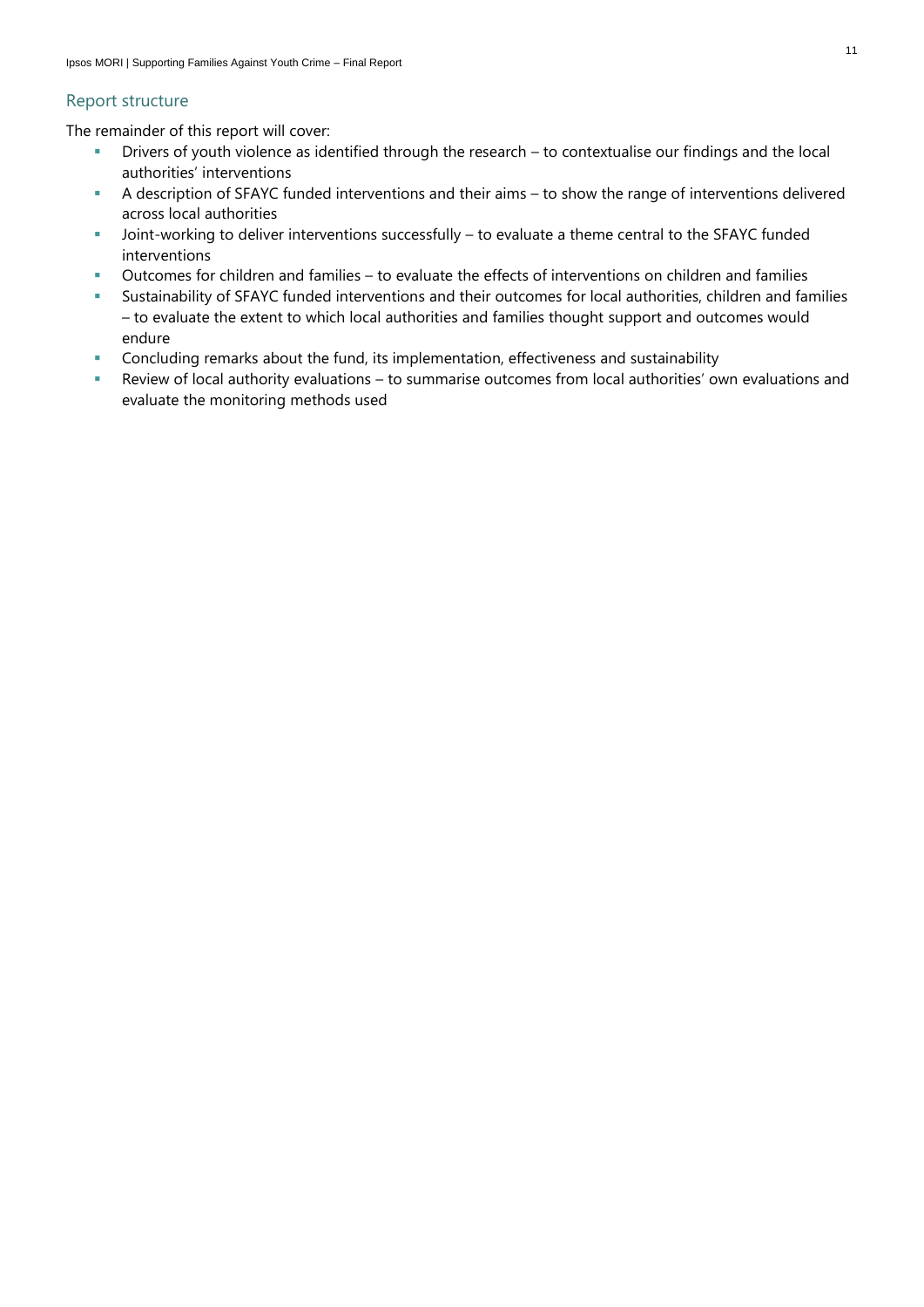## Report structure

The remainder of this report will cover:

- Drivers of youth violence as identified through the research – to contextualise our findings and the local authorities' interventions
- A description of SFAYC funded interventions and their aims – to show the range of interventions delivered across local authorities
- Joint-working to deliver interventions successfully – to evaluate a theme central to the SFAYC funded interventions
- Outcomes for children and families – to evaluate the effects of interventions on children and families
- Sustainability of SFAYC funded interventions and their outcomes for local authorities, children and families – to evaluate the extent to which local authorities and families thought support and outcomes would endure
- Concluding remarks about the fund, its implementation, effectiveness and sustainability
- Review of local authority evaluations – to summarise outcomes from local authorities' own evaluations and evaluate the monitoring methods used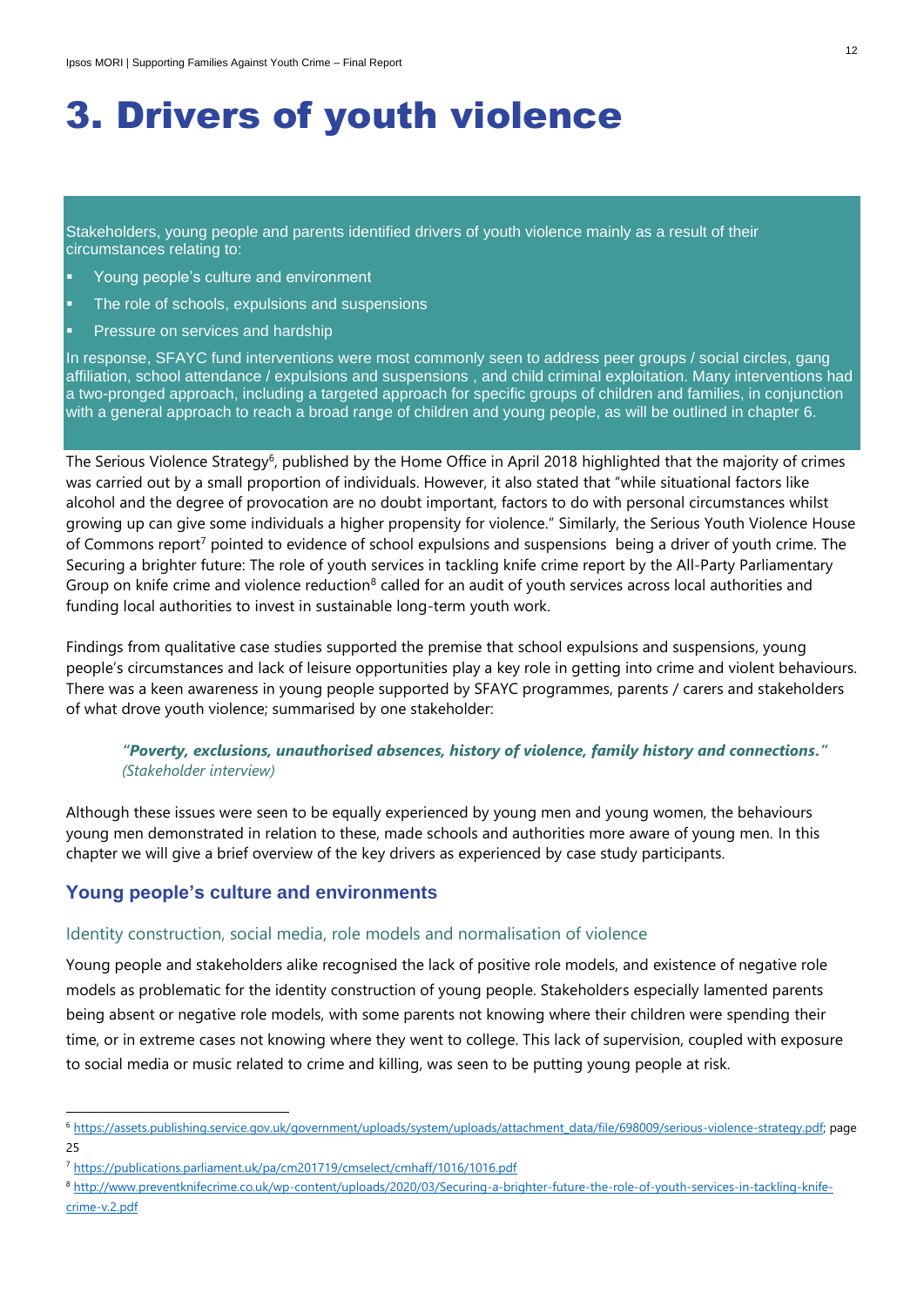# 3. Drivers of youth violence

Stakeholders, young people and parents identified drivers of youth violence mainly as a result of their circumstances relating to:

- Young people's culture and environment
- The role of schools, expulsions and suspensions
- Pressure on services and hardship

In response, SFAYC fund interventions were most commonly seen to address peer groups / social circles, gang affiliation, school attendance / expulsions and suspensions , and child criminal exploitation. Many interventions had a two-pronged approach, including a targeted approach for specific groups of children and families, in conjunction with a general approach to reach a broad range of children and young people, as will be outlined in chapter 6.

The Serious Violence Strategy[6], published by the Home Office in April 2018 highlighted that the majority of crimes was carried out by a small proportion of individuals. However, it also stated that "while situational factors like alcohol and the degree of provocation are no doubt important, factors to do with personal circumstances whilst growing up can give some individuals a higher propensity for violence." Similarly, the Serious Youth Violence House of Commons report[7] pointed to evidence of school expulsions and suspensions being a driver of youth crime. The Securing a brighter future: The role of youth services in tackling knife crime report by the All-Party Parliamentary Group on knife crime and violence reduction[8] called for an audit of youth services across local authorities and funding local authorities to invest in sustainable long-term youth work.

Findings from qualitative case studies supported the premise that school expulsions and suspensions, young people's circumstances and lack of leisure opportunities play a key role in getting into crime and violent behaviours. There was a keen awareness in young people supported by SFAYC programmes, parents / carers and stakeholders of what drove youth violence; summarised by one stakeholder:

> ***"Poverty, exclusions, unauthorised absences, history of violence, family history and connections."***
> *(Stakeholder interview)*

Although these issues were seen to be equally experienced by young men and young women, the behaviours young men demonstrated in relation to these, made schools and authorities more aware of young men. In this chapter we will give a brief overview of the key drivers as experienced by case study participants.

## Young people's culture and environments

### Identity construction, social media, role models and normalisation of violence

Young people and stakeholders alike recognised the lack of positive role models, and existence of negative role models as problematic for the identity construction of young people. Stakeholders especially lamented parents being absent or negative role models, with some parents not knowing where their children were spending their time, or in extreme cases not knowing where they went to college. This lack of supervision, coupled with exposure to social media or music related to crime and killing, was seen to be putting young people at risk.

---

[6] https://assets.publishing.service.gov.uk/government/uploads/system/uploads/attachment_data/file/698009/serious-violence-strategy.pdf; page 25

[7] https://publications.parliament.uk/pa/cm201719/cmselect/cmhaff/1016/1016.pdf

[8] http://www.preventknifecrime.co.uk/wp-content/uploads/2020/03/Securing-a-brighter-future-the-role-of-youth-services-in-tackling-knife-crime-v.2.pdf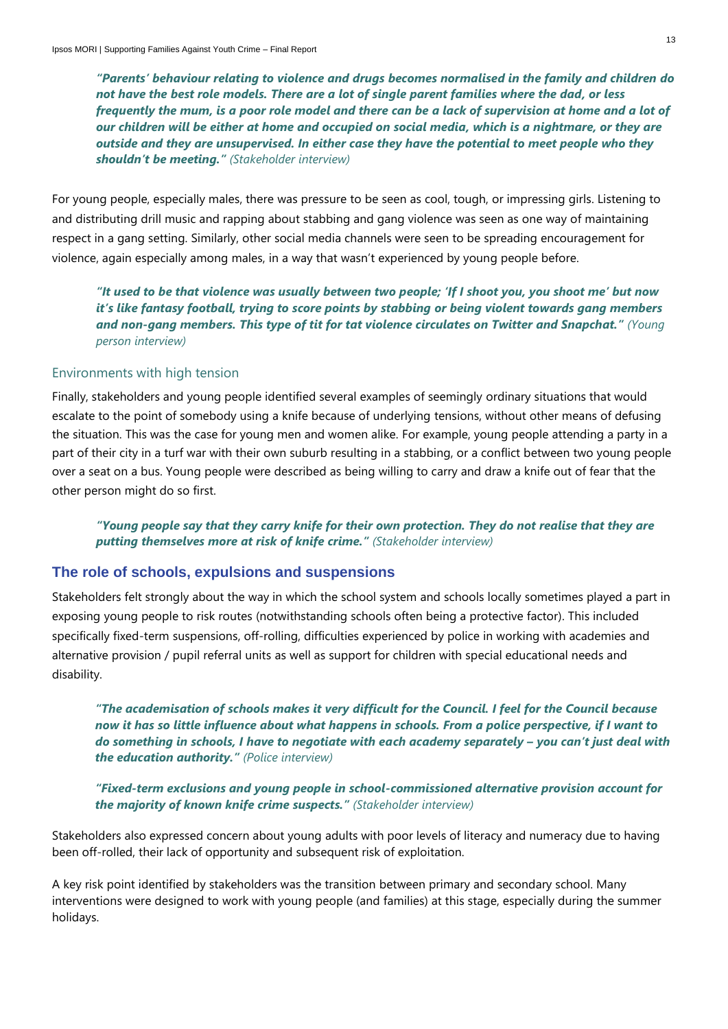> ***"Parents' behaviour relating to violence and drugs becomes normalised in the family and children do not have the best role models. There are a lot of single parent families where the dad, or less frequently the mum, is a poor role model and there can be a lack of supervision at home and a lot of our children will be either at home and occupied on social media, which is a nightmare, or they are outside and they are unsupervised. In either case they have the potential to meet people who they shouldn't be meeting."*** *(Stakeholder interview)*

For young people, especially males, there was pressure to be seen as cool, tough, or impressing girls. Listening to and distributing drill music and rapping about stabbing and gang violence was seen as one way of maintaining respect in a gang setting. Similarly, other social media channels were seen to be spreading encouragement for violence, again especially among males, in a way that wasn't experienced by young people before.

> ***"It used to be that violence was usually between two people; 'If I shoot you, you shoot me' but now it's like fantasy football, trying to score points by stabbing or being violent towards gang members and non-gang members. This type of tit for tat violence circulates on Twitter and Snapchat."*** *(Young person interview)*

### Environments with high tension

Finally, stakeholders and young people identified several examples of seemingly ordinary situations that would escalate to the point of somebody using a knife because of underlying tensions, without other means of defusing the situation. This was the case for young men and women alike. For example, young people attending a party in a part of their city in a turf war with their own suburb resulting in a stabbing, or a conflict between two young people over a seat on a bus. Young people were described as being willing to carry and draw a knife out of fear that the other person might do so first.

> ***"Young people say that they carry knife for their own protection. They do not realise that they are putting themselves more at risk of knife crime."*** *(Stakeholder interview)*

## The role of schools, expulsions and suspensions

Stakeholders felt strongly about the way in which the school system and schools locally sometimes played a part in exposing young people to risk routes (notwithstanding schools often being a protective factor). This included specifically fixed-term suspensions, off-rolling, difficulties experienced by police in working with academies and alternative provision / pupil referral units as well as support for children with special educational needs and disability.

> ***"The academisation of schools makes it very difficult for the Council. I feel for the Council because now it has so little influence about what happens in schools. From a police perspective, if I want to do something in schools, I have to negotiate with each academy separately – you can't just deal with the education authority."*** *(Police interview)*

> ***"Fixed-term exclusions and young people in school-commissioned alternative provision account for the majority of known knife crime suspects."*** *(Stakeholder interview)*

Stakeholders also expressed concern about young adults with poor levels of literacy and numeracy due to having been off-rolled, their lack of opportunity and subsequent risk of exploitation.

A key risk point identified by stakeholders was the transition between primary and secondary school. Many interventions were designed to work with young people (and families) at this stage, especially during the summer holidays.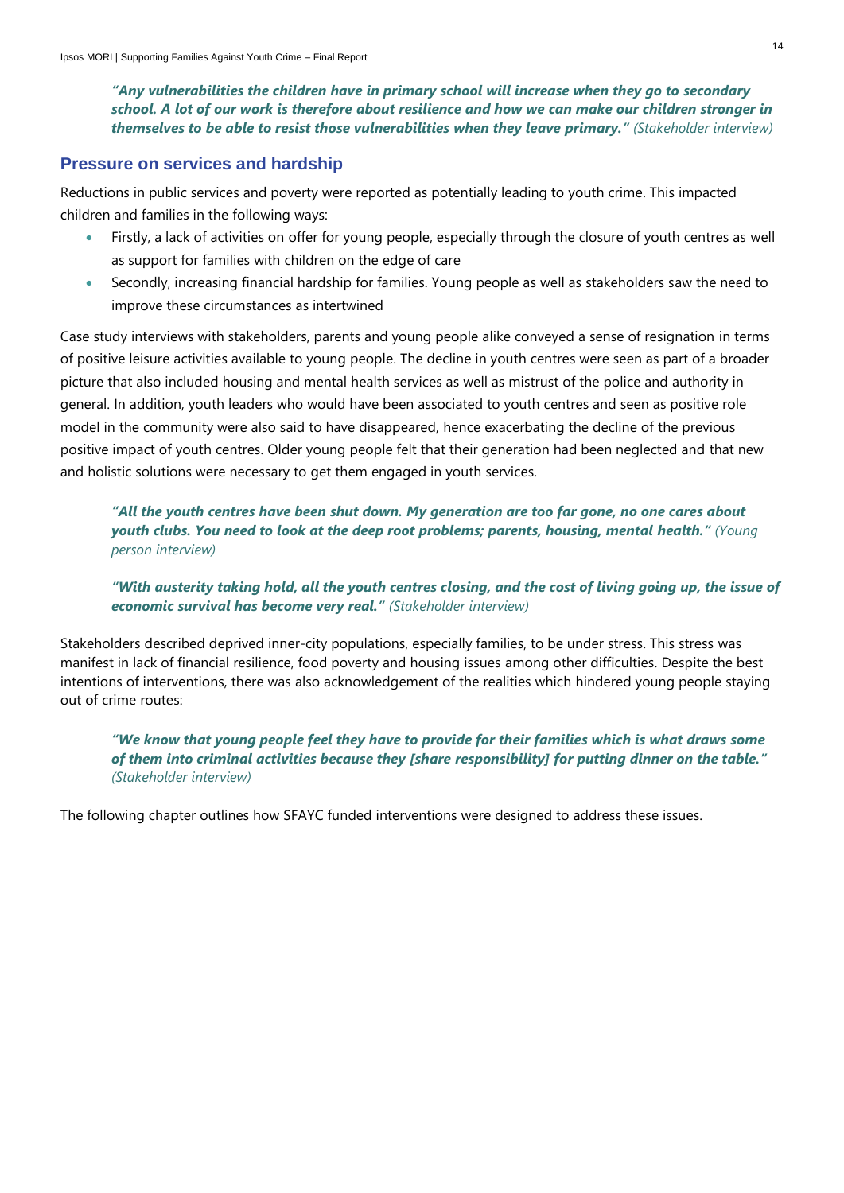***"Any vulnerabilities the children have in primary school will increase when they go to secondary school. A lot of our work is therefore about resilience and how we can make our children stronger in themselves to be able to resist those vulnerabilities when they leave primary."*** *(Stakeholder interview)*

## Pressure on services and hardship

Reductions in public services and poverty were reported as potentially leading to youth crime. This impacted children and families in the following ways:

- Firstly, a lack of activities on offer for young people, especially through the closure of youth centres as well as support for families with children on the edge of care
- Secondly, increasing financial hardship for families. Young people as well as stakeholders saw the need to improve these circumstances as intertwined

Case study interviews with stakeholders, parents and young people alike conveyed a sense of resignation in terms of positive leisure activities available to young people. The decline in youth centres were seen as part of a broader picture that also included housing and mental health services as well as mistrust of the police and authority in general. In addition, youth leaders who would have been associated to youth centres and seen as positive role model in the community were also said to have disappeared, hence exacerbating the decline of the previous positive impact of youth centres. Older young people felt that their generation had been neglected and that new and holistic solutions were necessary to get them engaged in youth services.

***"All the youth centres have been shut down. My generation are too far gone, no one cares about youth clubs. You need to look at the deep root problems; parents, housing, mental health."*** *(Young person interview)*

***"With austerity taking hold, all the youth centres closing, and the cost of living going up, the issue of economic survival has become very real."*** *(Stakeholder interview)*

Stakeholders described deprived inner-city populations, especially families, to be under stress. This stress was manifest in lack of financial resilience, food poverty and housing issues among other difficulties. Despite the best intentions of interventions, there was also acknowledgement of the realities which hindered young people staying out of crime routes:

***"We know that young people feel they have to provide for their families which is what draws some of them into criminal activities because they [share responsibility] for putting dinner on the table."*** *(Stakeholder interview)*

The following chapter outlines how SFAYC funded interventions were designed to address these issues.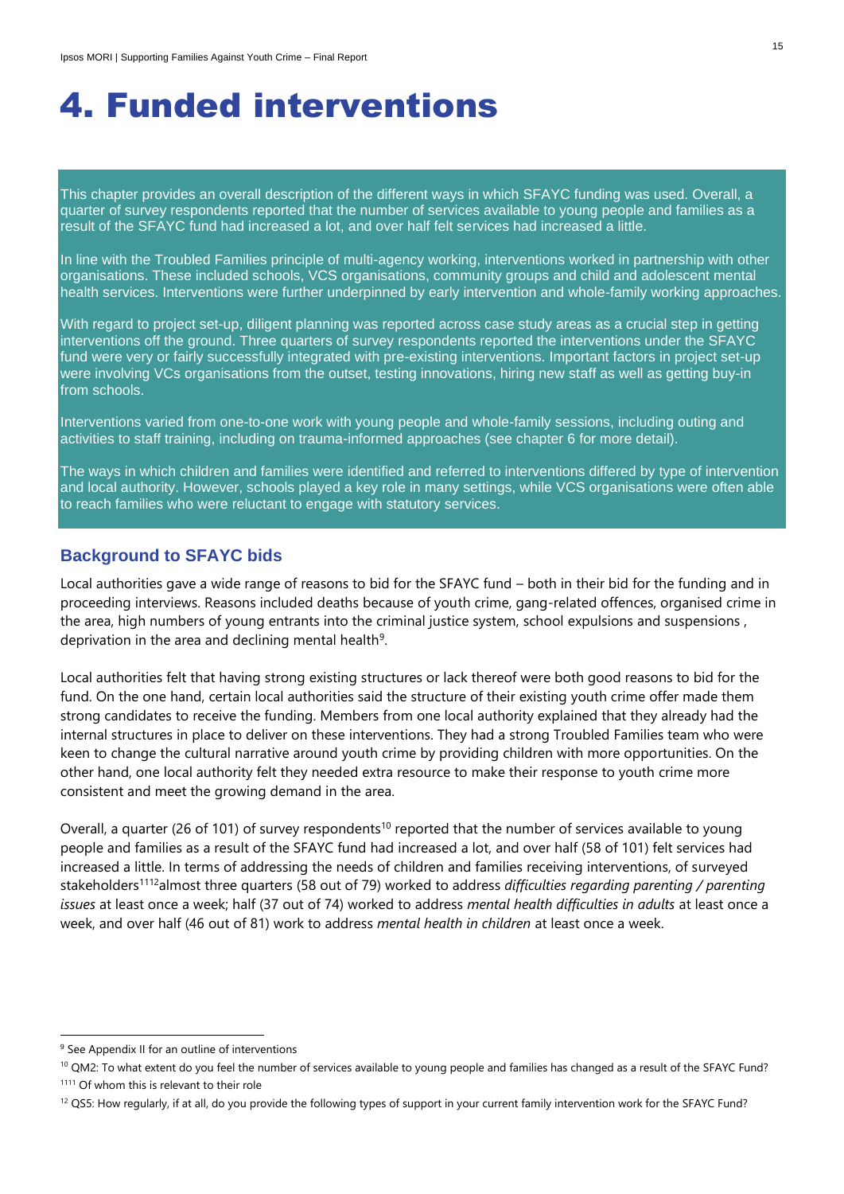# 4. Funded interventions

This chapter provides an overall description of the different ways in which SFAYC funding was used. Overall, a quarter of survey respondents reported that the number of services available to young people and families as a result of the SFAYC fund had increased a lot, and over half felt services had increased a little.

In line with the Troubled Families principle of multi-agency working, interventions worked in partnership with other organisations. These included schools, VCS organisations, community groups and child and adolescent mental health services. Interventions were further underpinned by early intervention and whole-family working approaches.

With regard to project set-up, diligent planning was reported across case study areas as a crucial step in getting interventions off the ground. Three quarters of survey respondents reported the interventions under the SFAYC fund were very or fairly successfully integrated with pre-existing interventions. Important factors in project set-up were involving VCs organisations from the outset, testing innovations, hiring new staff as well as getting buy-in from schools.

Interventions varied from one-to-one work with young people and whole-family sessions, including outing and activities to staff training, including on trauma-informed approaches (see chapter 6 for more detail).

The ways in which children and families were identified and referred to interventions differed by type of intervention and local authority. However, schools played a key role in many settings, while VCS organisations were often able to reach families who were reluctant to engage with statutory services.

## Background to SFAYC bids

Local authorities gave a wide range of reasons to bid for the SFAYC fund – both in their bid for the funding and in proceeding interviews. Reasons included deaths because of youth crime, gang-related offences, organised crime in the area, high numbers of young entrants into the criminal justice system, school expulsions and suspensions , deprivation in the area and declining mental health[9].

Local authorities felt that having strong existing structures or lack thereof were both good reasons to bid for the fund. On the one hand, certain local authorities said the structure of their existing youth crime offer made them strong candidates to receive the funding. Members from one local authority explained that they already had the internal structures in place to deliver on these interventions. They had a strong Troubled Families team who were keen to change the cultural narrative around youth crime by providing children with more opportunities. On the other hand, one local authority felt they needed extra resource to make their response to youth crime more consistent and meet the growing demand in the area.

Overall, a quarter (26 of 101) of survey respondents[10] reported that the number of services available to young people and families as a result of the SFAYC fund had increased a lot, and over half (58 of 101) felt services had increased a little. In terms of addressing the needs of children and families receiving interventions, of surveyed stakeholders[11][12]almost three quarters (58 out of 79) worked to address *difficulties regarding parenting / parenting issues* at least once a week; half (37 out of 74) worked to address *mental health difficulties in adults* at least once a week, and over half (46 out of 81) work to address *mental health in children* at least once a week.

---

[9] See Appendix II for an outline of interventions

[10] QM2: To what extent do you feel the number of services available to young people and families has changed as a result of the SFAYC Fund?

[11] Of whom this is relevant to their role

[12] QS5: How regularly, if at all, do you provide the following types of support in your current family intervention work for the SFAYC Fund?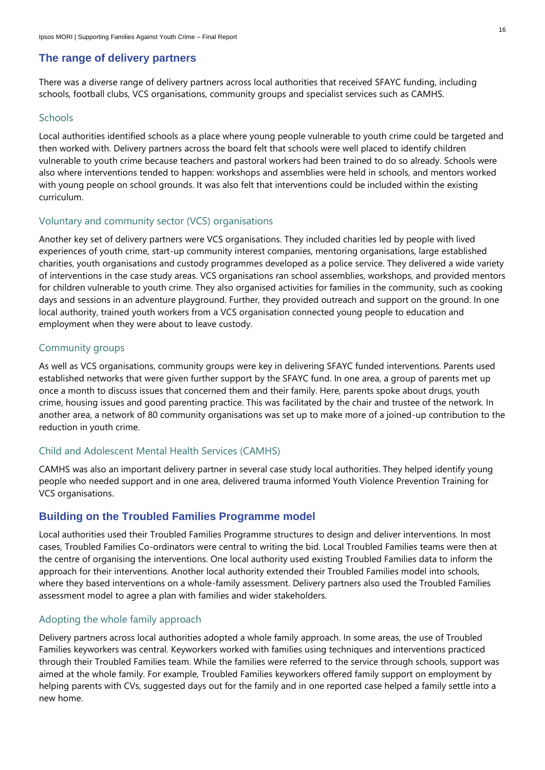## The range of delivery partners

There was a diverse range of delivery partners across local authorities that received SFAYC funding, including schools, football clubs, VCS organisations, community groups and specialist services such as CAMHS.

### Schools

Local authorities identified schools as a place where young people vulnerable to youth crime could be targeted and then worked with. Delivery partners across the board felt that schools were well placed to identify children vulnerable to youth crime because teachers and pastoral workers had been trained to do so already. Schools were also where interventions tended to happen: workshops and assemblies were held in schools, and mentors worked with young people on school grounds. It was also felt that interventions could be included within the existing curriculum.

### Voluntary and community sector (VCS) organisations

Another key set of delivery partners were VCS organisations. They included charities led by people with lived experiences of youth crime, start-up community interest companies, mentoring organisations, large established charities, youth organisations and custody programmes developed as a police service. They delivered a wide variety of interventions in the case study areas. VCS organisations ran school assemblies, workshops, and provided mentors for children vulnerable to youth crime. They also organised activities for families in the community, such as cooking days and sessions in an adventure playground. Further, they provided outreach and support on the ground. In one local authority, trained youth workers from a VCS organisation connected young people to education and employment when they were about to leave custody.

### Community groups

As well as VCS organisations, community groups were key in delivering SFAYC funded interventions. Parents used established networks that were given further support by the SFAYC fund. In one area, a group of parents met up once a month to discuss issues that concerned them and their family. Here, parents spoke about drugs, youth crime, housing issues and good parenting practice. This was facilitated by the chair and trustee of the network. In another area, a network of 80 community organisations was set up to make more of a joined-up contribution to the reduction in youth crime.

### Child and Adolescent Mental Health Services (CAMHS)

CAMHS was also an important delivery partner in several case study local authorities. They helped identify young people who needed support and in one area, delivered trauma informed Youth Violence Prevention Training for VCS organisations.

## Building on the Troubled Families Programme model

Local authorities used their Troubled Families Programme structures to design and deliver interventions. In most cases, Troubled Families Co-ordinators were central to writing the bid. Local Troubled Families teams were then at the centre of organising the interventions. One local authority used existing Troubled Families data to inform the approach for their interventions. Another local authority extended their Troubled Families model into schools, where they based interventions on a whole-family assessment. Delivery partners also used the Troubled Families assessment model to agree a plan with families and wider stakeholders.

### Adopting the whole family approach

Delivery partners across local authorities adopted a whole family approach. In some areas, the use of Troubled Families keyworkers was central. Keyworkers worked with families using techniques and interventions practiced through their Troubled Families team. While the families were referred to the service through schools, support was aimed at the whole family. For example, Troubled Families keyworkers offered family support on employment by helping parents with CVs, suggested days out for the family and in one reported case helped a family settle into a new home.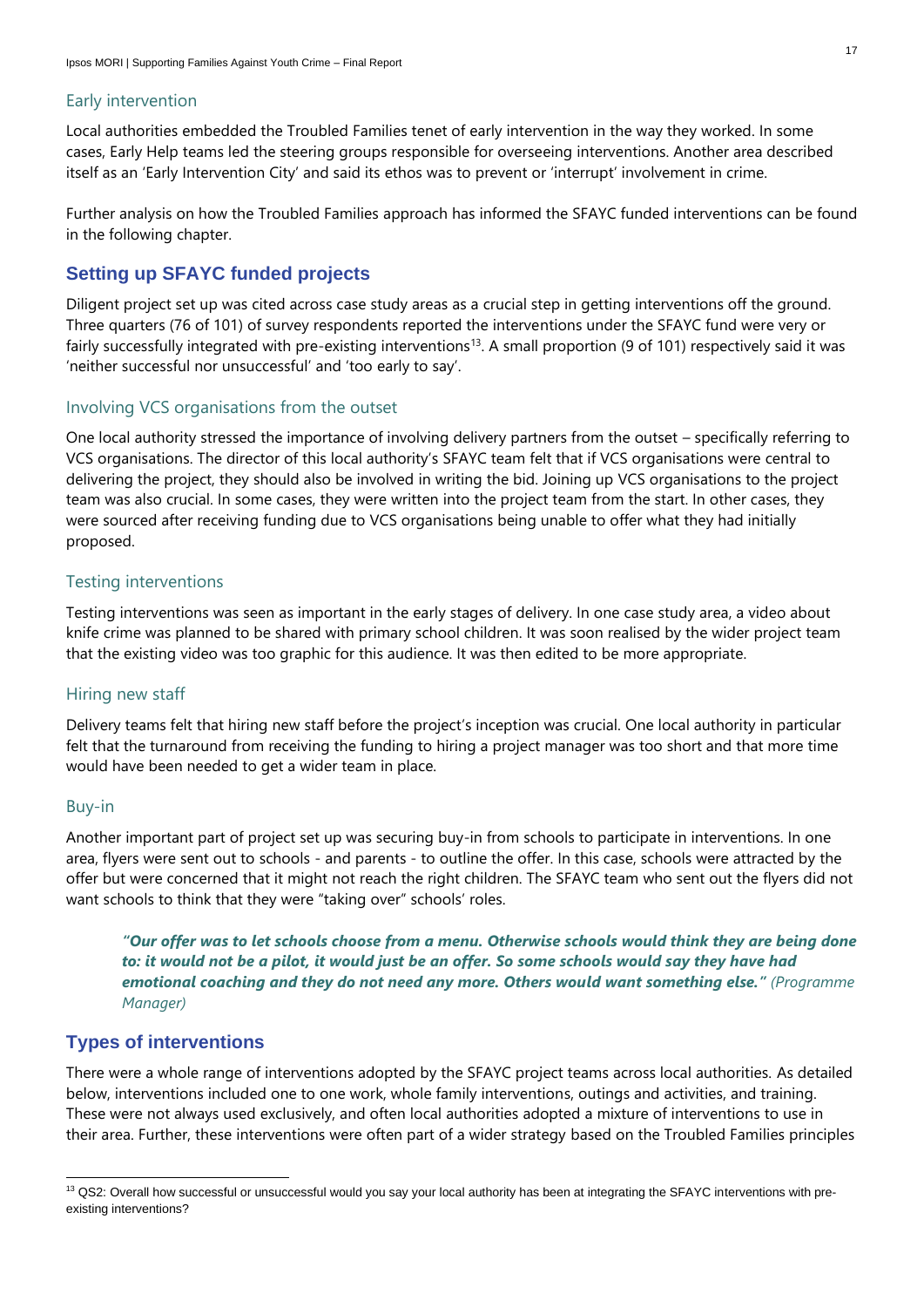### Early intervention

Local authorities embedded the Troubled Families tenet of early intervention in the way they worked. In some cases, Early Help teams led the steering groups responsible for overseeing interventions. Another area described itself as an 'Early Intervention City' and said its ethos was to prevent or 'interrupt' involvement in crime.

Further analysis on how the Troubled Families approach has informed the SFAYC funded interventions can be found in the following chapter.

## Setting up SFAYC funded projects

Diligent project set up was cited across case study areas as a crucial step in getting interventions off the ground. Three quarters (76 of 101) of survey respondents reported the interventions under the SFAYC fund were very or fairly successfully integrated with pre-existing interventions[13]. A small proportion (9 of 101) respectively said it was 'neither successful nor unsuccessful' and 'too early to say'.

### Involving VCS organisations from the outset

One local authority stressed the importance of involving delivery partners from the outset – specifically referring to VCS organisations. The director of this local authority's SFAYC team felt that if VCS organisations were central to delivering the project, they should also be involved in writing the bid. Joining up VCS organisations to the project team was also crucial. In some cases, they were written into the project team from the start. In other cases, they were sourced after receiving funding due to VCS organisations being unable to offer what they had initially proposed.

### Testing interventions

Testing interventions was seen as important in the early stages of delivery. In one case study area, a video about knife crime was planned to be shared with primary school children. It was soon realised by the wider project team that the existing video was too graphic for this audience. It was then edited to be more appropriate.

### Hiring new staff

Delivery teams felt that hiring new staff before the project's inception was crucial. One local authority in particular felt that the turnaround from receiving the funding to hiring a project manager was too short and that more time would have been needed to get a wider team in place.

### Buy-in

Another important part of project set up was securing buy-in from schools to participate in interventions. In one area, flyers were sent out to schools - and parents - to outline the offer. In this case, schools were attracted by the offer but were concerned that it might not reach the right children. The SFAYC team who sent out the flyers did not want schools to think that they were "taking over" schools' roles.

> ***"Our offer was to let schools choose from a menu. Otherwise schools would think they are being done to: it would not be a pilot, it would just be an offer. So some schools would say they have had emotional coaching and they do not need any more. Others would want something else."*** *(Programme Manager)*

## Types of interventions

There were a whole range of interventions adopted by the SFAYC project teams across local authorities. As detailed below, interventions included one to one work, whole family interventions, outings and activities, and training. These were not always used exclusively, and often local authorities adopted a mixture of interventions to use in their area. Further, these interventions were often part of a wider strategy based on the Troubled Families principles

[13] QS2: Overall how successful or unsuccessful would you say your local authority has been at integrating the SFAYC interventions with pre-existing interventions?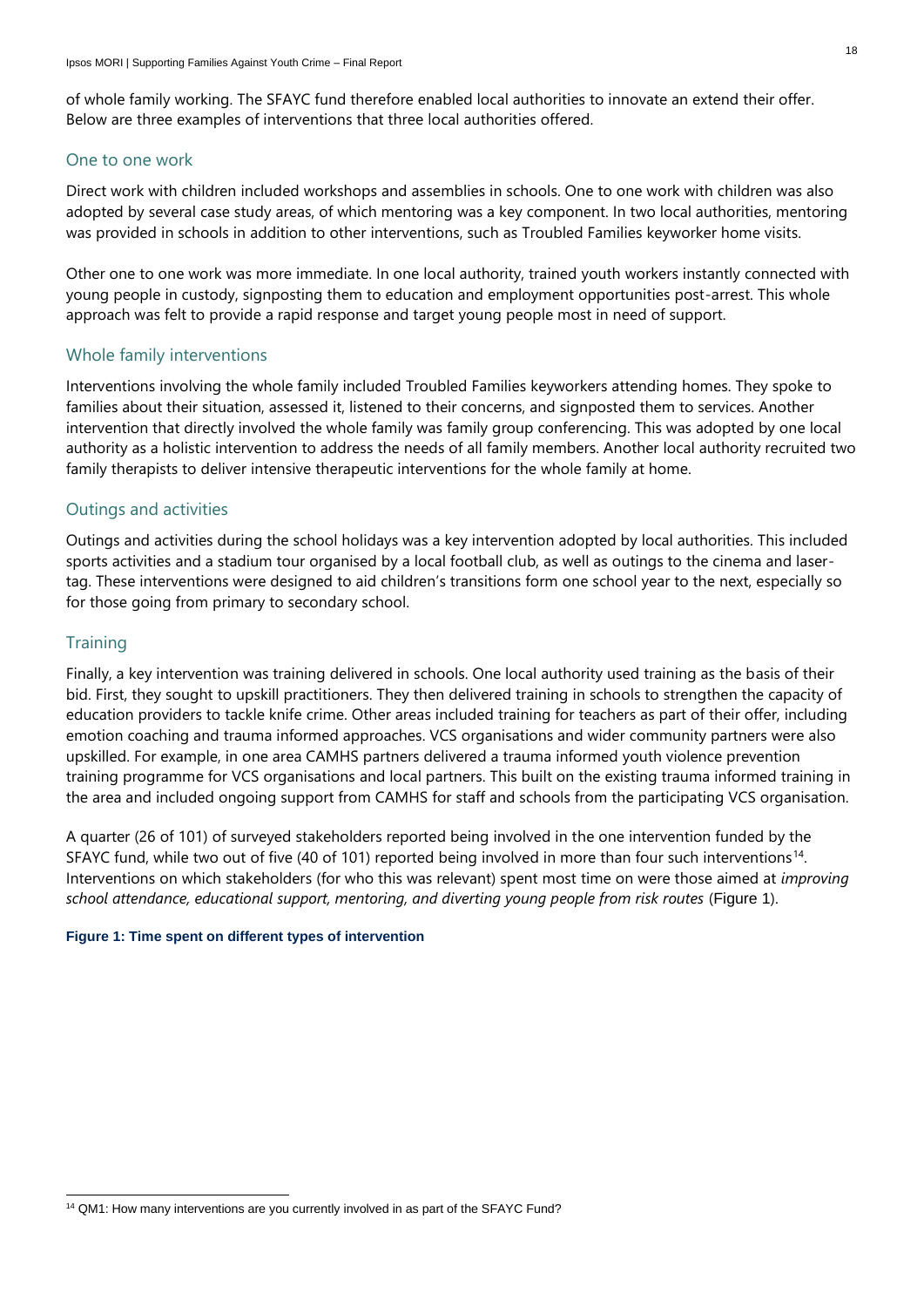of whole family working. The SFAYC fund therefore enabled local authorities to innovate an extend their offer. Below are three examples of interventions that three local authorities offered.

### One to one work

Direct work with children included workshops and assemblies in schools. One to one work with children was also adopted by several case study areas, of which mentoring was a key component. In two local authorities, mentoring was provided in schools in addition to other interventions, such as Troubled Families keyworker home visits.

Other one to one work was more immediate. In one local authority, trained youth workers instantly connected with young people in custody, signposting them to education and employment opportunities post-arrest. This whole approach was felt to provide a rapid response and target young people most in need of support.

### Whole family interventions

Interventions involving the whole family included Troubled Families keyworkers attending homes. They spoke to families about their situation, assessed it, listened to their concerns, and signposted them to services. Another intervention that directly involved the whole family was family group conferencing. This was adopted by one local authority as a holistic intervention to address the needs of all family members. Another local authority recruited two family therapists to deliver intensive therapeutic interventions for the whole family at home.

### Outings and activities

Outings and activities during the school holidays was a key intervention adopted by local authorities. This included sports activities and a stadium tour organised by a local football club, as well as outings to the cinema and laser-tag. These interventions were designed to aid children's transitions form one school year to the next, especially so for those going from primary to secondary school.

### Training

Finally, a key intervention was training delivered in schools. One local authority used training as the basis of their bid. First, they sought to upskill practitioners. They then delivered training in schools to strengthen the capacity of education providers to tackle knife crime. Other areas included training for teachers as part of their offer, including emotion coaching and trauma informed approaches. VCS organisations and wider community partners were also upskilled. For example, in one area CAMHS partners delivered a trauma informed youth violence prevention training programme for VCS organisations and local partners. This built on the existing trauma informed training in the area and included ongoing support from CAMHS for staff and schools from the participating VCS organisation.

A quarter (26 of 101) of surveyed stakeholders reported being involved in the one intervention funded by the SFAYC fund, while two out of five (40 of 101) reported being involved in more than four such interventions[14]. Interventions on which stakeholders (for who this was relevant) spent most time on were those aimed at *improving school attendance, educational support, mentoring, and diverting young people from risk routes* (Figure 1).

**Figure 1: Time spent on different types of intervention**

[14] QM1: How many interventions are you currently involved in as part of the SFAYC Fund?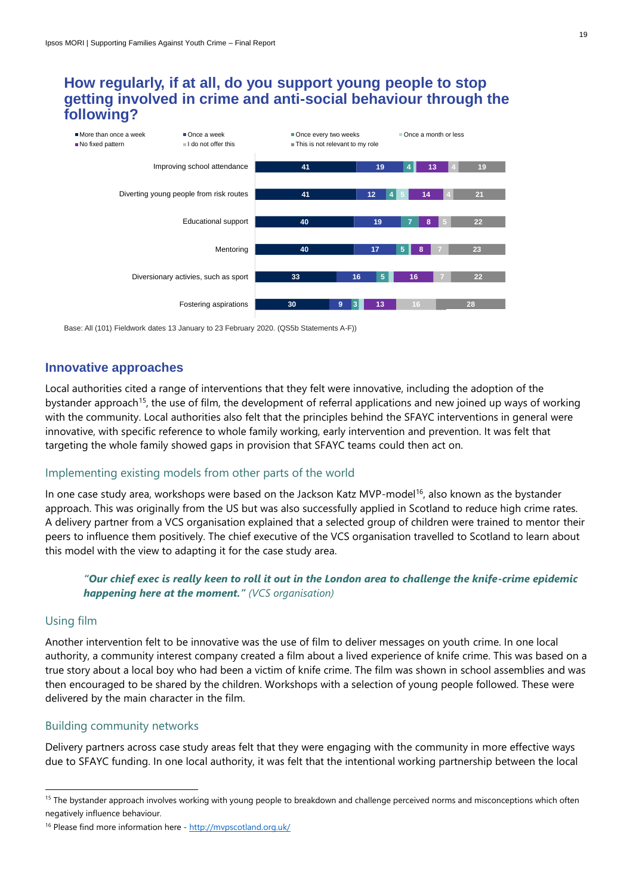## How regularly, if at all, do you support young people to stop getting involved in crime and anti-social behaviour through the following?

| | More than once a week | Once a week | Once every two weeks | Once a month or less | No fixed pattern | I do not offer this | This is not relevant to my role |
|---|---|---|---|---|---|---|---|
| Improving school attendance | 41 | 19 | 4 | | 13 | 4 | 19 |
| Diverting young people from risk routes | 41 | 12 | 4 | 5 | 14 | 4 | 21 |
| Educational support | 40 | 19 | 7 | | 8 | 5 | 22 |
| Mentoring | 40 | 17 | 5 | | 8 | 7 | 23 |
| Diversionary activies, such as sport | 33 | 16 | 5 | | 16 | 7 | 22 |
| Fostering aspirations | 30 | 9 | 3 | | 13 | 16 | 28 |

Base: All (101) Fieldwork dates 13 January to 23 February 2020. (QS5b Statements A-F))

## Innovative approaches

Local authorities cited a range of interventions that they felt were innovative, including the adoption of the bystander approach[15], the use of film, the development of referral applications and new joined up ways of working with the community. Local authorities also felt that the principles behind the SFAYC interventions in general were innovative, with specific reference to whole family working, early intervention and prevention. It was felt that targeting the whole family showed gaps in provision that SFAYC teams could then act on.

### Implementing existing models from other parts of the world

In one case study area, workshops were based on the Jackson Katz MVP-model[16], also known as the bystander approach. This was originally from the US but was also successfully applied in Scotland to reduce high crime rates. A delivery partner from a VCS organisation explained that a selected group of children were trained to mentor their peers to influence them positively. The chief executive of the VCS organisation travelled to Scotland to learn about this model with the view to adapting it for the case study area.

> ***"Our chief exec is really keen to roll it out in the London area to challenge the knife-crime epidemic happening here at the moment."*** *(VCS organisation)*

### Using film

Another intervention felt to be innovative was the use of film to deliver messages on youth crime. In one local authority, a community interest company created a film about a lived experience of knife crime. This was based on a true story about a local boy who had been a victim of knife crime. The film was shown in school assemblies and was then encouraged to be shared by the children. Workshops with a selection of young people followed. These were delivered by the main character in the film.

### Building community networks

Delivery partners across case study areas felt that they were engaging with the community in more effective ways due to SFAYC funding. In one local authority, it was felt that the intentional working partnership between the local

[15] The bystander approach involves working with young people to breakdown and challenge perceived norms and misconceptions which often negatively influence behaviour.

[16] Please find more information here - http://mvpscotland.org.uk/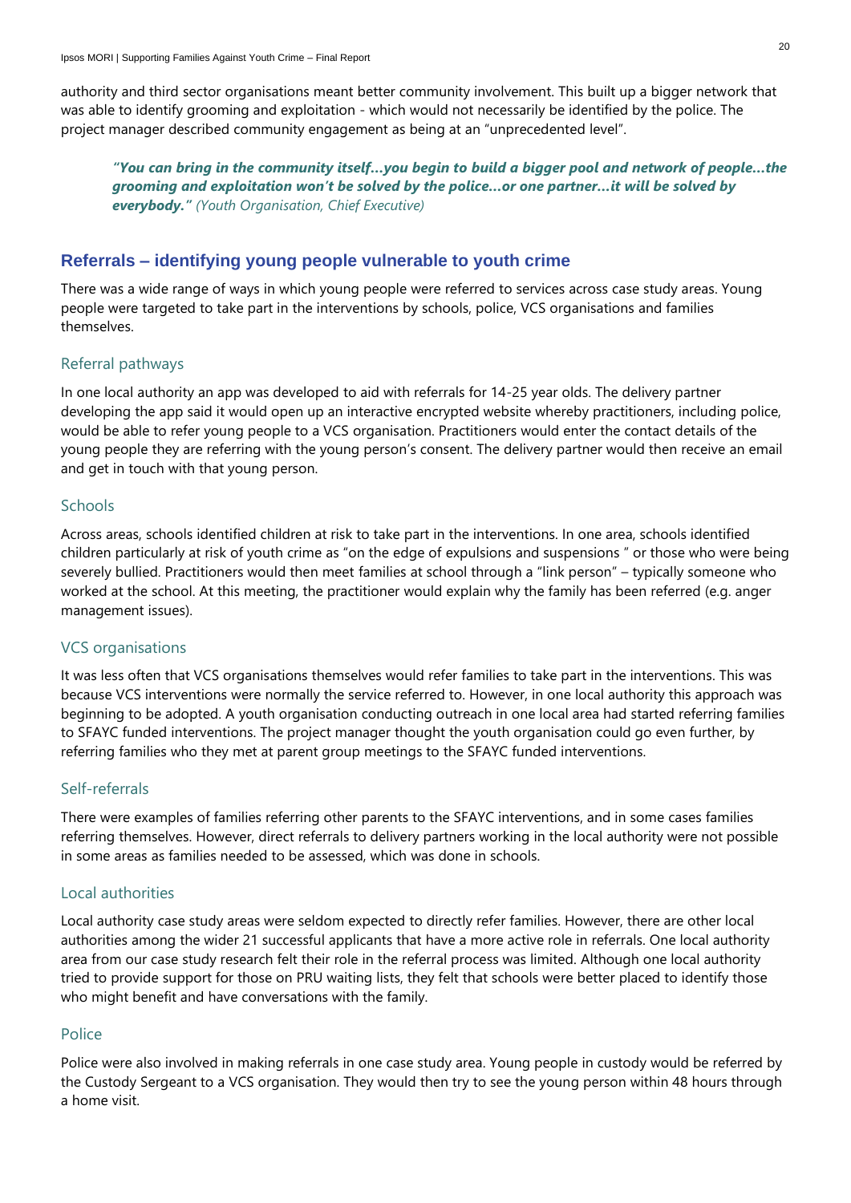authority and third sector organisations meant better community involvement. This built up a bigger network that was able to identify grooming and exploitation - which would not necessarily be identified by the police. The project manager described community engagement as being at an "unprecedented level".

> ***"You can bring in the community itself…you begin to build a bigger pool and network of people…the grooming and exploitation won't be solved by the police…or one partner…it will be solved by everybody."*** *(Youth Organisation, Chief Executive)*

## Referrals – identifying young people vulnerable to youth crime

There was a wide range of ways in which young people were referred to services across case study areas. Young people were targeted to take part in the interventions by schools, police, VCS organisations and families themselves.

### Referral pathways

In one local authority an app was developed to aid with referrals for 14-25 year olds. The delivery partner developing the app said it would open up an interactive encrypted website whereby practitioners, including police, would be able to refer young people to a VCS organisation. Practitioners would enter the contact details of the young people they are referring with the young person's consent. The delivery partner would then receive an email and get in touch with that young person.

### Schools

Across areas, schools identified children at risk to take part in the interventions. In one area, schools identified children particularly at risk of youth crime as "on the edge of expulsions and suspensions " or those who were being severely bullied. Practitioners would then meet families at school through a "link person" – typically someone who worked at the school. At this meeting, the practitioner would explain why the family has been referred (e.g. anger management issues).

### VCS organisations

It was less often that VCS organisations themselves would refer families to take part in the interventions. This was because VCS interventions were normally the service referred to. However, in one local authority this approach was beginning to be adopted. A youth organisation conducting outreach in one local area had started referring families to SFAYC funded interventions. The project manager thought the youth organisation could go even further, by referring families who they met at parent group meetings to the SFAYC funded interventions.

### Self-referrals

There were examples of families referring other parents to the SFAYC interventions, and in some cases families referring themselves. However, direct referrals to delivery partners working in the local authority were not possible in some areas as families needed to be assessed, which was done in schools.

### Local authorities

Local authority case study areas were seldom expected to directly refer families. However, there are other local authorities among the wider 21 successful applicants that have a more active role in referrals. One local authority area from our case study research felt their role in the referral process was limited. Although one local authority tried to provide support for those on PRU waiting lists, they felt that schools were better placed to identify those who might benefit and have conversations with the family.

### Police

Police were also involved in making referrals in one case study area. Young people in custody would be referred by the Custody Sergeant to a VCS organisation. They would then try to see the young person within 48 hours through a home visit.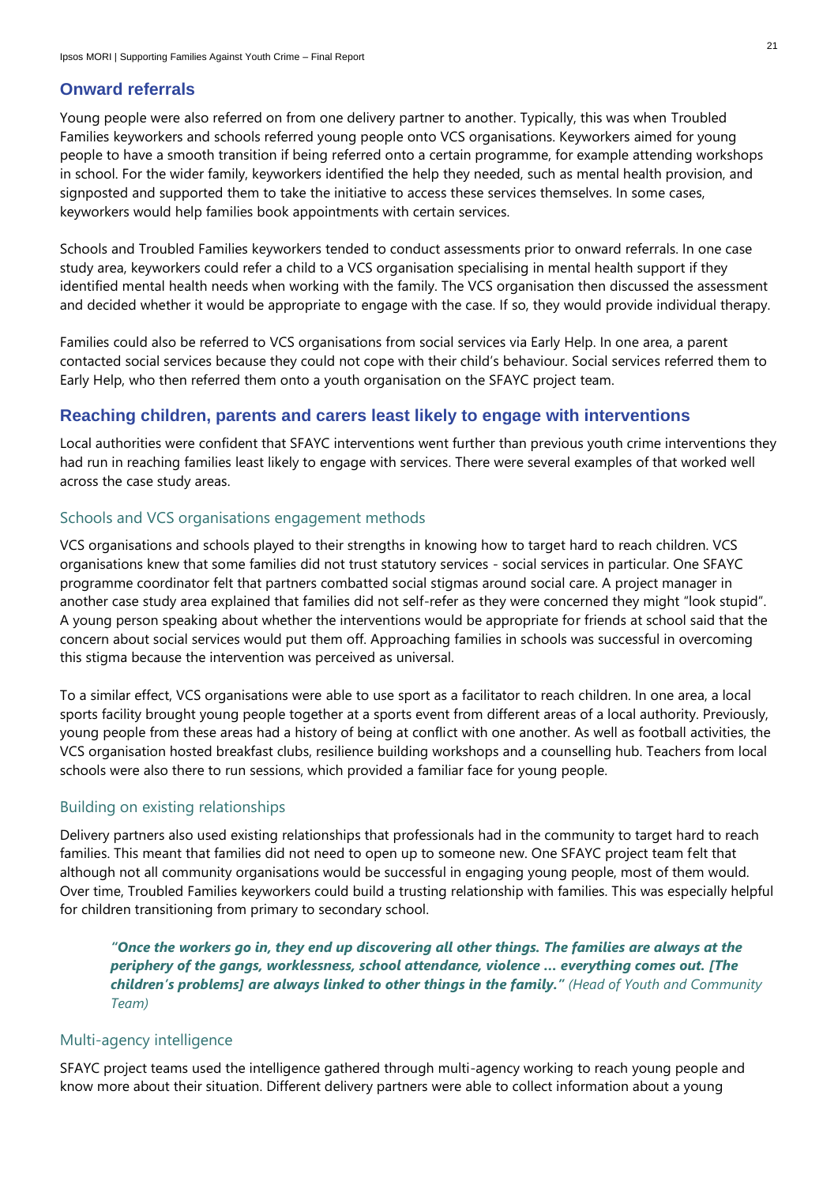## Onward referrals

Young people were also referred on from one delivery partner to another. Typically, this was when Troubled Families keyworkers and schools referred young people onto VCS organisations. Keyworkers aimed for young people to have a smooth transition if being referred onto a certain programme, for example attending workshops in school. For the wider family, keyworkers identified the help they needed, such as mental health provision, and signposted and supported them to take the initiative to access these services themselves. In some cases, keyworkers would help families book appointments with certain services.

Schools and Troubled Families keyworkers tended to conduct assessments prior to onward referrals. In one case study area, keyworkers could refer a child to a VCS organisation specialising in mental health support if they identified mental health needs when working with the family. The VCS organisation then discussed the assessment and decided whether it would be appropriate to engage with the case. If so, they would provide individual therapy.

Families could also be referred to VCS organisations from social services via Early Help. In one area, a parent contacted social services because they could not cope with their child's behaviour. Social services referred them to Early Help, who then referred them onto a youth organisation on the SFAYC project team.

## Reaching children, parents and carers least likely to engage with interventions

Local authorities were confident that SFAYC interventions went further than previous youth crime interventions they had run in reaching families least likely to engage with services. There were several examples of that worked well across the case study areas.

### Schools and VCS organisations engagement methods

VCS organisations and schools played to their strengths in knowing how to target hard to reach children. VCS organisations knew that some families did not trust statutory services - social services in particular. One SFAYC programme coordinator felt that partners combatted social stigmas around social care. A project manager in another case study area explained that families did not self-refer as they were concerned they might "look stupid". A young person speaking about whether the interventions would be appropriate for friends at school said that the concern about social services would put them off. Approaching families in schools was successful in overcoming this stigma because the intervention was perceived as universal.

To a similar effect, VCS organisations were able to use sport as a facilitator to reach children. In one area, a local sports facility brought young people together at a sports event from different areas of a local authority. Previously, young people from these areas had a history of being at conflict with one another. As well as football activities, the VCS organisation hosted breakfast clubs, resilience building workshops and a counselling hub. Teachers from local schools were also there to run sessions, which provided a familiar face for young people.

### Building on existing relationships

Delivery partners also used existing relationships that professionals had in the community to target hard to reach families. This meant that families did not need to open up to someone new. One SFAYC project team felt that although not all community organisations would be successful in engaging young people, most of them would. Over time, Troubled Families keyworkers could build a trusting relationship with families. This was especially helpful for children transitioning from primary to secondary school.

> ***"Once the workers go in, they end up discovering all other things. The families are always at the periphery of the gangs, worklessness, school attendance, violence … everything comes out. [The children's problems] are always linked to other things in the family."*** *(Head of Youth and Community Team)*

### Multi-agency intelligence

SFAYC project teams used the intelligence gathered through multi-agency working to reach young people and know more about their situation. Different delivery partners were able to collect information about a young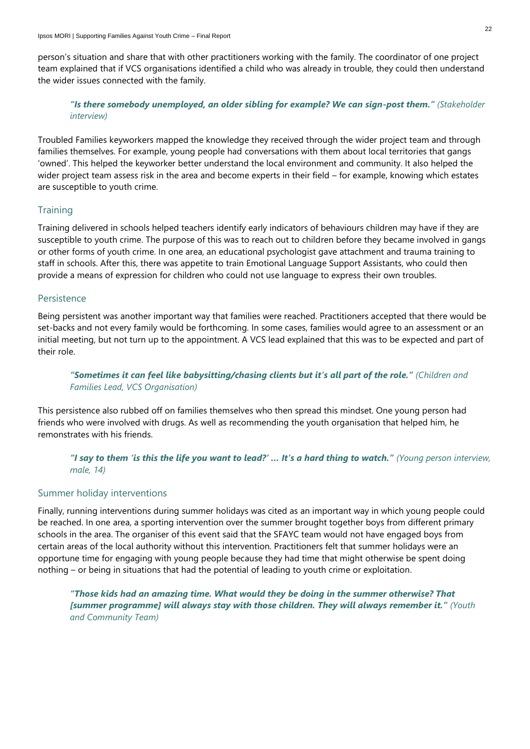person's situation and share that with other practitioners working with the family. The coordinator of one project team explained that if VCS organisations identified a child who was already in trouble, they could then understand the wider issues connected with the family.

> ***"Is there somebody unemployed, an older sibling for example? We can sign-post them."*** *(Stakeholder interview)*

Troubled Families keyworkers mapped the knowledge they received through the wider project team and through families themselves. For example, young people had conversations with them about local territories that gangs 'owned'. This helped the keyworker better understand the local environment and community. It also helped the wider project team assess risk in the area and become experts in their field – for example, knowing which estates are susceptible to youth crime.

### Training

Training delivered in schools helped teachers identify early indicators of behaviours children may have if they are susceptible to youth crime. The purpose of this was to reach out to children before they became involved in gangs or other forms of youth crime. In one area, an educational psychologist gave attachment and trauma training to staff in schools. After this, there was appetite to train Emotional Language Support Assistants, who could then provide a means of expression for children who could not use language to express their own troubles.

### Persistence

Being persistent was another important way that families were reached. Practitioners accepted that there would be set-backs and not every family would be forthcoming. In some cases, families would agree to an assessment or an initial meeting, but not turn up to the appointment. A VCS lead explained that this was to be expected and part of their role.

> ***"Sometimes it can feel like babysitting/chasing clients but it's all part of the role."*** *(Children and Families Lead, VCS Organisation)*

This persistence also rubbed off on families themselves who then spread this mindset. One young person had friends who were involved with drugs. As well as recommending the youth organisation that helped him, he remonstrates with his friends.

> ***"I say to them 'is this the life you want to lead?' … It's a hard thing to watch."*** *(Young person interview, male, 14)*

### Summer holiday interventions

Finally, running interventions during summer holidays was cited as an important way in which young people could be reached. In one area, a sporting intervention over the summer brought together boys from different primary schools in the area. The organiser of this event said that the SFAYC team would not have engaged boys from certain areas of the local authority without this intervention. Practitioners felt that summer holidays were an opportune time for engaging with young people because they had time that might otherwise be spent doing nothing – or being in situations that had the potential of leading to youth crime or exploitation.

> ***"Those kids had an amazing time. What would they be doing in the summer otherwise? That [summer programme] will always stay with those children. They will always remember it."*** *(Youth and Community Team)*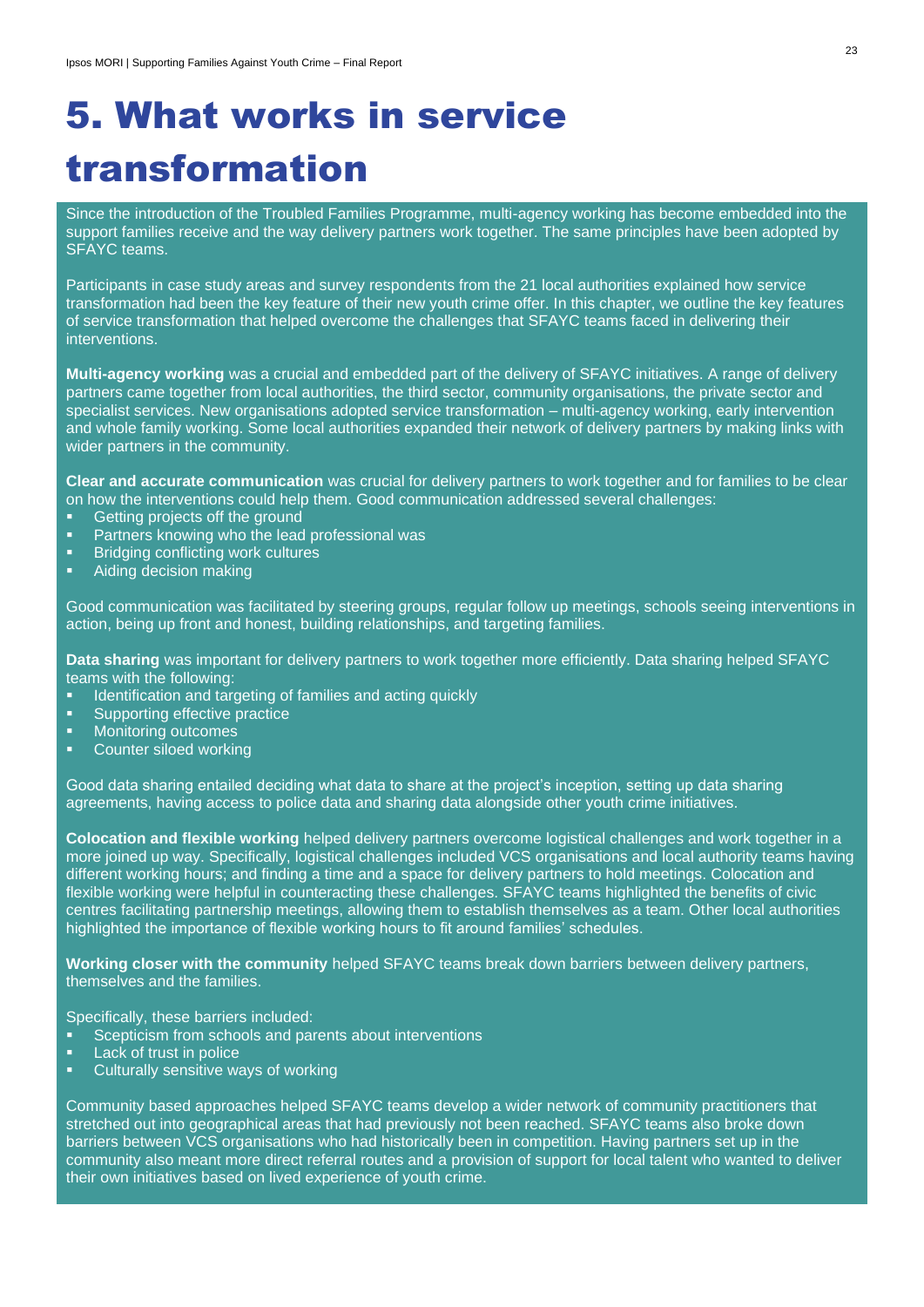# 5. What works in service transformation

Since the introduction of the Troubled Families Programme, multi-agency working has become embedded into the support families receive and the way delivery partners work together. The same principles have been adopted by SFAYC teams.

Participants in case study areas and survey respondents from the 21 local authorities explained how service transformation had been the key feature of their new youth crime offer. In this chapter, we outline the key features of service transformation that helped overcome the challenges that SFAYC teams faced in delivering their interventions.

**Multi-agency working** was a crucial and embedded part of the delivery of SFAYC initiatives. A range of delivery partners came together from local authorities, the third sector, community organisations, the private sector and specialist services. New organisations adopted service transformation – multi-agency working, early intervention and whole family working. Some local authorities expanded their network of delivery partners by making links with wider partners in the community.

**Clear and accurate communication** was crucial for delivery partners to work together and for families to be clear on how the interventions could help them. Good communication addressed several challenges:

- Getting projects off the ground
- Partners knowing who the lead professional was
- Bridging conflicting work cultures
- Aiding decision making

Good communication was facilitated by steering groups, regular follow up meetings, schools seeing interventions in action, being up front and honest, building relationships, and targeting families.

**Data sharing** was important for delivery partners to work together more efficiently. Data sharing helped SFAYC teams with the following:

- Identification and targeting of families and acting quickly
- Supporting effective practice
- Monitoring outcomes
- Counter siloed working

Good data sharing entailed deciding what data to share at the project's inception, setting up data sharing agreements, having access to police data and sharing data alongside other youth crime initiatives.

**Colocation and flexible working** helped delivery partners overcome logistical challenges and work together in a more joined up way. Specifically, logistical challenges included VCS organisations and local authority teams having different working hours; and finding a time and a space for delivery partners to hold meetings. Colocation and flexible working were helpful in counteracting these challenges. SFAYC teams highlighted the benefits of civic centres facilitating partnership meetings, allowing them to establish themselves as a team. Other local authorities highlighted the importance of flexible working hours to fit around families' schedules.

**Working closer with the community** helped SFAYC teams break down barriers between delivery partners, themselves and the families.

Specifically, these barriers included:

- Scepticism from schools and parents about interventions
- Lack of trust in police
- Culturally sensitive ways of working

Community based approaches helped SFAYC teams develop a wider network of community practitioners that stretched out into geographical areas that had previously not been reached. SFAYC teams also broke down barriers between VCS organisations who had historically been in competition. Having partners set up in the community also meant more direct referral routes and a provision of support for local talent who wanted to deliver their own initiatives based on lived experience of youth crime.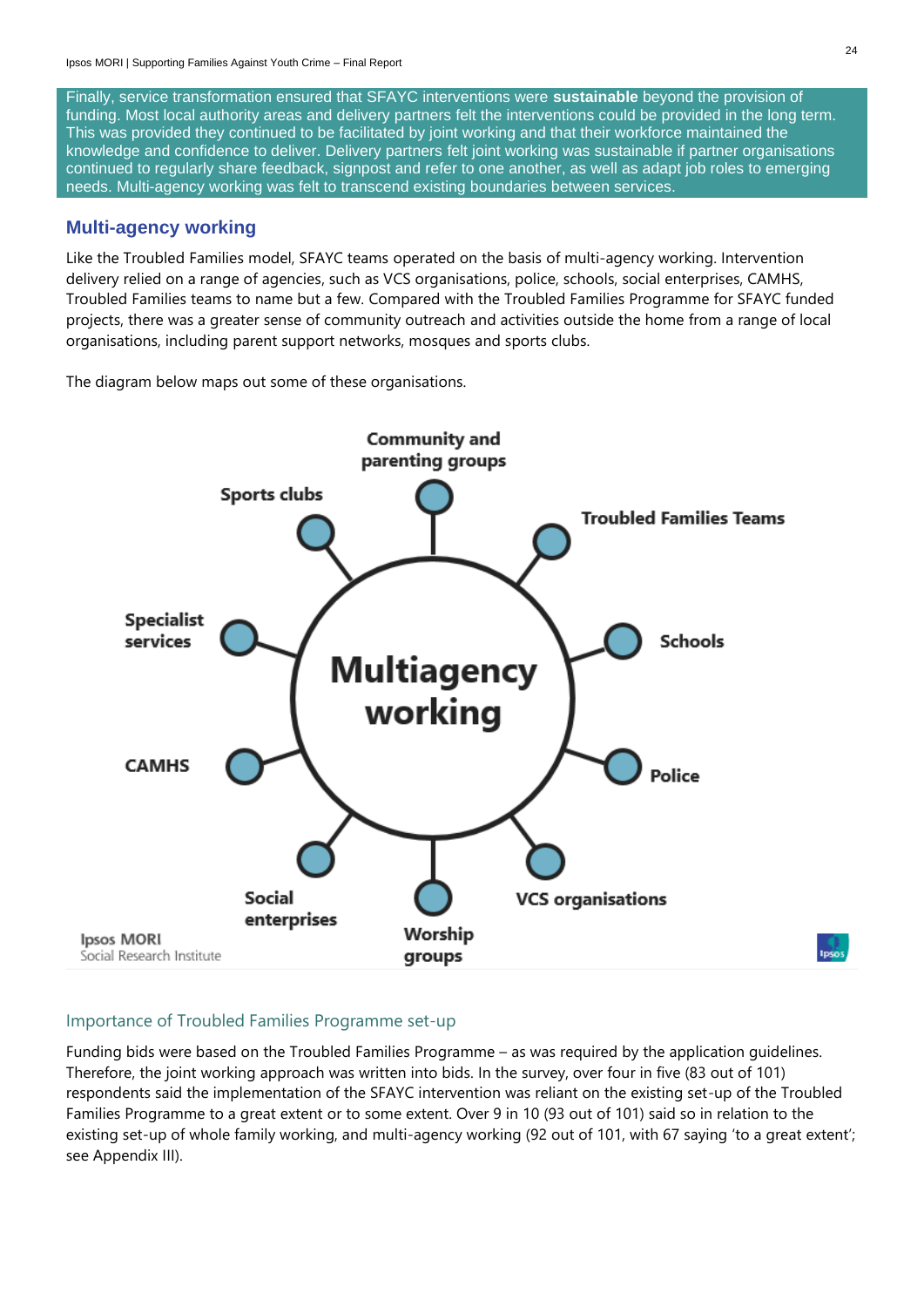Finally, service transformation ensured that SFAYC interventions were **sustainable** beyond the provision of funding. Most local authority areas and delivery partners felt the interventions could be provided in the long term. This was provided they continued to be facilitated by joint working and that their workforce maintained the knowledge and confidence to deliver. Delivery partners felt joint working was sustainable if partner organisations continued to regularly share feedback, signpost and refer to one another, as well as adapt job roles to emerging needs. Multi-agency working was felt to transcend existing boundaries between services.

## Multi-agency working

Like the Troubled Families model, SFAYC teams operated on the basis of multi-agency working. Intervention delivery relied on a range of agencies, such as VCS organisations, police, schools, social enterprises, CAMHS, Troubled Families teams to name but a few. Compared with the Troubled Families Programme for SFAYC funded projects, there was a greater sense of community outreach and activities outside the home from a range of local organisations, including parent support networks, mosques and sports clubs.

The diagram below maps out some of these organisations.

**Multiagency working**

- Community and parenting groups
- Troubled Families Teams
- Schools
- Police
- VCS organisations
- Worship groups
- Social enterprises
- CAMHS
- Specialist services
- Sports clubs

Ipsos MORI Social Research Institute

### Importance of Troubled Families Programme set-up

Funding bids were based on the Troubled Families Programme – as was required by the application guidelines. Therefore, the joint working approach was written into bids. In the survey, over four in five (83 out of 101) respondents said the implementation of the SFAYC intervention was reliant on the existing set-up of the Troubled Families Programme to a great extent or to some extent. Over 9 in 10 (93 out of 101) said so in relation to the existing set-up of whole family working, and multi-agency working (92 out of 101, with 67 saying 'to a great extent'; see Appendix III).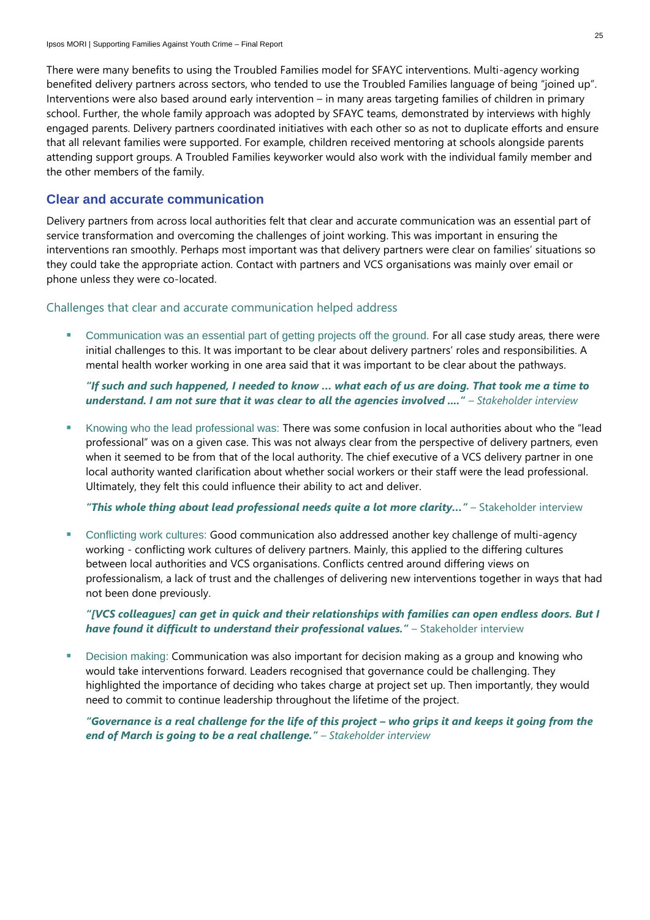There were many benefits to using the Troubled Families model for SFAYC interventions. Multi-agency working benefited delivery partners across sectors, who tended to use the Troubled Families language of being "joined up". Interventions were also based around early intervention – in many areas targeting families of children in primary school. Further, the whole family approach was adopted by SFAYC teams, demonstrated by interviews with highly engaged parents. Delivery partners coordinated initiatives with each other so as not to duplicate efforts and ensure that all relevant families were supported. For example, children received mentoring at schools alongside parents attending support groups. A Troubled Families keyworker would also work with the individual family member and the other members of the family.

## Clear and accurate communication

Delivery partners from across local authorities felt that clear and accurate communication was an essential part of service transformation and overcoming the challenges of joint working. This was important in ensuring the interventions ran smoothly. Perhaps most important was that delivery partners were clear on families' situations so they could take the appropriate action. Contact with partners and VCS organisations was mainly over email or phone unless they were co-located.

### Challenges that clear and accurate communication helped address

- Communication was an essential part of getting projects off the ground. For all case study areas, there were initial challenges to this. It was important to be clear about delivery partners' roles and responsibilities. A mental health worker working in one area said that it was important to be clear about the pathways.

  ***"If such and such happened, I needed to know … what each of us are doing. That took me a time to understand. I am not sure that it was clear to all the agencies involved …."*** *– Stakeholder interview*

- Knowing who the lead professional was: There was some confusion in local authorities about who the "lead professional" was on a given case. This was not always clear from the perspective of delivery partners, even when it seemed to be from that of the local authority. The chief executive of a VCS delivery partner in one local authority wanted clarification about whether social workers or their staff were the lead professional. Ultimately, they felt this could influence their ability to act and deliver.

  ***"This whole thing about lead professional needs quite a lot more clarity…"*** – Stakeholder interview

- Conflicting work cultures: Good communication also addressed another key challenge of multi-agency working - conflicting work cultures of delivery partners. Mainly, this applied to the differing cultures between local authorities and VCS organisations. Conflicts centred around differing views on professionalism, a lack of trust and the challenges of delivering new interventions together in ways that had not been done previously.

  ***"[VCS colleagues] can get in quick and their relationships with families can open endless doors. But I have found it difficult to understand their professional values."*** – Stakeholder interview

- Decision making: Communication was also important for decision making as a group and knowing who would take interventions forward. Leaders recognised that governance could be challenging. They highlighted the importance of deciding who takes charge at project set up. Then importantly, they would need to commit to continue leadership throughout the lifetime of the project.

  ***"Governance is a real challenge for the life of this project – who grips it and keeps it going from the end of March is going to be a real challenge."*** *– Stakeholder interview*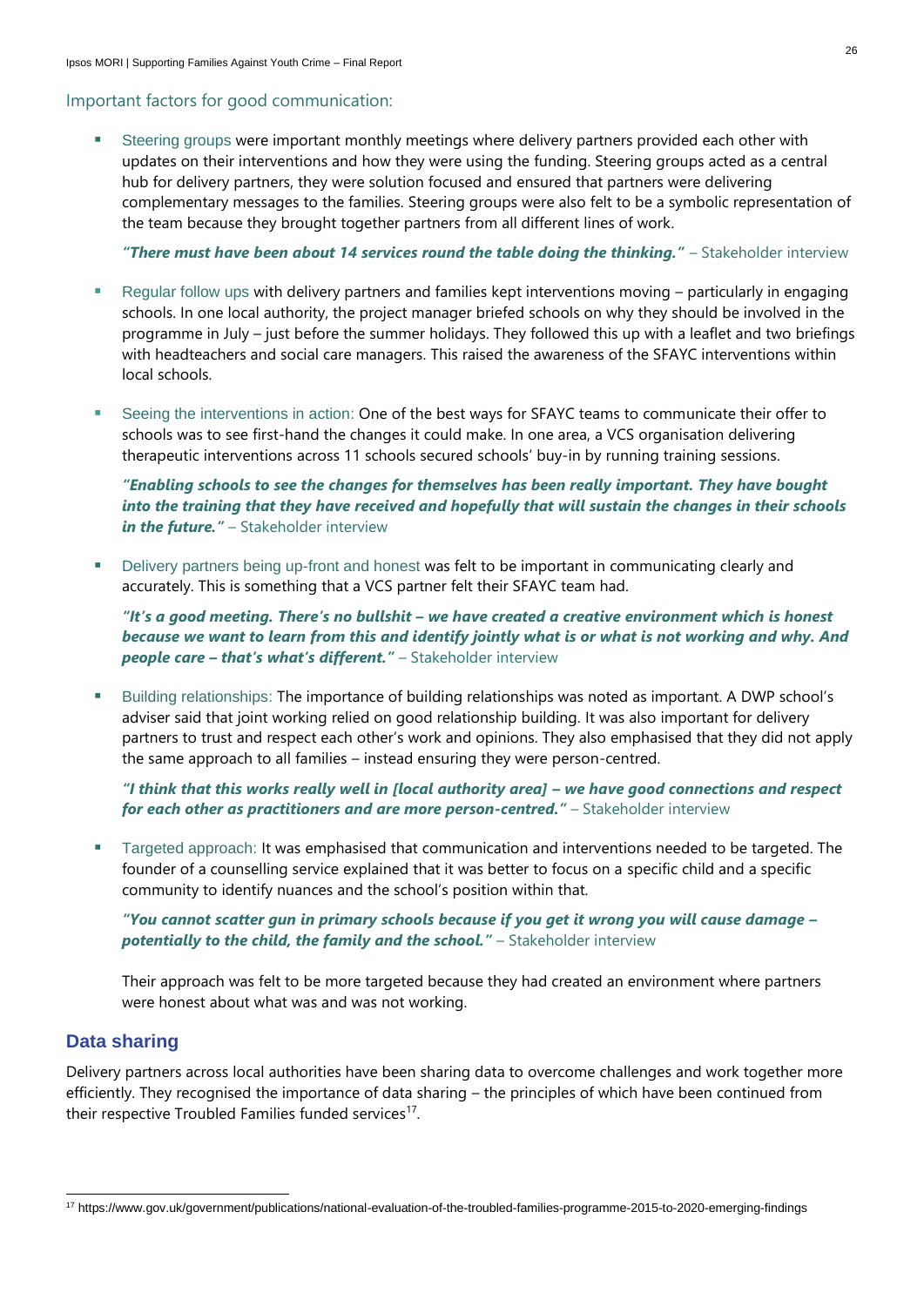### Important factors for good communication:

- Steering groups were important monthly meetings where delivery partners provided each other with updates on their interventions and how they were using the funding. Steering groups acted as a central hub for delivery partners, they were solution focused and ensured that partners were delivering complementary messages to the families. Steering groups were also felt to be a symbolic representation of the team because they brought together partners from all different lines of work.

  ***"There must have been about 14 services round the table doing the thinking."*** – Stakeholder interview

- Regular follow ups with delivery partners and families kept interventions moving – particularly in engaging schools. In one local authority, the project manager briefed schools on why they should be involved in the programme in July – just before the summer holidays. They followed this up with a leaflet and two briefings with headteachers and social care managers. This raised the awareness of the SFAYC interventions within local schools.

- Seeing the interventions in action: One of the best ways for SFAYC teams to communicate their offer to schools was to see first-hand the changes it could make. In one area, a VCS organisation delivering therapeutic interventions across 11 schools secured schools' buy-in by running training sessions.

  ***"Enabling schools to see the changes for themselves has been really important. They have bought into the training that they have received and hopefully that will sustain the changes in their schools in the future."*** – Stakeholder interview

- Delivery partners being up-front and honest was felt to be important in communicating clearly and accurately. This is something that a VCS partner felt their SFAYC team had.

  ***"It's a good meeting. There's no bullshit – we have created a creative environment which is honest because we want to learn from this and identify jointly what is or what is not working and why. And people care – that's what's different."*** – Stakeholder interview

- Building relationships: The importance of building relationships was noted as important. A DWP school's adviser said that joint working relied on good relationship building. It was also important for delivery partners to trust and respect each other's work and opinions. They also emphasised that they did not apply the same approach to all families – instead ensuring they were person-centred.

  ***"I think that this works really well in [local authority area] – we have good connections and respect for each other as practitioners and are more person-centred."*** – Stakeholder interview

- Targeted approach: It was emphasised that communication and interventions needed to be targeted. The founder of a counselling service explained that it was better to focus on a specific child and a specific community to identify nuances and the school's position within that.

  ***"You cannot scatter gun in primary schools because if you get it wrong you will cause damage – potentially to the child, the family and the school."*** – Stakeholder interview

  Their approach was felt to be more targeted because they had created an environment where partners were honest about what was and was not working.

## Data sharing

Delivery partners across local authorities have been sharing data to overcome challenges and work together more efficiently. They recognised the importance of data sharing – the principles of which have been continued from their respective Troubled Families funded services[17].

[17] https://www.gov.uk/government/publications/national-evaluation-of-the-troubled-families-programme-2015-to-2020-emerging-findings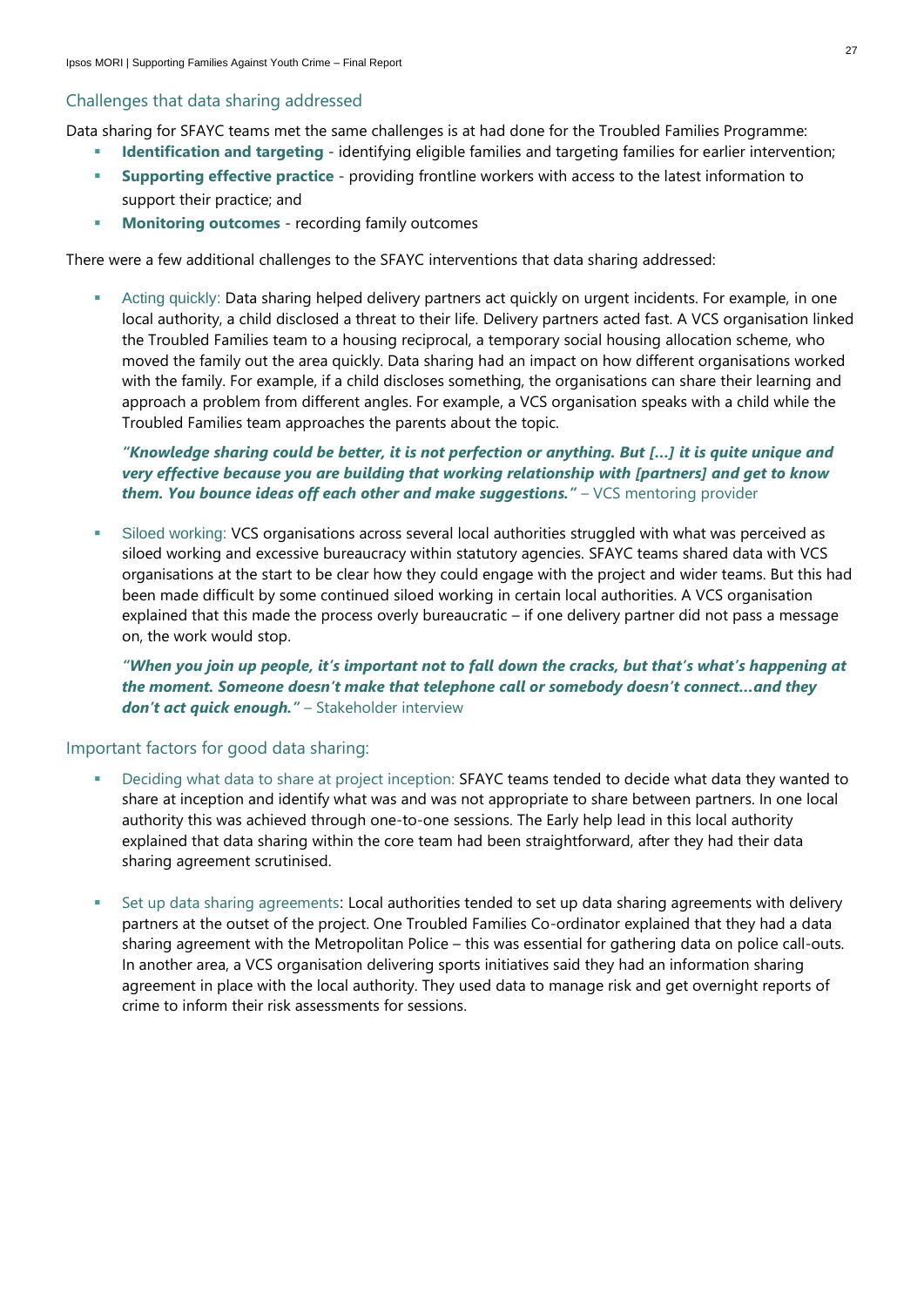## Challenges that data sharing addressed

Data sharing for SFAYC teams met the same challenges is at had done for the Troubled Families Programme:

- **Identification and targeting** - identifying eligible families and targeting families for earlier intervention;
- **Supporting effective practice** - providing frontline workers with access to the latest information to support their practice; and
- **Monitoring outcomes** - recording family outcomes

There were a few additional challenges to the SFAYC interventions that data sharing addressed:

- Acting quickly: Data sharing helped delivery partners act quickly on urgent incidents. For example, in one local authority, a child disclosed a threat to their life. Delivery partners acted fast. A VCS organisation linked the Troubled Families team to a housing reciprocal, a temporary social housing allocation scheme, who moved the family out the area quickly. Data sharing had an impact on how different organisations worked with the family. For example, if a child discloses something, the organisations can share their learning and approach a problem from different angles. For example, a VCS organisation speaks with a child while the Troubled Families team approaches the parents about the topic.

  ***"Knowledge sharing could be better, it is not perfection or anything. But […] it is quite unique and very effective because you are building that working relationship with [partners] and get to know them. You bounce ideas off each other and make suggestions."*** – VCS mentoring provider

- Siloed working: VCS organisations across several local authorities struggled with what was perceived as siloed working and excessive bureaucracy within statutory agencies. SFAYC teams shared data with VCS organisations at the start to be clear how they could engage with the project and wider teams. But this had been made difficult by some continued siloed working in certain local authorities. A VCS organisation explained that this made the process overly bureaucratic – if one delivery partner did not pass a message on, the work would stop.

  ***"When you join up people, it's important not to fall down the cracks, but that's what's happening at the moment. Someone doesn't make that telephone call or somebody doesn't connect…and they don't act quick enough."*** – Stakeholder interview

## Important factors for good data sharing:

- Deciding what data to share at project inception: SFAYC teams tended to decide what data they wanted to share at inception and identify what was and was not appropriate to share between partners. In one local authority this was achieved through one-to-one sessions. The Early help lead in this local authority explained that data sharing within the core team had been straightforward, after they had their data sharing agreement scrutinised.

- Set up data sharing agreements: Local authorities tended to set up data sharing agreements with delivery partners at the outset of the project. One Troubled Families Co-ordinator explained that they had a data sharing agreement with the Metropolitan Police – this was essential for gathering data on police call-outs. In another area, a VCS organisation delivering sports initiatives said they had an information sharing agreement in place with the local authority. They used data to manage risk and get overnight reports of crime to inform their risk assessments for sessions.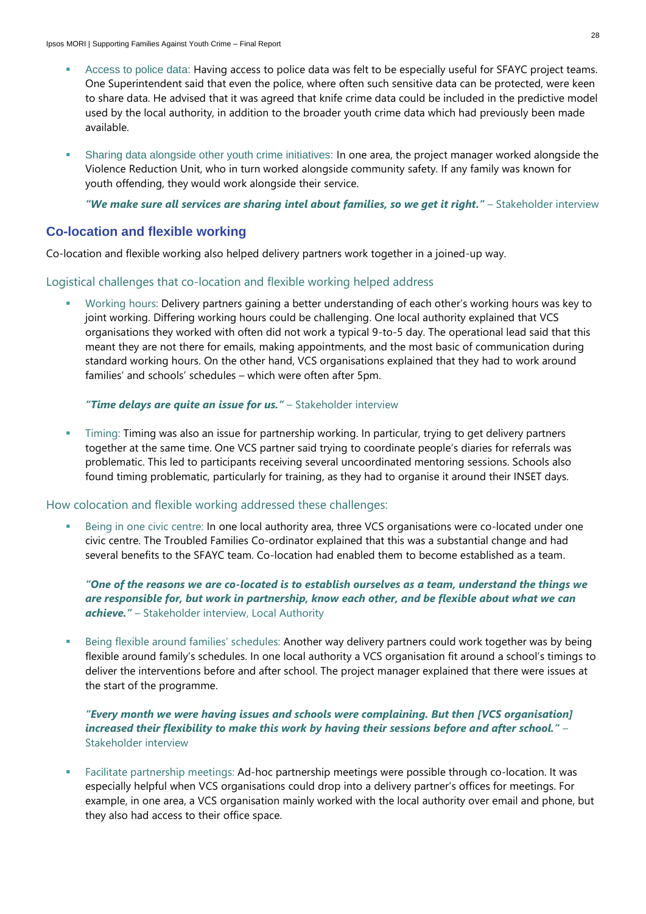- Access to police data: Having access to police data was felt to be especially useful for SFAYC project teams. One Superintendent said that even the police, where often such sensitive data can be protected, were keen to share data. He advised that it was agreed that knife crime data could be included in the predictive model used by the local authority, in addition to the broader youth crime data which had previously been made available.

- Sharing data alongside other youth crime initiatives: In one area, the project manager worked alongside the Violence Reduction Unit, who in turn worked alongside community safety. If any family was known for youth offending, they would work alongside their service.

  ***"We make sure all services are sharing intel about families, so we get it right."*** – Stakeholder interview

## Co-location and flexible working

Co-location and flexible working also helped delivery partners work together in a joined-up way.

### Logistical challenges that co-location and flexible working helped address

- Working hours: Delivery partners gaining a better understanding of each other's working hours was key to joint working. Differing working hours could be challenging. One local authority explained that VCS organisations they worked with often did not work a typical 9-to-5 day. The operational lead said that this meant they are not there for emails, making appointments, and the most basic of communication during standard working hours. On the other hand, VCS organisations explained that they had to work around families' and schools' schedules – which were often after 5pm.

  ***"Time delays are quite an issue for us."*** – Stakeholder interview

- Timing: Timing was also an issue for partnership working. In particular, trying to get delivery partners together at the same time. One VCS partner said trying to coordinate people's diaries for referrals was problematic. This led to participants receiving several uncoordinated mentoring sessions. Schools also found timing problematic, particularly for training, as they had to organise it around their INSET days.

### How colocation and flexible working addressed these challenges:

- Being in one civic centre: In one local authority area, three VCS organisations were co-located under one civic centre. The Troubled Families Co-ordinator explained that this was a substantial change and had several benefits to the SFAYC team. Co-location had enabled them to become established as a team.

  ***"One of the reasons we are co-located is to establish ourselves as a team, understand the things we are responsible for, but work in partnership, know each other, and be flexible about what we can achieve."*** – Stakeholder interview, Local Authority

- Being flexible around families' schedules: Another way delivery partners could work together was by being flexible around family's schedules. In one local authority a VCS organisation fit around a school's timings to deliver the interventions before and after school. The project manager explained that there were issues at the start of the programme.

  ***"Every month we were having issues and schools were complaining. But then [VCS organisation] increased their flexibility to make this work by having their sessions before and after school."*** – Stakeholder interview

- Facilitate partnership meetings: Ad-hoc partnership meetings were possible through co-location. It was especially helpful when VCS organisations could drop into a delivery partner's offices for meetings. For example, in one area, a VCS organisation mainly worked with the local authority over email and phone, but they also had access to their office space.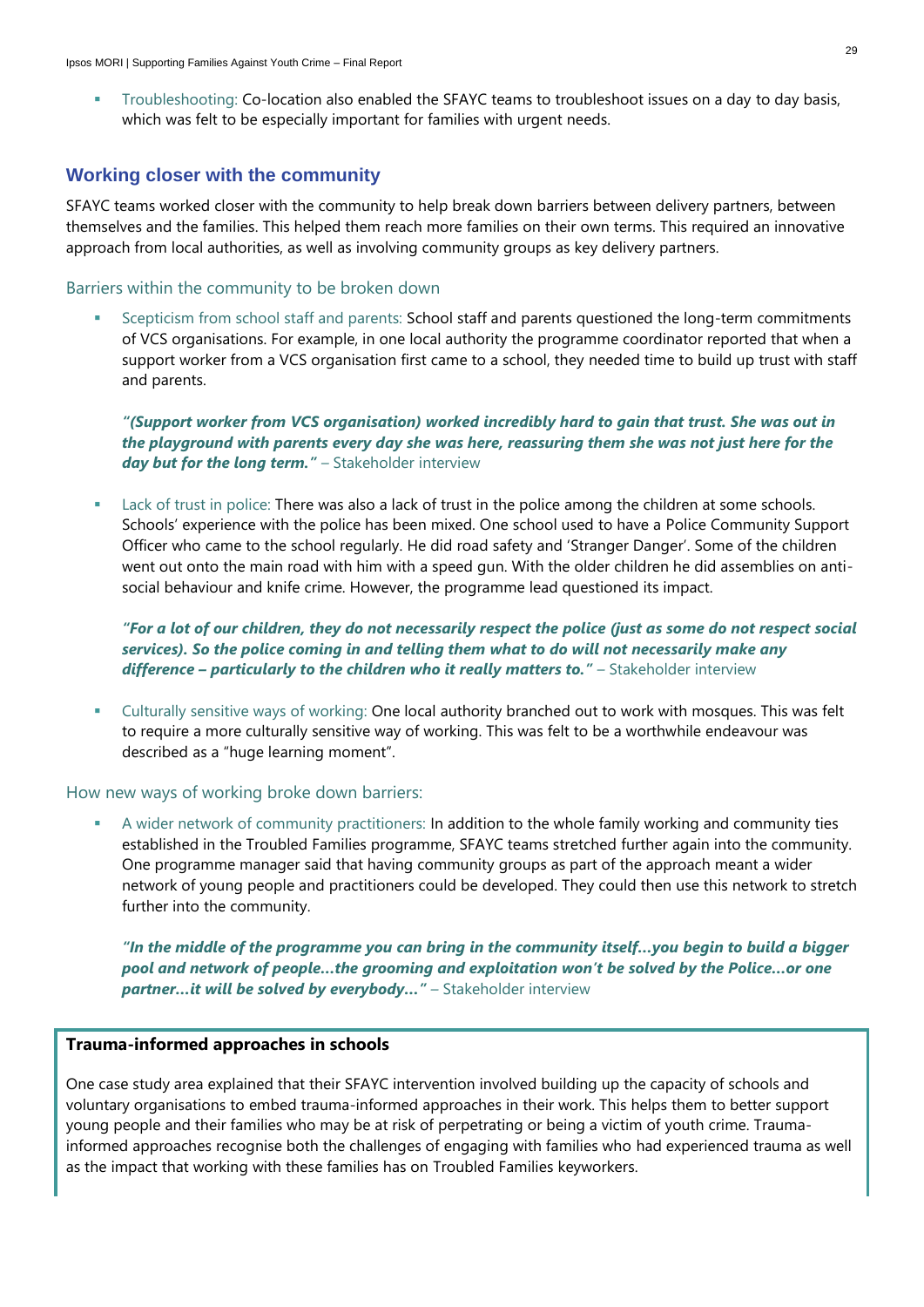- Troubleshooting: Co-location also enabled the SFAYC teams to troubleshoot issues on a day to day basis, which was felt to be especially important for families with urgent needs.

## Working closer with the community

SFAYC teams worked closer with the community to help break down barriers between delivery partners, between themselves and the families. This helped them reach more families on their own terms. This required an innovative approach from local authorities, as well as involving community groups as key delivery partners.

### Barriers within the community to be broken down

- Scepticism from school staff and parents: School staff and parents questioned the long-term commitments of VCS organisations. For example, in one local authority the programme coordinator reported that when a support worker from a VCS organisation first came to a school, they needed time to build up trust with staff and parents.

  ***"(Support worker from VCS organisation) worked incredibly hard to gain that trust. She was out in the playground with parents every day she was here, reassuring them she was not just here for the day but for the long term."*** – Stakeholder interview

- Lack of trust in police: There was also a lack of trust in the police among the children at some schools. Schools' experience with the police has been mixed. One school used to have a Police Community Support Officer who came to the school regularly. He did road safety and 'Stranger Danger'. Some of the children went out onto the main road with him with a speed gun. With the older children he did assemblies on anti-social behaviour and knife crime. However, the programme lead questioned its impact.

  ***"For a lot of our children, they do not necessarily respect the police (just as some do not respect social services). So the police coming in and telling them what to do will not necessarily make any difference – particularly to the children who it really matters to."*** – Stakeholder interview

- Culturally sensitive ways of working: One local authority branched out to work with mosques. This was felt to require a more culturally sensitive way of working. This was felt to be a worthwhile endeavour was described as a "huge learning moment".

### How new ways of working broke down barriers:

- A wider network of community practitioners: In addition to the whole family working and community ties established in the Troubled Families programme, SFAYC teams stretched further again into the community. One programme manager said that having community groups as part of the approach meant a wider network of young people and practitioners could be developed. They could then use this network to stretch further into the community.

  ***"In the middle of the programme you can bring in the community itself…you begin to build a bigger pool and network of people…the grooming and exploitation won't be solved by the Police…or one partner…it will be solved by everybody…"*** – Stakeholder interview

**Trauma-informed approaches in schools**

One case study area explained that their SFAYC intervention involved building up the capacity of schools and voluntary organisations to embed trauma-informed approaches in their work. This helps them to better support young people and their families who may be at risk of perpetrating or being a victim of youth crime. Trauma-informed approaches recognise both the challenges of engaging with families who had experienced trauma as well as the impact that working with these families has on Troubled Families keyworkers.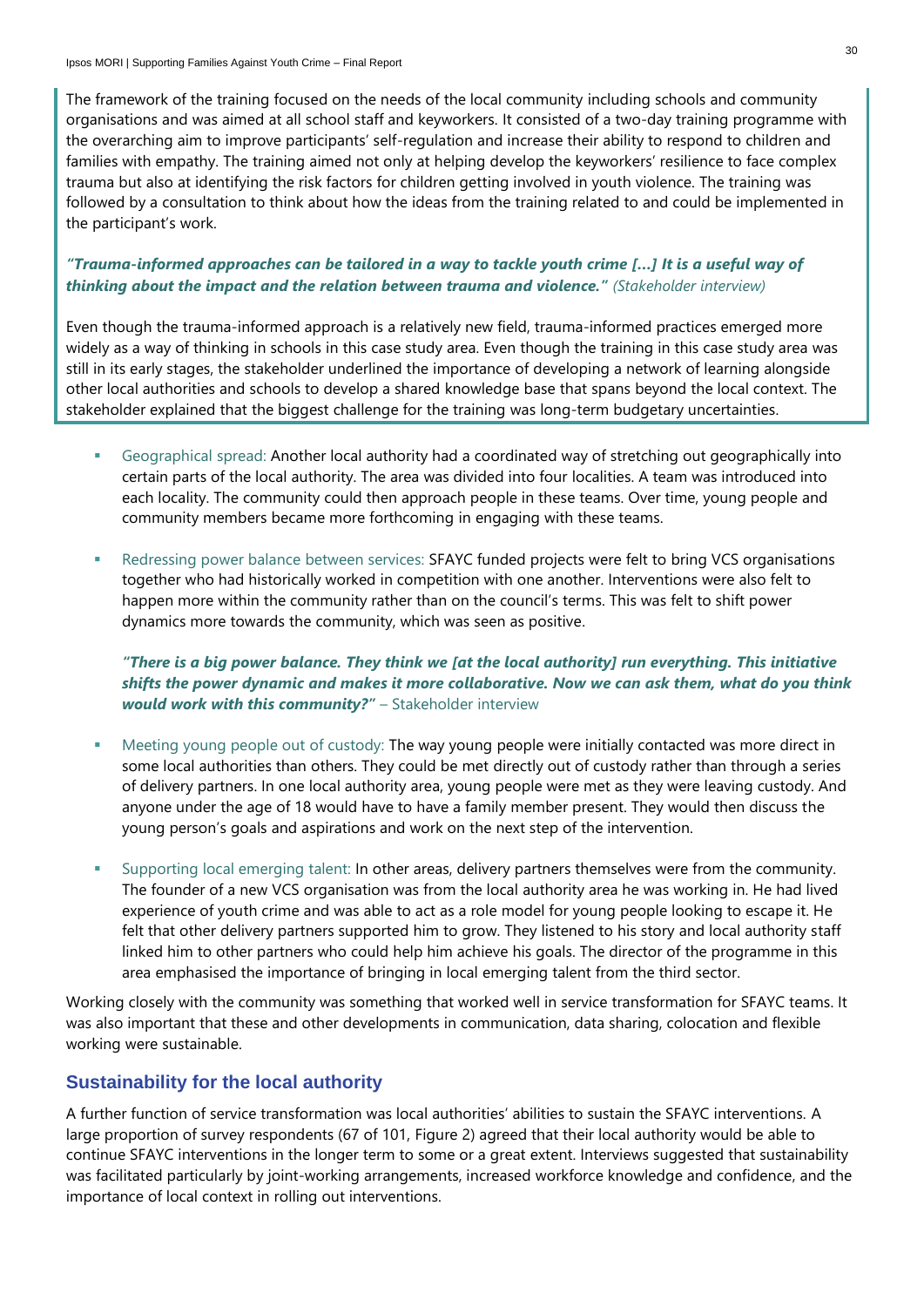The framework of the training focused on the needs of the local community including schools and community organisations and was aimed at all school staff and keyworkers. It consisted of a two-day training programme with the overarching aim to improve participants' self-regulation and increase their ability to respond to children and families with empathy. The training aimed not only at helping develop the keyworkers' resilience to face complex trauma but also at identifying the risk factors for children getting involved in youth violence. The training was followed by a consultation to think about how the ideas from the training related to and could be implemented in the participant's work.

***"Trauma-informed approaches can be tailored in a way to tackle youth crime […] It is a useful way of thinking about the impact and the relation between trauma and violence."*** *(Stakeholder interview)*

Even though the trauma-informed approach is a relatively new field, trauma-informed practices emerged more widely as a way of thinking in schools in this case study area. Even though the training in this case study area was still in its early stages, the stakeholder underlined the importance of developing a network of learning alongside other local authorities and schools to develop a shared knowledge base that spans beyond the local context. The stakeholder explained that the biggest challenge for the training was long-term budgetary uncertainties.

- Geographical spread: Another local authority had a coordinated way of stretching out geographically into certain parts of the local authority. The area was divided into four localities. A team was introduced into each locality. The community could then approach people in these teams. Over time, young people and community members became more forthcoming in engaging with these teams.

- Redressing power balance between services: SFAYC funded projects were felt to bring VCS organisations together who had historically worked in competition with one another. Interventions were also felt to happen more within the community rather than on the council's terms. This was felt to shift power dynamics more towards the community, which was seen as positive.

  ***"There is a big power balance. They think we [at the local authority] run everything. This initiative shifts the power dynamic and makes it more collaborative. Now we can ask them, what do you think would work with this community?"*** – Stakeholder interview

- Meeting young people out of custody: The way young people were initially contacted was more direct in some local authorities than others. They could be met directly out of custody rather than through a series of delivery partners. In one local authority area, young people were met as they were leaving custody. And anyone under the age of 18 would have to have a family member present. They would then discuss the young person's goals and aspirations and work on the next step of the intervention.

- Supporting local emerging talent: In other areas, delivery partners themselves were from the community. The founder of a new VCS organisation was from the local authority area he was working in. He had lived experience of youth crime and was able to act as a role model for young people looking to escape it. He felt that other delivery partners supported him to grow. They listened to his story and local authority staff linked him to other partners who could help him achieve his goals. The director of the programme in this area emphasised the importance of bringing in local emerging talent from the third sector.

Working closely with the community was something that worked well in service transformation for SFAYC teams. It was also important that these and other developments in communication, data sharing, colocation and flexible working were sustainable.

## Sustainability for the local authority

A further function of service transformation was local authorities' abilities to sustain the SFAYC interventions. A large proportion of survey respondents (67 of 101, Figure 2) agreed that their local authority would be able to continue SFAYC interventions in the longer term to some or a great extent. Interviews suggested that sustainability was facilitated particularly by joint-working arrangements, increased workforce knowledge and confidence, and the importance of local context in rolling out interventions.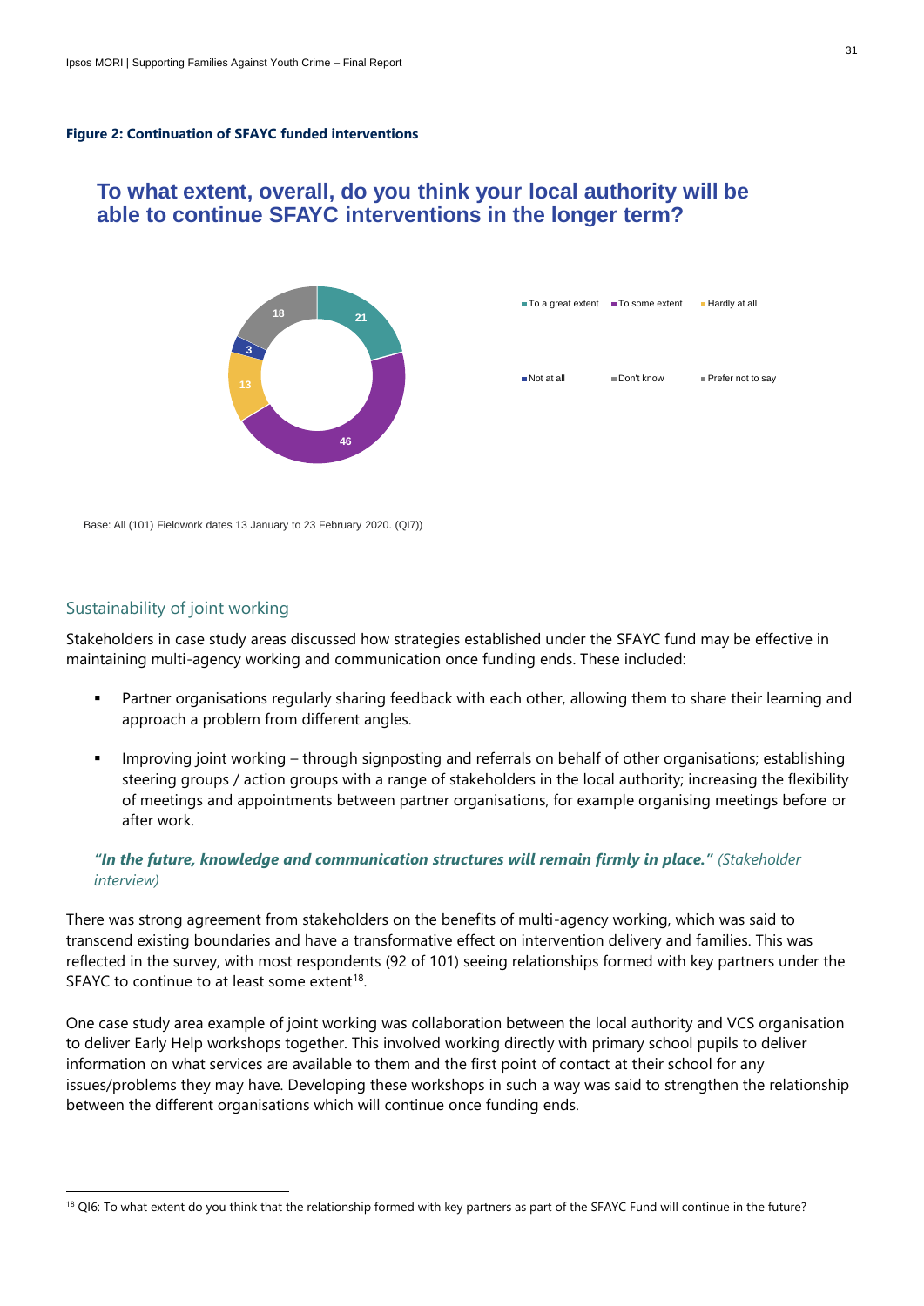**Figure 2: Continuation of SFAYC funded interventions**

**To what extent, overall, do you think your local authority will be able to continue SFAYC interventions in the longer term?**

| Response | Count |
|---|---|
| To a great extent | 21 |
| To some extent | 46 |
| Hardly at all | 13 |
| Not at all | 3 |
| Don't know | 18 |
| Prefer not to say | |

Base: All (101) Fieldwork dates 13 January to 23 February 2020. (QI7))

## Sustainability of joint working

Stakeholders in case study areas discussed how strategies established under the SFAYC fund may be effective in maintaining multi-agency working and communication once funding ends. These included:

- Partner organisations regularly sharing feedback with each other, allowing them to share their learning and approach a problem from different angles.
- Improving joint working – through signposting and referrals on behalf of other organisations; establishing steering groups / action groups with a range of stakeholders in the local authority; increasing the flexibility of meetings and appointments between partner organisations, for example organising meetings before or after work.

***"In the future, knowledge and communication structures will remain firmly in place."*** *(Stakeholder interview)*

There was strong agreement from stakeholders on the benefits of multi-agency working, which was said to transcend existing boundaries and have a transformative effect on intervention delivery and families. This was reflected in the survey, with most respondents (92 of 101) seeing relationships formed with key partners under the SFAYC to continue to at least some extent[18].

One case study area example of joint working was collaboration between the local authority and VCS organisation to deliver Early Help workshops together. This involved working directly with primary school pupils to deliver information on what services are available to them and the first point of contact at their school for any issues/problems they may have. Developing these workshops in such a way was said to strengthen the relationship between the different organisations which will continue once funding ends.

[18] QI6: To what extent do you think that the relationship formed with key partners as part of the SFAYC Fund will continue in the future?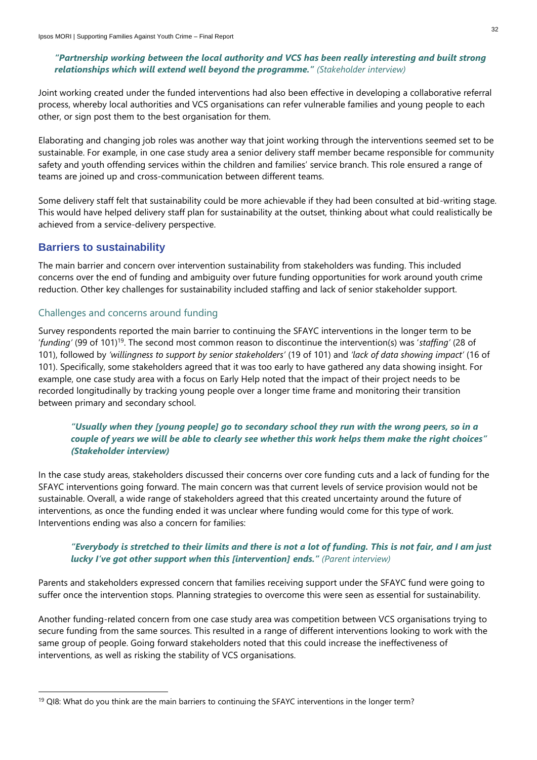***"Partnership working between the local authority and VCS has been really interesting and built strong relationships which will extend well beyond the programme."*** *(Stakeholder interview)*

Joint working created under the funded interventions had also been effective in developing a collaborative referral process, whereby local authorities and VCS organisations can refer vulnerable families and young people to each other, or sign post them to the best organisation for them.

Elaborating and changing job roles was another way that joint working through the interventions seemed set to be sustainable. For example, in one case study area a senior delivery staff member became responsible for community safety and youth offending services within the children and families' service branch. This role ensured a range of teams are joined up and cross-communication between different teams.

Some delivery staff felt that sustainability could be more achievable if they had been consulted at bid-writing stage. This would have helped delivery staff plan for sustainability at the outset, thinking about what could realistically be achieved from a service-delivery perspective.

## Barriers to sustainability

The main barrier and concern over intervention sustainability from stakeholders was funding. This included concerns over the end of funding and ambiguity over future funding opportunities for work around youth crime reduction. Other key challenges for sustainability included staffing and lack of senior stakeholder support.

### Challenges and concerns around funding

Survey respondents reported the main barrier to continuing the SFAYC interventions in the longer term to be '*funding*' (99 of 101)[19]. The second most common reason to discontinue the intervention(s) was '*staffing*' (28 of 101), followed by *'willingness to support by senior stakeholders'* (19 of 101) and *'lack of data showing impact'* (16 of 101). Specifically, some stakeholders agreed that it was too early to have gathered any data showing insight. For example, one case study area with a focus on Early Help noted that the impact of their project needs to be recorded longitudinally by tracking young people over a longer time frame and monitoring their transition between primary and secondary school.

> ***"Usually when they [young people] go to secondary school they run with the wrong peers, so in a couple of years we will be able to clearly see whether this work helps them make the right choices" (Stakeholder interview)***

In the case study areas, stakeholders discussed their concerns over core funding cuts and a lack of funding for the SFAYC interventions going forward. The main concern was that current levels of service provision would not be sustainable. Overall, a wide range of stakeholders agreed that this created uncertainty around the future of interventions, as once the funding ended it was unclear where funding would come for this type of work. Interventions ending was also a concern for families:

> ***"Everybody is stretched to their limits and there is not a lot of funding. This is not fair, and I am just lucky I've got other support when this [intervention] ends."*** *(Parent interview)*

Parents and stakeholders expressed concern that families receiving support under the SFAYC fund were going to suffer once the intervention stops. Planning strategies to overcome this were seen as essential for sustainability.

Another funding-related concern from one case study area was competition between VCS organisations trying to secure funding from the same sources. This resulted in a range of different interventions looking to work with the same group of people. Going forward stakeholders noted that this could increase the ineffectiveness of interventions, as well as risking the stability of VCS organisations.

---

[19] QI8: What do you think are the main barriers to continuing the SFAYC interventions in the longer term?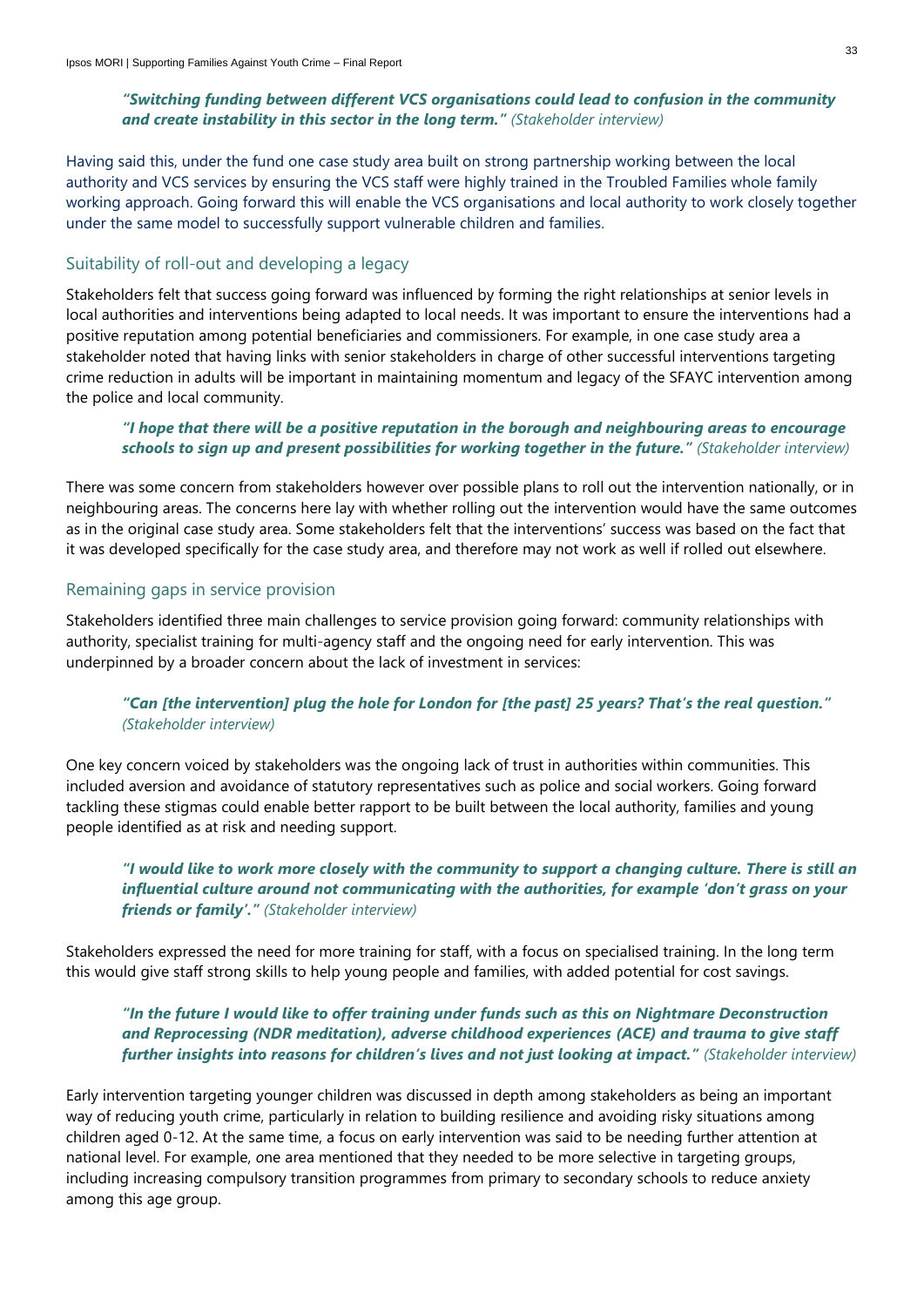***"Switching funding between different VCS organisations could lead to confusion in the community and create instability in this sector in the long term."*** *(Stakeholder interview)*

Having said this, under the fund one case study area built on strong partnership working between the local authority and VCS services by ensuring the VCS staff were highly trained in the Troubled Families whole family working approach. Going forward this will enable the VCS organisations and local authority to work closely together under the same model to successfully support vulnerable children and families.

## Suitability of roll-out and developing a legacy

Stakeholders felt that success going forward was influenced by forming the right relationships at senior levels in local authorities and interventions being adapted to local needs. It was important to ensure the interventions had a positive reputation among potential beneficiaries and commissioners. For example, in one case study area a stakeholder noted that having links with senior stakeholders in charge of other successful interventions targeting crime reduction in adults will be important in maintaining momentum and legacy of the SFAYC intervention among the police and local community.

***"I hope that there will be a positive reputation in the borough and neighbouring areas to encourage schools to sign up and present possibilities for working together in the future."*** *(Stakeholder interview)*

There was some concern from stakeholders however over possible plans to roll out the intervention nationally, or in neighbouring areas. The concerns here lay with whether rolling out the intervention would have the same outcomes as in the original case study area. Some stakeholders felt that the interventions' success was based on the fact that it was developed specifically for the case study area, and therefore may not work as well if rolled out elsewhere.

## Remaining gaps in service provision

Stakeholders identified three main challenges to service provision going forward: community relationships with authority, specialist training for multi-agency staff and the ongoing need for early intervention. This was underpinned by a broader concern about the lack of investment in services:

***"Can [the intervention] plug the hole for London for [the past] 25 years? That's the real question."*** *(Stakeholder interview)*

One key concern voiced by stakeholders was the ongoing lack of trust in authorities within communities. This included aversion and avoidance of statutory representatives such as police and social workers. Going forward tackling these stigmas could enable better rapport to be built between the local authority, families and young people identified as at risk and needing support.

***"I would like to work more closely with the community to support a changing culture. There is still an influential culture around not communicating with the authorities, for example 'don't grass on your friends or family'."*** *(Stakeholder interview)*

Stakeholders expressed the need for more training for staff, with a focus on specialised training. In the long term this would give staff strong skills to help young people and families, with added potential for cost savings.

***"In the future I would like to offer training under funds such as this on Nightmare Deconstruction and Reprocessing (NDR meditation), adverse childhood experiences (ACE) and trauma to give staff further insights into reasons for children's lives and not just looking at impact."*** *(Stakeholder interview)*

Early intervention targeting younger children was discussed in depth among stakeholders as being an important way of reducing youth crime, particularly in relation to building resilience and avoiding risky situations among children aged 0-12. At the same time, a focus on early intervention was said to be needing further attention at national level. For example, one area mentioned that they needed to be more selective in targeting groups, including increasing compulsory transition programmes from primary to secondary schools to reduce anxiety among this age group.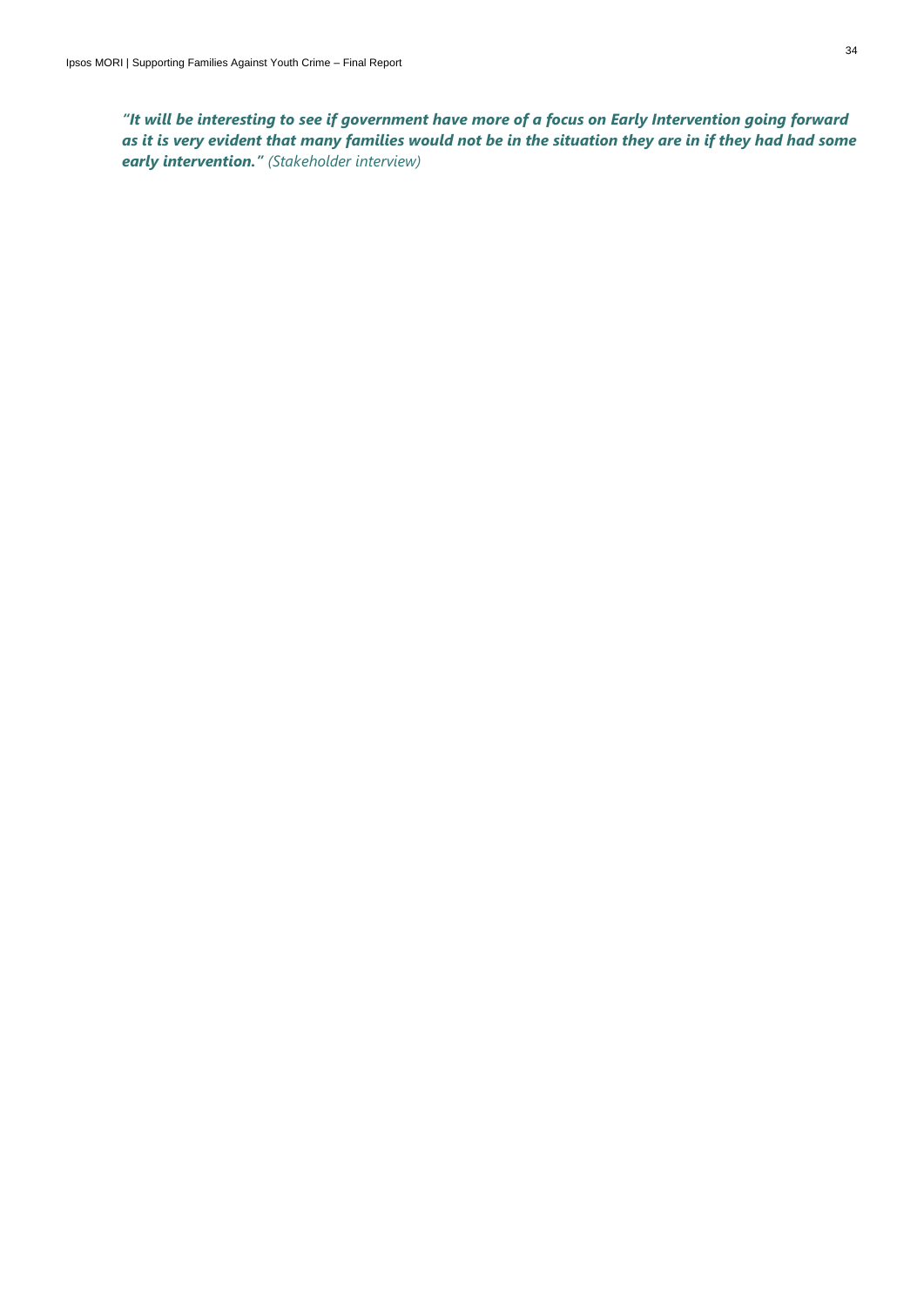*"**It will be interesting to see if government have more of a focus on Early Intervention going forward as it is very evident that many families would not be in the situation they are in if they had had some early intervention.**" (Stakeholder interview)*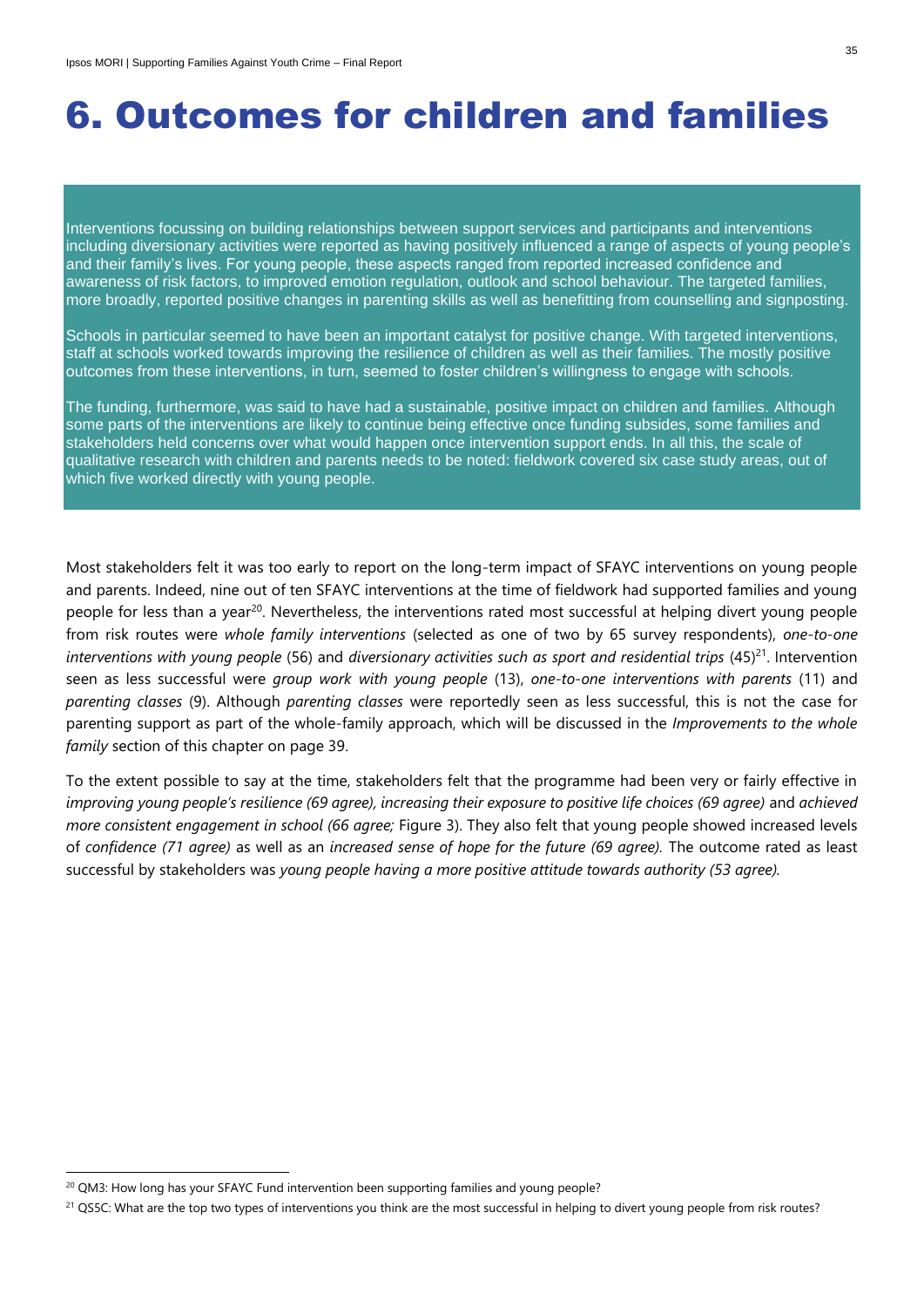# 6. Outcomes for children and families

> Interventions focussing on building relationships between support services and participants and interventions including diversionary activities were reported as having positively influenced a range of aspects of young people's and their family's lives. For young people, these aspects ranged from reported increased confidence and awareness of risk factors, to improved emotion regulation, outlook and school behaviour. The targeted families, more broadly, reported positive changes in parenting skills as well as benefitting from counselling and signposting.
>
> Schools in particular seemed to have been an important catalyst for positive change. With targeted interventions, staff at schools worked towards improving the resilience of children as well as their families. The mostly positive outcomes from these interventions, in turn, seemed to foster children's willingness to engage with schools.
>
> The funding, furthermore, was said to have had a sustainable, positive impact on children and families. Although some parts of the interventions are likely to continue being effective once funding subsides, some families and stakeholders held concerns over what would happen once intervention support ends. In all this, the scale of qualitative research with children and parents needs to be noted: fieldwork covered six case study areas, out of which five worked directly with young people.

Most stakeholders felt it was too early to report on the long-term impact of SFAYC interventions on young people and parents. Indeed, nine out of ten SFAYC interventions at the time of fieldwork had supported families and young people for less than a year[20]. Nevertheless, the interventions rated most successful at helping divert young people from risk routes were *whole family interventions* (selected as one of two by 65 survey respondents), *one-to-one interventions with young people* (56) and *diversionary activities such as sport and residential trips* (45)[21]. Intervention seen as less successful were *group work with young people* (13), *one-to-one interventions with parents* (11) and *parenting classes* (9). Although *parenting classes* were reportedly seen as less successful, this is not the case for parenting support as part of the whole-family approach, which will be discussed in the *Improvements to the whole family* section of this chapter on page 39.

To the extent possible to say at the time, stakeholders felt that the programme had been very or fairly effective in *improving young people's resilience (69 agree), increasing their exposure to positive life choices (69 agree)* and *achieved more consistent engagement in school (66 agree;* Figure 3). They also felt that young people showed increased levels of *confidence (71 agree)* as well as an *increased sense of hope for the future (69 agree).* The outcome rated as least successful by stakeholders was *young people having a more positive attitude towards authority (53 agree).*

[20] QM3: How long has your SFAYC Fund intervention been supporting families and young people?

[21] QS5C: What are the top two types of interventions you think are the most successful in helping to divert young people from risk routes?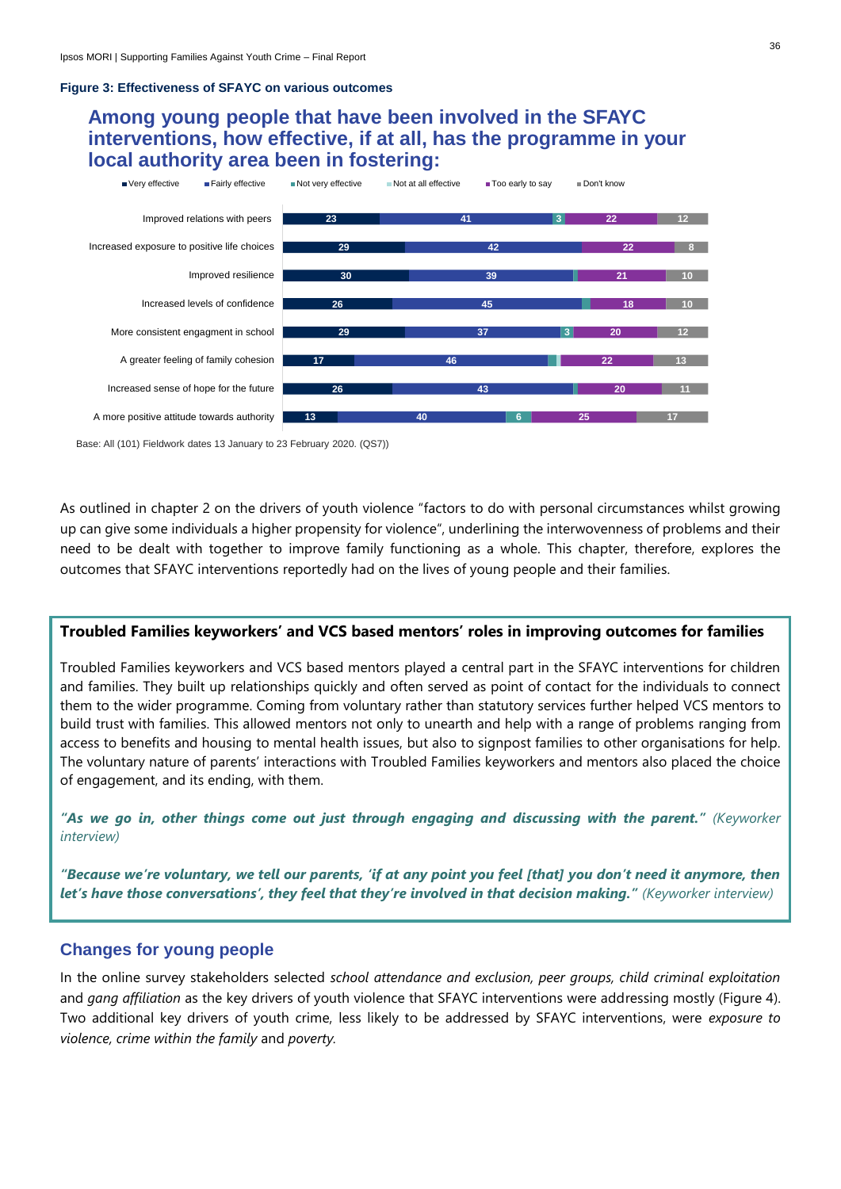**Figure 3: Effectiveness of SFAYC on various outcomes**

## Among young people that have been involved in the SFAYC interventions, how effective, if at all, has the programme in your local authority area been in fostering:

| | Very effective | Fairly effective | Not very effective | Not at all effective | Too early to say | Don't know |
|---|---|---|---|---|---|---|
| Improved relations with peers | 23 | 41 | 3 | | 22 | 12 |
| Increased exposure to positive life choices | 29 | 42 | | | 22 | 8 |
| Improved resilience | 30 | 39 | | | 21 | 10 |
| Increased levels of confidence | 26 | 45 | | | 18 | 10 |
| More consistent engagment in school | 29 | 37 | 3 | | 20 | 12 |
| A greater feeling of family cohesion | 17 | 46 | | | 22 | 13 |
| Increased sense of hope for the future | 26 | 43 | | | 20 | 11 |
| A more positive attitude towards authority | 13 | 40 | 6 | | 25 | 17 |

Base: All (101) Fieldwork dates 13 January to 23 February 2020. (QS7))

As outlined in chapter 2 on the drivers of youth violence "factors to do with personal circumstances whilst growing up can give some individuals a higher propensity for violence", underlining the interwovenness of problems and their need to be dealt with together to improve family functioning as a whole. This chapter, therefore, explores the outcomes that SFAYC interventions reportedly had on the lives of young people and their families.

**Troubled Families keyworkers' and VCS based mentors' roles in improving outcomes for families**

Troubled Families keyworkers and VCS based mentors played a central part in the SFAYC interventions for children and families. They built up relationships quickly and often served as point of contact for the individuals to connect them to the wider programme. Coming from voluntary rather than statutory services further helped VCS mentors to build trust with families. This allowed mentors not only to unearth and help with a range of problems ranging from access to benefits and housing to mental health issues, but also to signpost families to other organisations for help. The voluntary nature of parents' interactions with Troubled Families keyworkers and mentors also placed the choice of engagement, and its ending, with them.

***"As we go in, other things come out just through engaging and discussing with the parent."*** *(Keyworker interview)*

***"Because we're voluntary, we tell our parents, 'if at any point you feel [that] you don't need it anymore, then let's have those conversations', they feel that they're involved in that decision making."*** *(Keyworker interview)*

## Changes for young people

In the online survey stakeholders selected *school attendance and exclusion, peer groups, child criminal exploitation* and *gang affiliation* as the key drivers of youth violence that SFAYC interventions were addressing mostly (Figure 4). Two additional key drivers of youth crime, less likely to be addressed by SFAYC interventions, were *exposure to violence, crime within the family* and *poverty.*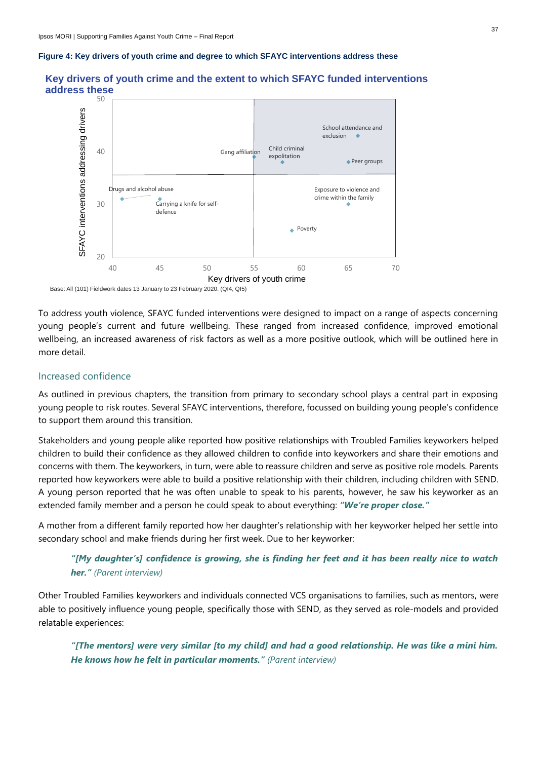**Figure 4: Key drivers of youth crime and degree to which SFAYC interventions address these**

**Key drivers of youth crime and the extent to which SFAYC funded interventions address these**

| Driver | Key drivers of youth crime (x) | SFAYC interventions addressing drivers (y) |
|---|---|---|
| School attendance and exclusion | ~66 | ~42 |
| Peer groups | ~65 | ~39 |
| Child criminal expolitation | ~58 | ~38.5 |
| Gang affiliation | ~55 | ~39.5 |
| Exposure to violence and crime within the family | ~65 | ~30 |
| Poverty | ~59 | ~25 |
| Drugs and alcohol abuse | ~41 | ~31 |
| Carrying a knife for self-defence | ~45 | ~31 |

Base: All (101) Fieldwork dates 13 January to 23 February 2020. (QI4, QI5)

To address youth violence, SFAYC funded interventions were designed to impact on a range of aspects concerning young people's current and future wellbeing. These ranged from increased confidence, improved emotional wellbeing, an increased awareness of risk factors as well as a more positive outlook, which will be outlined here in more detail.

## Increased confidence

As outlined in previous chapters, the transition from primary to secondary school plays a central part in exposing young people to risk routes. Several SFAYC interventions, therefore, focussed on building young people's confidence to support them around this transition.

Stakeholders and young people alike reported how positive relationships with Troubled Families keyworkers helped children to build their confidence as they allowed children to confide into keyworkers and share their emotions and concerns with them. The keyworkers, in turn, were able to reassure children and serve as positive role models. Parents reported how keyworkers were able to build a positive relationship with their children, including children with SEND. A young person reported that he was often unable to speak to his parents, however, he saw his keyworker as an extended family member and a person he could speak to about everything: ***"We're proper close."***

A mother from a different family reported how her daughter's relationship with her keyworker helped her settle into secondary school and make friends during her first week. Due to her keyworker:

> ***"[My daughter's] confidence is growing, she is finding her feet and it has been really nice to watch her."*** *(Parent interview)*

Other Troubled Families keyworkers and individuals connected VCS organisations to families, such as mentors, were able to positively influence young people, specifically those with SEND, as they served as role-models and provided relatable experiences:

> ***"[The mentors] were very similar [to my child] and had a good relationship. He was like a mini him. He knows how he felt in particular moments."*** *(Parent interview)*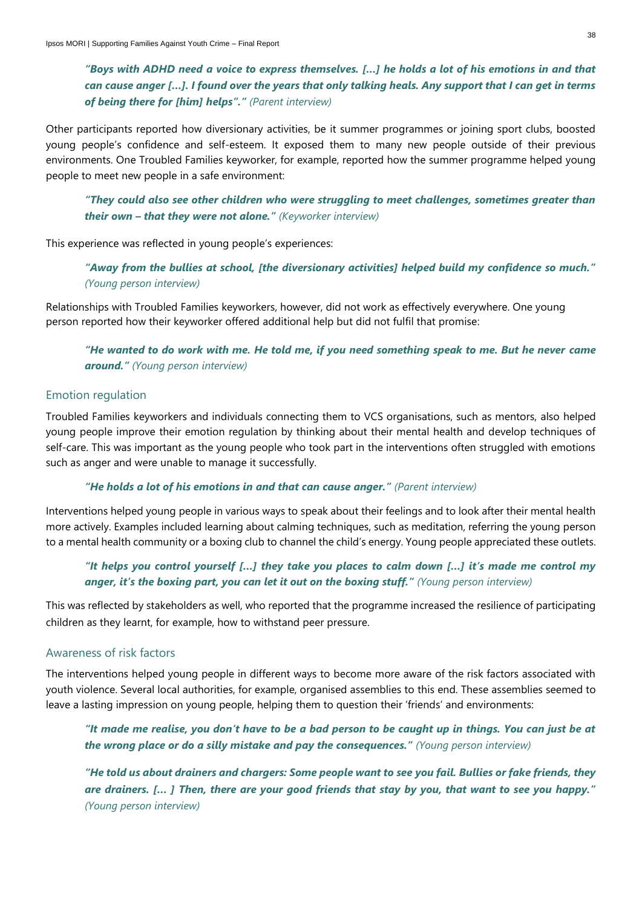***"Boys with ADHD need a voice to express themselves. […] he holds a lot of his emotions in and that can cause anger […]. I found over the years that only talking heals. Any support that I can get in terms of being there for [him] helps"."*** *(Parent interview)*

Other participants reported how diversionary activities, be it summer programmes or joining sport clubs, boosted young people's confidence and self-esteem. It exposed them to many new people outside of their previous environments. One Troubled Families keyworker, for example, reported how the summer programme helped young people to meet new people in a safe environment:

***"They could also see other children who were struggling to meet challenges, sometimes greater than their own – that they were not alone."*** *(Keyworker interview)*

This experience was reflected in young people's experiences:

***"Away from the bullies at school, [the diversionary activities] helped build my confidence so much."*** *(Young person interview)*

Relationships with Troubled Families keyworkers, however, did not work as effectively everywhere. One young person reported how their keyworker offered additional help but did not fulfil that promise:

***"He wanted to do work with me. He told me, if you need something speak to me. But he never came around."*** *(Young person interview)*

## Emotion regulation

Troubled Families keyworkers and individuals connecting them to VCS organisations, such as mentors, also helped young people improve their emotion regulation by thinking about their mental health and develop techniques of self-care. This was important as the young people who took part in the interventions often struggled with emotions such as anger and were unable to manage it successfully.

***"He holds a lot of his emotions in and that can cause anger."*** *(Parent interview)*

Interventions helped young people in various ways to speak about their feelings and to look after their mental health more actively. Examples included learning about calming techniques, such as meditation, referring the young person to a mental health community or a boxing club to channel the child's energy. Young people appreciated these outlets.

***"It helps you control yourself […] they take you places to calm down […] it's made me control my anger, it's the boxing part, you can let it out on the boxing stuff."*** *(Young person interview)*

This was reflected by stakeholders as well, who reported that the programme increased the resilience of participating children as they learnt, for example, how to withstand peer pressure.

## Awareness of risk factors

The interventions helped young people in different ways to become more aware of the risk factors associated with youth violence. Several local authorities, for example, organised assemblies to this end. These assemblies seemed to leave a lasting impression on young people, helping them to question their 'friends' and environments:

***"It made me realise, you don't have to be a bad person to be caught up in things. You can just be at the wrong place or do a silly mistake and pay the consequences."*** *(Young person interview)*

***"He told us about drainers and chargers: Some people want to see you fail. Bullies or fake friends, they are drainers. [… ] Then, there are your good friends that stay by you, that want to see you happy."*** *(Young person interview)*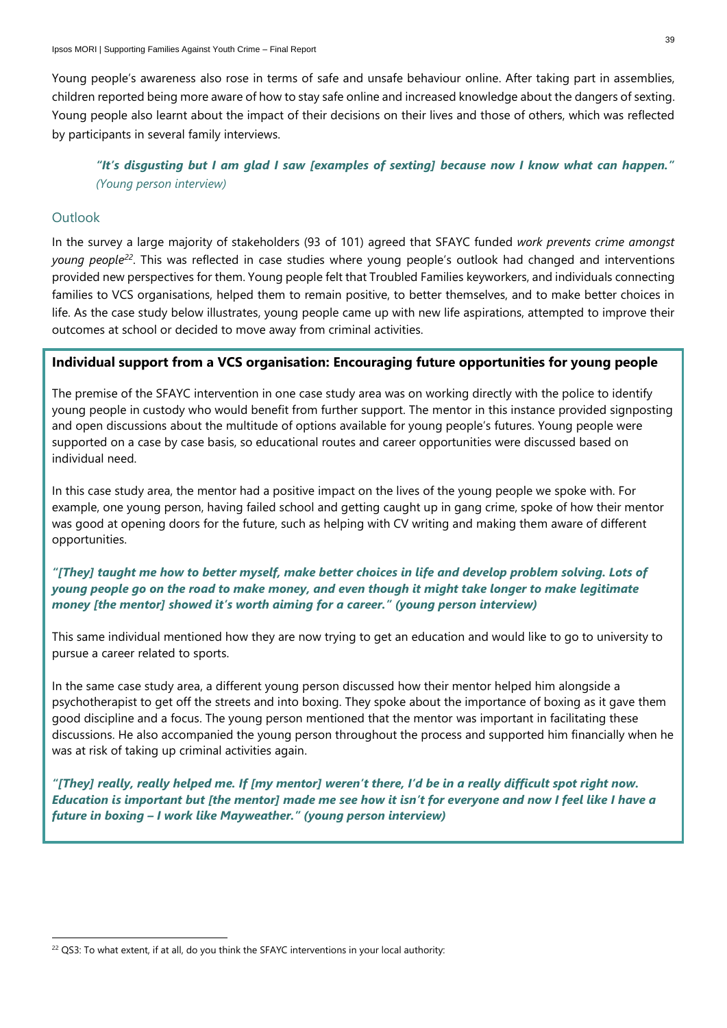Young people's awareness also rose in terms of safe and unsafe behaviour online. After taking part in assemblies, children reported being more aware of how to stay safe online and increased knowledge about the dangers of sexting. Young people also learnt about the impact of their decisions on their lives and those of others, which was reflected by participants in several family interviews.

> ***"It's disgusting but I am glad I saw [examples of sexting] because now I know what can happen."*** *(Young person interview)*

## Outlook

In the survey a large majority of stakeholders (93 of 101) agreed that SFAYC funded *work prevents crime amongst young people*[22]. This was reflected in case studies where young people's outlook had changed and interventions provided new perspectives for them. Young people felt that Troubled Families keyworkers, and individuals connecting families to VCS organisations, helped them to remain positive, to better themselves, and to make better choices in life. As the case study below illustrates, young people came up with new life aspirations, attempted to improve their outcomes at school or decided to move away from criminal activities.

### Individual support from a VCS organisation: Encouraging future opportunities for young people

The premise of the SFAYC intervention in one case study area was on working directly with the police to identify young people in custody who would benefit from further support. The mentor in this instance provided signposting and open discussions about the multitude of options available for young people's futures. Young people were supported on a case by case basis, so educational routes and career opportunities were discussed based on individual need.

In this case study area, the mentor had a positive impact on the lives of the young people we spoke with. For example, one young person, having failed school and getting caught up in gang crime, spoke of how their mentor was good at opening doors for the future, such as helping with CV writing and making them aware of different opportunities.

***"[They] taught me how to better myself, make better choices in life and develop problem solving. Lots of young people go on the road to make money, and even though it might take longer to make legitimate money [the mentor] showed it's worth aiming for a career." (young person interview)***

This same individual mentioned how they are now trying to get an education and would like to go to university to pursue a career related to sports.

In the same case study area, a different young person discussed how their mentor helped him alongside a psychotherapist to get off the streets and into boxing. They spoke about the importance of boxing as it gave them good discipline and a focus. The young person mentioned that the mentor was important in facilitating these discussions. He also accompanied the young person throughout the process and supported him financially when he was at risk of taking up criminal activities again.

***"[They] really, really helped me. If [my mentor] weren't there, I'd be in a really difficult spot right now. Education is important but [the mentor] made me see how it isn't for everyone and now I feel like I have a future in boxing – I work like Mayweather." (young person interview)***

---

[22] QS3: To what extent, if at all, do you think the SFAYC interventions in your local authority: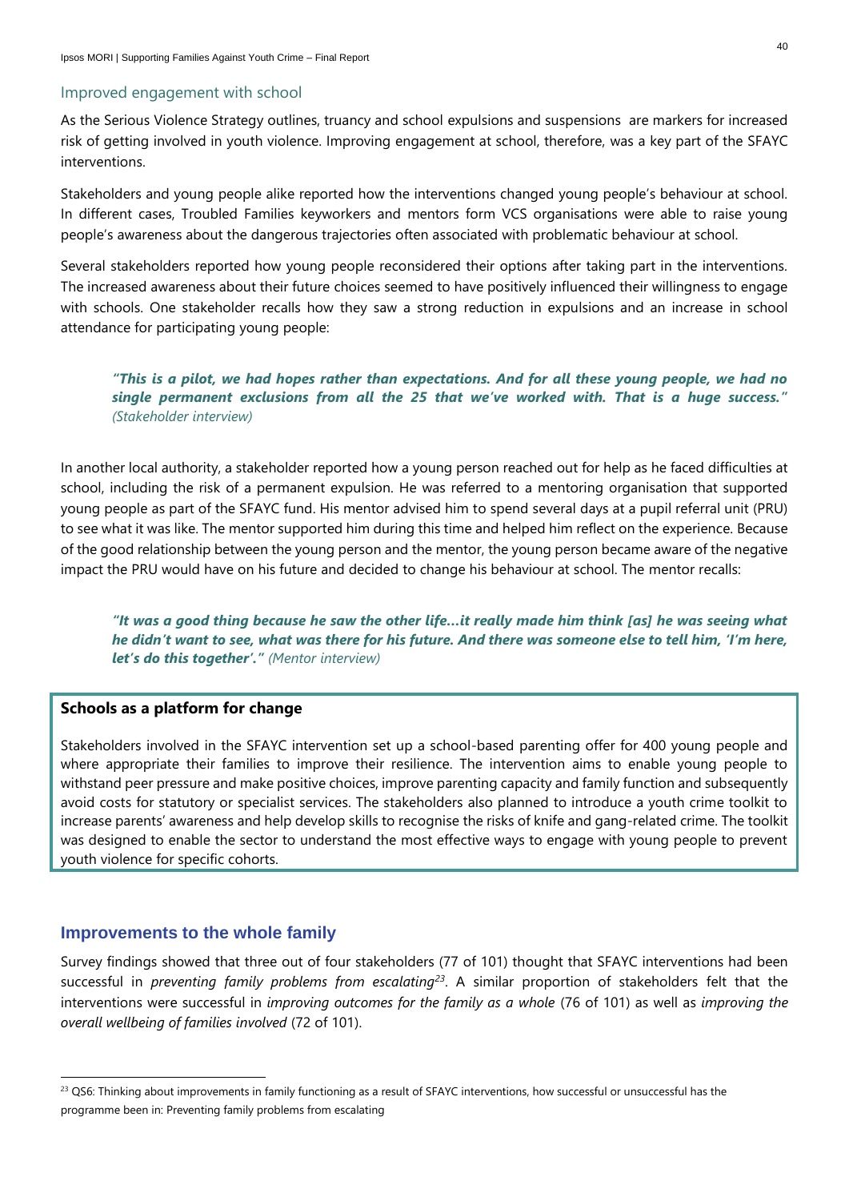### Improved engagement with school

As the Serious Violence Strategy outlines, truancy and school expulsions and suspensions are markers for increased risk of getting involved in youth violence. Improving engagement at school, therefore, was a key part of the SFAYC interventions.

Stakeholders and young people alike reported how the interventions changed young people's behaviour at school. In different cases, Troubled Families keyworkers and mentors form VCS organisations were able to raise young people's awareness about the dangerous trajectories often associated with problematic behaviour at school.

Several stakeholders reported how young people reconsidered their options after taking part in the interventions. The increased awareness about their future choices seemed to have positively influenced their willingness to engage with schools. One stakeholder recalls how they saw a strong reduction in expulsions and an increase in school attendance for participating young people:

> ***"This is a pilot, we had hopes rather than expectations. And for all these young people, we had no single permanent exclusions from all the 25 that we've worked with. That is a huge success."*** *(Stakeholder interview)*

In another local authority, a stakeholder reported how a young person reached out for help as he faced difficulties at school, including the risk of a permanent expulsion. He was referred to a mentoring organisation that supported young people as part of the SFAYC fund. His mentor advised him to spend several days at a pupil referral unit (PRU) to see what it was like. The mentor supported him during this time and helped him reflect on the experience. Because of the good relationship between the young person and the mentor, the young person became aware of the negative impact the PRU would have on his future and decided to change his behaviour at school. The mentor recalls:

> ***"It was a good thing because he saw the other life…it really made him think [as] he was seeing what he didn't want to see, what was there for his future. And there was someone else to tell him, 'I'm here, let's do this together'."*** *(Mentor interview)*

**Schools as a platform for change**

Stakeholders involved in the SFAYC intervention set up a school-based parenting offer for 400 young people and where appropriate their families to improve their resilience. The intervention aims to enable young people to withstand peer pressure and make positive choices, improve parenting capacity and family function and subsequently avoid costs for statutory or specialist services. The stakeholders also planned to introduce a youth crime toolkit to increase parents' awareness and help develop skills to recognise the risks of knife and gang-related crime. The toolkit was designed to enable the sector to understand the most effective ways to engage with young people to prevent youth violence for specific cohorts.

## Improvements to the whole family

Survey findings showed that three out of four stakeholders (77 of 101) thought that SFAYC interventions had been successful in *preventing family problems from escalating*[23]. A similar proportion of stakeholders felt that the interventions were successful in *improving outcomes for the family as a whole* (76 of 101) as well as *improving the overall wellbeing of families involved* (72 of 101).

[23] QS6: Thinking about improvements in family functioning as a result of SFAYC interventions, how successful or unsuccessful has the programme been in: Preventing family problems from escalating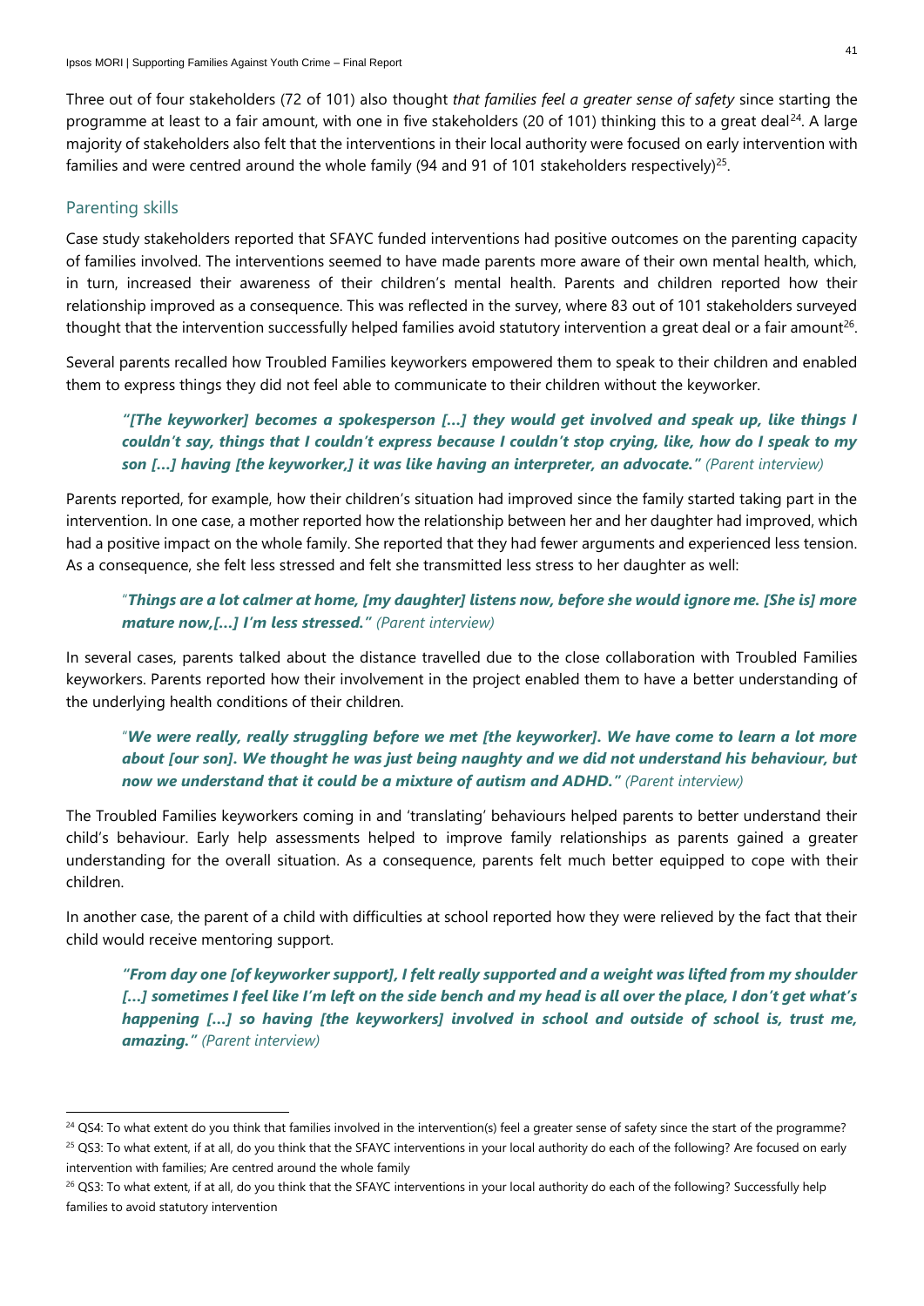Three out of four stakeholders (72 of 101) also thought *that families feel a greater sense of safety* since starting the programme at least to a fair amount, with one in five stakeholders (20 of 101) thinking this to a great deal[24]. A large majority of stakeholders also felt that the interventions in their local authority were focused on early intervention with families and were centred around the whole family (94 and 91 of 101 stakeholders respectively)[25].

## Parenting skills

Case study stakeholders reported that SFAYC funded interventions had positive outcomes on the parenting capacity of families involved. The interventions seemed to have made parents more aware of their own mental health, which, in turn, increased their awareness of their children's mental health. Parents and children reported how their relationship improved as a consequence. This was reflected in the survey, where 83 out of 101 stakeholders surveyed thought that the intervention successfully helped families avoid statutory intervention a great deal or a fair amount[26].

Several parents recalled how Troubled Families keyworkers empowered them to speak to their children and enabled them to express things they did not feel able to communicate to their children without the keyworker.

> ***"[The keyworker] becomes a spokesperson […] they would get involved and speak up, like things I couldn't say, things that I couldn't express because I couldn't stop crying, like, how do I speak to my son […] having [the keyworker,] it was like having an interpreter, an advocate."*** *(Parent interview)*

Parents reported, for example, how their children's situation had improved since the family started taking part in the intervention. In one case, a mother reported how the relationship between her and her daughter had improved, which had a positive impact on the whole family. She reported that they had fewer arguments and experienced less tension. As a consequence, she felt less stressed and felt she transmitted less stress to her daughter as well:

> ***"Things are a lot calmer at home, [my daughter] listens now, before she would ignore me. [She is] more mature now,[…] I'm less stressed."*** *(Parent interview)*

In several cases, parents talked about the distance travelled due to the close collaboration with Troubled Families keyworkers. Parents reported how their involvement in the project enabled them to have a better understanding of the underlying health conditions of their children.

> ***"We were really, really struggling before we met [the keyworker]. We have come to learn a lot more about [our son]. We thought he was just being naughty and we did not understand his behaviour, but now we understand that it could be a mixture of autism and ADHD."*** *(Parent interview)*

The Troubled Families keyworkers coming in and 'translating' behaviours helped parents to better understand their child's behaviour. Early help assessments helped to improve family relationships as parents gained a greater understanding for the overall situation. As a consequence, parents felt much better equipped to cope with their children.

In another case, the parent of a child with difficulties at school reported how they were relieved by the fact that their child would receive mentoring support.

> ***"From day one [of keyworker support], I felt really supported and a weight was lifted from my shoulder […] sometimes I feel like I'm left on the side bench and my head is all over the place, I don't get what's happening […] so having [the keyworkers] involved in school and outside of school is, trust me, amazing."*** *(Parent interview)*

---

[24] QS4: To what extent do you think that families involved in the intervention(s) feel a greater sense of safety since the start of the programme?

[25] QS3: To what extent, if at all, do you think that the SFAYC interventions in your local authority do each of the following? Are focused on early intervention with families; Are centred around the whole family

[26] QS3: To what extent, if at all, do you think that the SFAYC interventions in your local authority do each of the following? Successfully help families to avoid statutory intervention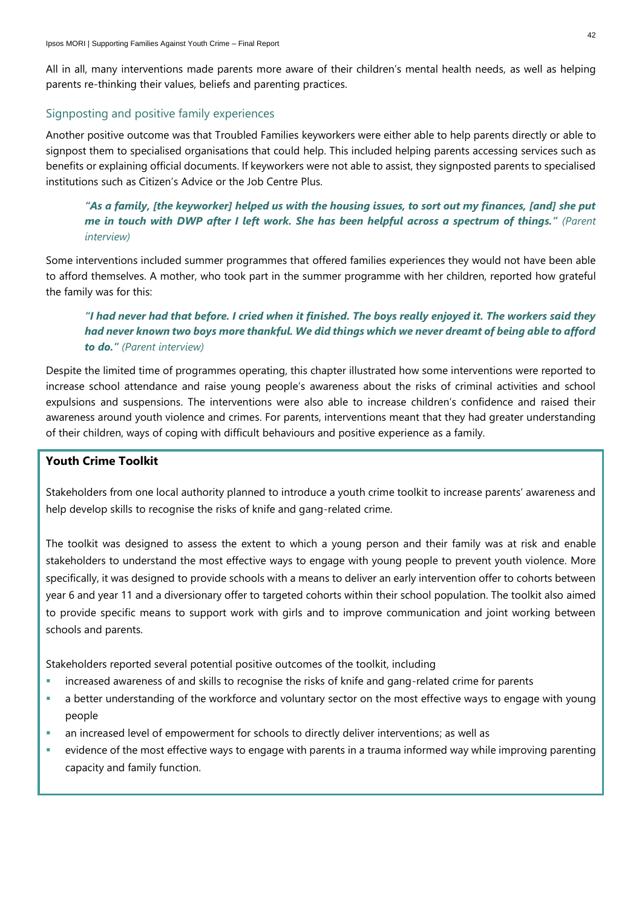All in all, many interventions made parents more aware of their children's mental health needs, as well as helping parents re-thinking their values, beliefs and parenting practices.

### Signposting and positive family experiences

Another positive outcome was that Troubled Families keyworkers were either able to help parents directly or able to signpost them to specialised organisations that could help. This included helping parents accessing services such as benefits or explaining official documents. If keyworkers were not able to assist, they signposted parents to specialised institutions such as Citizen's Advice or the Job Centre Plus.

> ***"As a family, [the keyworker] helped us with the housing issues, to sort out my finances, [and] she put me in touch with DWP after I left work. She has been helpful across a spectrum of things."*** *(Parent interview)*

Some interventions included summer programmes that offered families experiences they would not have been able to afford themselves. A mother, who took part in the summer programme with her children, reported how grateful the family was for this:

> ***"I had never had that before. I cried when it finished. The boys really enjoyed it. The workers said they had never known two boys more thankful. We did things which we never dreamt of being able to afford to do."*** *(Parent interview)*

Despite the limited time of programmes operating, this chapter illustrated how some interventions were reported to increase school attendance and raise young people's awareness about the risks of criminal activities and school expulsions and suspensions. The interventions were also able to increase children's confidence and raised their awareness around youth violence and crimes. For parents, interventions meant that they had greater understanding of their children, ways of coping with difficult behaviours and positive experience as a family.

**Youth Crime Toolkit**

Stakeholders from one local authority planned to introduce a youth crime toolkit to increase parents' awareness and help develop skills to recognise the risks of knife and gang-related crime.

The toolkit was designed to assess the extent to which a young person and their family was at risk and enable stakeholders to understand the most effective ways to engage with young people to prevent youth violence. More specifically, it was designed to provide schools with a means to deliver an early intervention offer to cohorts between year 6 and year 11 and a diversionary offer to targeted cohorts within their school population. The toolkit also aimed to provide specific means to support work with girls and to improve communication and joint working between schools and parents.

Stakeholders reported several potential positive outcomes of the toolkit, including

- increased awareness of and skills to recognise the risks of knife and gang-related crime for parents
- a better understanding of the workforce and voluntary sector on the most effective ways to engage with young people
- an increased level of empowerment for schools to directly deliver interventions; as well as
- evidence of the most effective ways to engage with parents in a trauma informed way while improving parenting capacity and family function.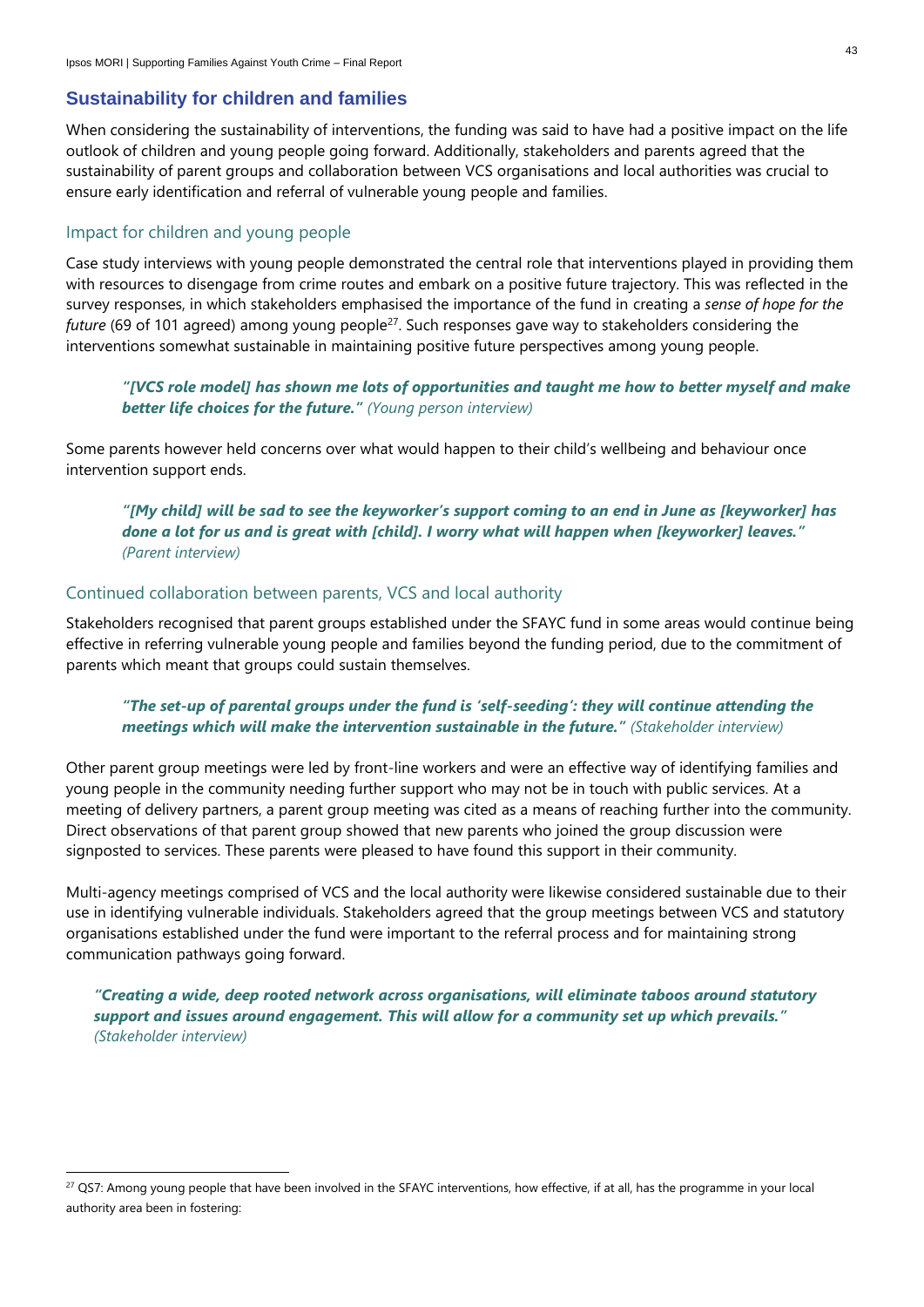## Sustainability for children and families

When considering the sustainability of interventions, the funding was said to have had a positive impact on the life outlook of children and young people going forward. Additionally, stakeholders and parents agreed that the sustainability of parent groups and collaboration between VCS organisations and local authorities was crucial to ensure early identification and referral of vulnerable young people and families.

### Impact for children and young people

Case study interviews with young people demonstrated the central role that interventions played in providing them with resources to disengage from crime routes and embark on a positive future trajectory. This was reflected in the survey responses, in which stakeholders emphasised the importance of the fund in creating a *sense of hope for the future* (69 of 101 agreed) among young people[27]. Such responses gave way to stakeholders considering the interventions somewhat sustainable in maintaining positive future perspectives among young people.

> ***"[VCS role model] has shown me lots of opportunities and taught me how to better myself and make better life choices for the future."*** *(Young person interview)*

Some parents however held concerns over what would happen to their child's wellbeing and behaviour once intervention support ends.

> ***"[My child] will be sad to see the keyworker's support coming to an end in June as [keyworker] has done a lot for us and is great with [child]. I worry what will happen when [keyworker] leaves."*** *(Parent interview)*

### Continued collaboration between parents, VCS and local authority

Stakeholders recognised that parent groups established under the SFAYC fund in some areas would continue being effective in referring vulnerable young people and families beyond the funding period, due to the commitment of parents which meant that groups could sustain themselves.

> ***"The set-up of parental groups under the fund is 'self-seeding': they will continue attending the meetings which will make the intervention sustainable in the future."*** *(Stakeholder interview)*

Other parent group meetings were led by front-line workers and were an effective way of identifying families and young people in the community needing further support who may not be in touch with public services. At a meeting of delivery partners, a parent group meeting was cited as a means of reaching further into the community. Direct observations of that parent group showed that new parents who joined the group discussion were signposted to services. These parents were pleased to have found this support in their community.

Multi-agency meetings comprised of VCS and the local authority were likewise considered sustainable due to their use in identifying vulnerable individuals. Stakeholders agreed that the group meetings between VCS and statutory organisations established under the fund were important to the referral process and for maintaining strong communication pathways going forward.

> ***"Creating a wide, deep rooted network across organisations, will eliminate taboos around statutory support and issues around engagement. This will allow for a community set up which prevails."*** *(Stakeholder interview)*

---

[27] QS7: Among young people that have been involved in the SFAYC interventions, how effective, if at all, has the programme in your local authority area been in fostering: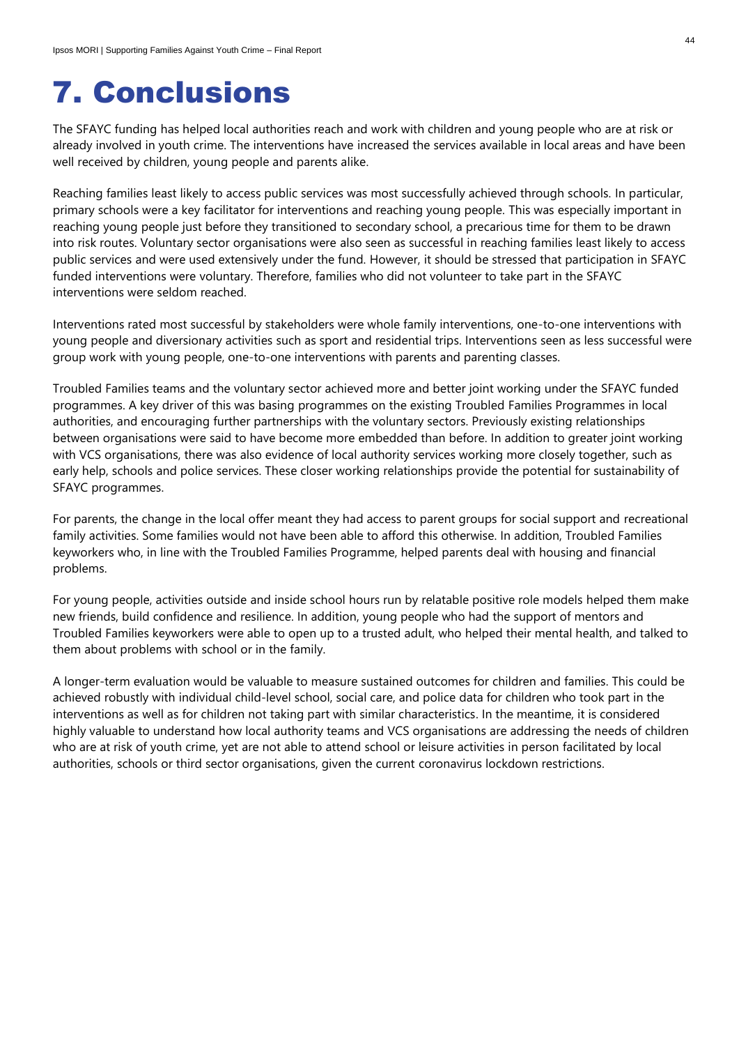# 7. Conclusions

The SFAYC funding has helped local authorities reach and work with children and young people who are at risk or already involved in youth crime. The interventions have increased the services available in local areas and have been well received by children, young people and parents alike.

Reaching families least likely to access public services was most successfully achieved through schools. In particular, primary schools were a key facilitator for interventions and reaching young people. This was especially important in reaching young people just before they transitioned to secondary school, a precarious time for them to be drawn into risk routes. Voluntary sector organisations were also seen as successful in reaching families least likely to access public services and were used extensively under the fund. However, it should be stressed that participation in SFAYC funded interventions were voluntary. Therefore, families who did not volunteer to take part in the SFAYC interventions were seldom reached.

Interventions rated most successful by stakeholders were whole family interventions, one-to-one interventions with young people and diversionary activities such as sport and residential trips. Interventions seen as less successful were group work with young people, one-to-one interventions with parents and parenting classes.

Troubled Families teams and the voluntary sector achieved more and better joint working under the SFAYC funded programmes. A key driver of this was basing programmes on the existing Troubled Families Programmes in local authorities, and encouraging further partnerships with the voluntary sectors. Previously existing relationships between organisations were said to have become more embedded than before. In addition to greater joint working with VCS organisations, there was also evidence of local authority services working more closely together, such as early help, schools and police services. These closer working relationships provide the potential for sustainability of SFAYC programmes.

For parents, the change in the local offer meant they had access to parent groups for social support and recreational family activities. Some families would not have been able to afford this otherwise. In addition, Troubled Families keyworkers who, in line with the Troubled Families Programme, helped parents deal with housing and financial problems.

For young people, activities outside and inside school hours run by relatable positive role models helped them make new friends, build confidence and resilience. In addition, young people who had the support of mentors and Troubled Families keyworkers were able to open up to a trusted adult, who helped their mental health, and talked to them about problems with school or in the family.

A longer-term evaluation would be valuable to measure sustained outcomes for children and families. This could be achieved robustly with individual child-level school, social care, and police data for children who took part in the interventions as well as for children not taking part with similar characteristics. In the meantime, it is considered highly valuable to understand how local authority teams and VCS organisations are addressing the needs of children who are at risk of youth crime, yet are not able to attend school or leisure activities in person facilitated by local authorities, schools or third sector organisations, given the current coronavirus lockdown restrictions.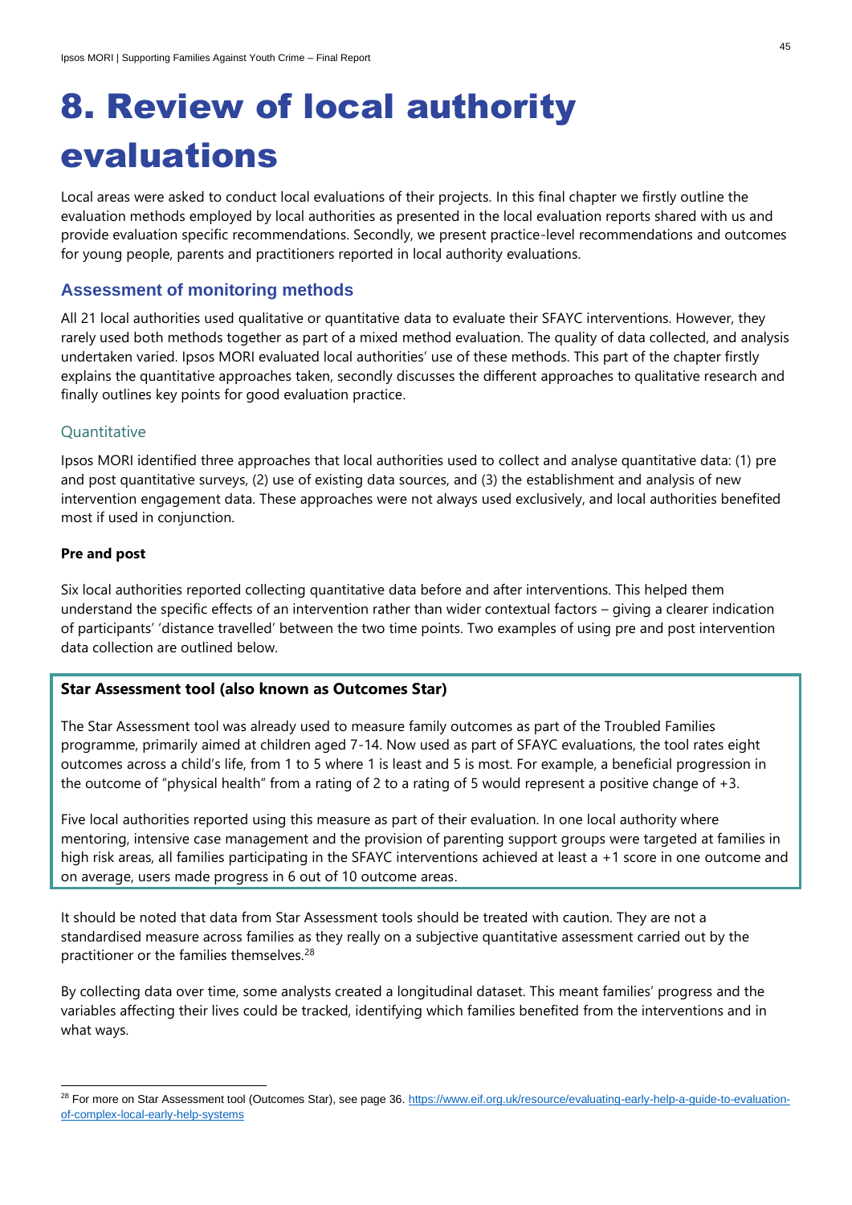# 8. Review of local authority evaluations

Local areas were asked to conduct local evaluations of their projects. In this final chapter we firstly outline the evaluation methods employed by local authorities as presented in the local evaluation reports shared with us and provide evaluation specific recommendations. Secondly, we present practice-level recommendations and outcomes for young people, parents and practitioners reported in local authority evaluations.

## Assessment of monitoring methods

All 21 local authorities used qualitative or quantitative data to evaluate their SFAYC interventions. However, they rarely used both methods together as part of a mixed method evaluation. The quality of data collected, and analysis undertaken varied. Ipsos MORI evaluated local authorities' use of these methods. This part of the chapter firstly explains the quantitative approaches taken, secondly discusses the different approaches to qualitative research and finally outlines key points for good evaluation practice.

### Quantitative

Ipsos MORI identified three approaches that local authorities used to collect and analyse quantitative data: (1) pre and post quantitative surveys, (2) use of existing data sources, and (3) the establishment and analysis of new intervention engagement data. These approaches were not always used exclusively, and local authorities benefited most if used in conjunction.

**Pre and post**

Six local authorities reported collecting quantitative data before and after interventions. This helped them understand the specific effects of an intervention rather than wider contextual factors – giving a clearer indication of participants' 'distance travelled' between the two time points. Two examples of using pre and post intervention data collection are outlined below.

**Star Assessment tool (also known as Outcomes Star)**

The Star Assessment tool was already used to measure family outcomes as part of the Troubled Families programme, primarily aimed at children aged 7-14. Now used as part of SFAYC evaluations, the tool rates eight outcomes across a child's life, from 1 to 5 where 1 is least and 5 is most. For example, a beneficial progression in the outcome of "physical health" from a rating of 2 to a rating of 5 would represent a positive change of +3.

Five local authorities reported using this measure as part of their evaluation. In one local authority where mentoring, intensive case management and the provision of parenting support groups were targeted at families in high risk areas, all families participating in the SFAYC interventions achieved at least a +1 score in one outcome and on average, users made progress in 6 out of 10 outcome areas.

It should be noted that data from Star Assessment tools should be treated with caution. They are not a standardised measure across families as they really on a subjective quantitative assessment carried out by the practitioner or the families themselves.[28]

By collecting data over time, some analysts created a longitudinal dataset. This meant families' progress and the variables affecting their lives could be tracked, identifying which families benefited from the interventions and in what ways.

---

[28] For more on Star Assessment tool (Outcomes Star), see page 36. https://www.eif.org.uk/resource/evaluating-early-help-a-guide-to-evaluation-of-complex-local-early-help-systems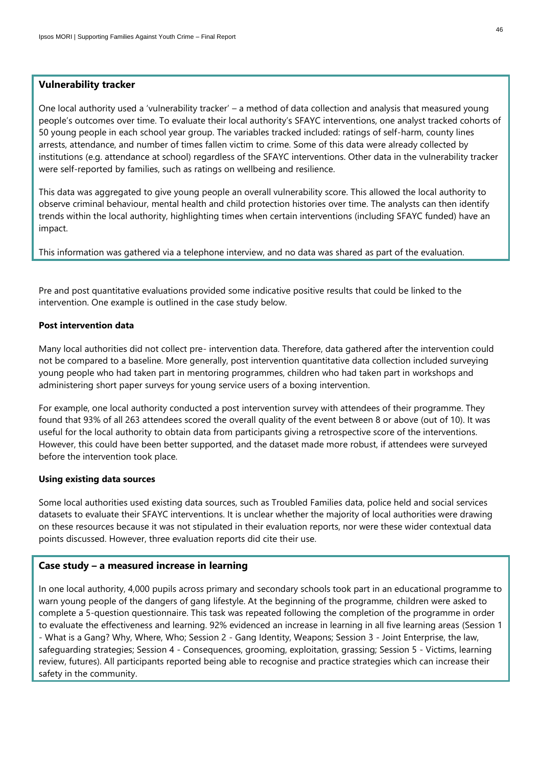### Vulnerability tracker

One local authority used a 'vulnerability tracker' – a method of data collection and analysis that measured young people's outcomes over time. To evaluate their local authority's SFAYC interventions, one analyst tracked cohorts of 50 young people in each school year group. The variables tracked included: ratings of self-harm, county lines arrests, attendance, and number of times fallen victim to crime. Some of this data were already collected by institutions (e.g. attendance at school) regardless of the SFAYC interventions. Other data in the vulnerability tracker were self-reported by families, such as ratings on wellbeing and resilience.

This data was aggregated to give young people an overall vulnerability score. This allowed the local authority to observe criminal behaviour, mental health and child protection histories over time. The analysts can then identify trends within the local authority, highlighting times when certain interventions (including SFAYC funded) have an impact.

This information was gathered via a telephone interview, and no data was shared as part of the evaluation.

Pre and post quantitative evaluations provided some indicative positive results that could be linked to the intervention. One example is outlined in the case study below.

**Post intervention data**

Many local authorities did not collect pre- intervention data. Therefore, data gathered after the intervention could not be compared to a baseline. More generally, post intervention quantitative data collection included surveying young people who had taken part in mentoring programmes, children who had taken part in workshops and administering short paper surveys for young service users of a boxing intervention.

For example, one local authority conducted a post intervention survey with attendees of their programme. They found that 93% of all 263 attendees scored the overall quality of the event between 8 or above (out of 10). It was useful for the local authority to obtain data from participants giving a retrospective score of the interventions. However, this could have been better supported, and the dataset made more robust, if attendees were surveyed before the intervention took place.

**Using existing data sources**

Some local authorities used existing data sources, such as Troubled Families data, police held and social services datasets to evaluate their SFAYC interventions. It is unclear whether the majority of local authorities were drawing on these resources because it was not stipulated in their evaluation reports, nor were these wider contextual data points discussed. However, three evaluation reports did cite their use.

### Case study – a measured increase in learning

In one local authority, 4,000 pupils across primary and secondary schools took part in an educational programme to warn young people of the dangers of gang lifestyle. At the beginning of the programme, children were asked to complete a 5-question questionnaire. This task was repeated following the completion of the programme in order to evaluate the effectiveness and learning. 92% evidenced an increase in learning in all five learning areas (Session 1 - What is a Gang? Why, Where, Who; Session 2 - Gang Identity, Weapons; Session 3 - Joint Enterprise, the law, safeguarding strategies; Session 4 - Consequences, grooming, exploitation, grassing; Session 5 - Victims, learning review, futures). All participants reported being able to recognise and practice strategies which can increase their safety in the community.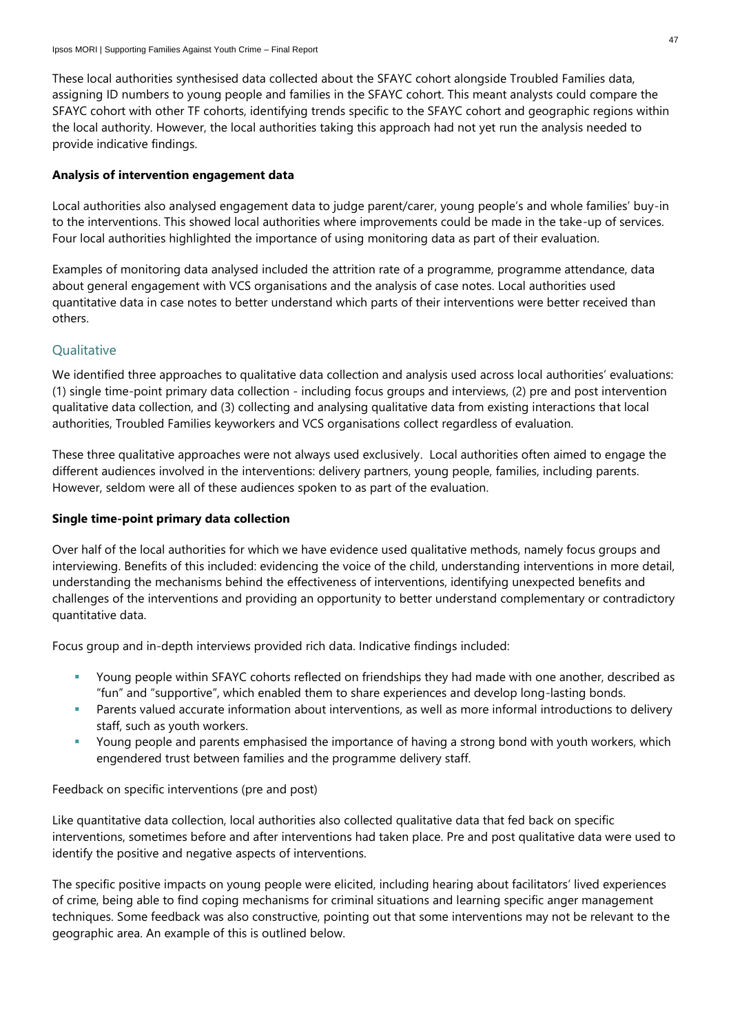These local authorities synthesised data collected about the SFAYC cohort alongside Troubled Families data, assigning ID numbers to young people and families in the SFAYC cohort. This meant analysts could compare the SFAYC cohort with other TF cohorts, identifying trends specific to the SFAYC cohort and geographic regions within the local authority. However, the local authorities taking this approach had not yet run the analysis needed to provide indicative findings.

**Analysis of intervention engagement data**

Local authorities also analysed engagement data to judge parent/carer, young people's and whole families' buy-in to the interventions. This showed local authorities where improvements could be made in the take-up of services. Four local authorities highlighted the importance of using monitoring data as part of their evaluation.

Examples of monitoring data analysed included the attrition rate of a programme, programme attendance, data about general engagement with VCS organisations and the analysis of case notes. Local authorities used quantitative data in case notes to better understand which parts of their interventions were better received than others.

### Qualitative

We identified three approaches to qualitative data collection and analysis used across local authorities' evaluations: (1) single time-point primary data collection - including focus groups and interviews, (2) pre and post intervention qualitative data collection, and (3) collecting and analysing qualitative data from existing interactions that local authorities, Troubled Families keyworkers and VCS organisations collect regardless of evaluation.

These three qualitative approaches were not always used exclusively. Local authorities often aimed to engage the different audiences involved in the interventions: delivery partners, young people, families, including parents. However, seldom were all of these audiences spoken to as part of the evaluation.

**Single time-point primary data collection**

Over half of the local authorities for which we have evidence used qualitative methods, namely focus groups and interviewing. Benefits of this included: evidencing the voice of the child, understanding interventions in more detail, understanding the mechanisms behind the effectiveness of interventions, identifying unexpected benefits and challenges of the interventions and providing an opportunity to better understand complementary or contradictory quantitative data.

Focus group and in-depth interviews provided rich data. Indicative findings included:

- Young people within SFAYC cohorts reflected on friendships they had made with one another, described as "fun" and "supportive", which enabled them to share experiences and develop long-lasting bonds.
- Parents valued accurate information about interventions, as well as more informal introductions to delivery staff, such as youth workers.
- Young people and parents emphasised the importance of having a strong bond with youth workers, which engendered trust between families and the programme delivery staff.

Feedback on specific interventions (pre and post)

Like quantitative data collection, local authorities also collected qualitative data that fed back on specific interventions, sometimes before and after interventions had taken place. Pre and post qualitative data were used to identify the positive and negative aspects of interventions.

The specific positive impacts on young people were elicited, including hearing about facilitators' lived experiences of crime, being able to find coping mechanisms for criminal situations and learning specific anger management techniques. Some feedback was also constructive, pointing out that some interventions may not be relevant to the geographic area. An example of this is outlined below.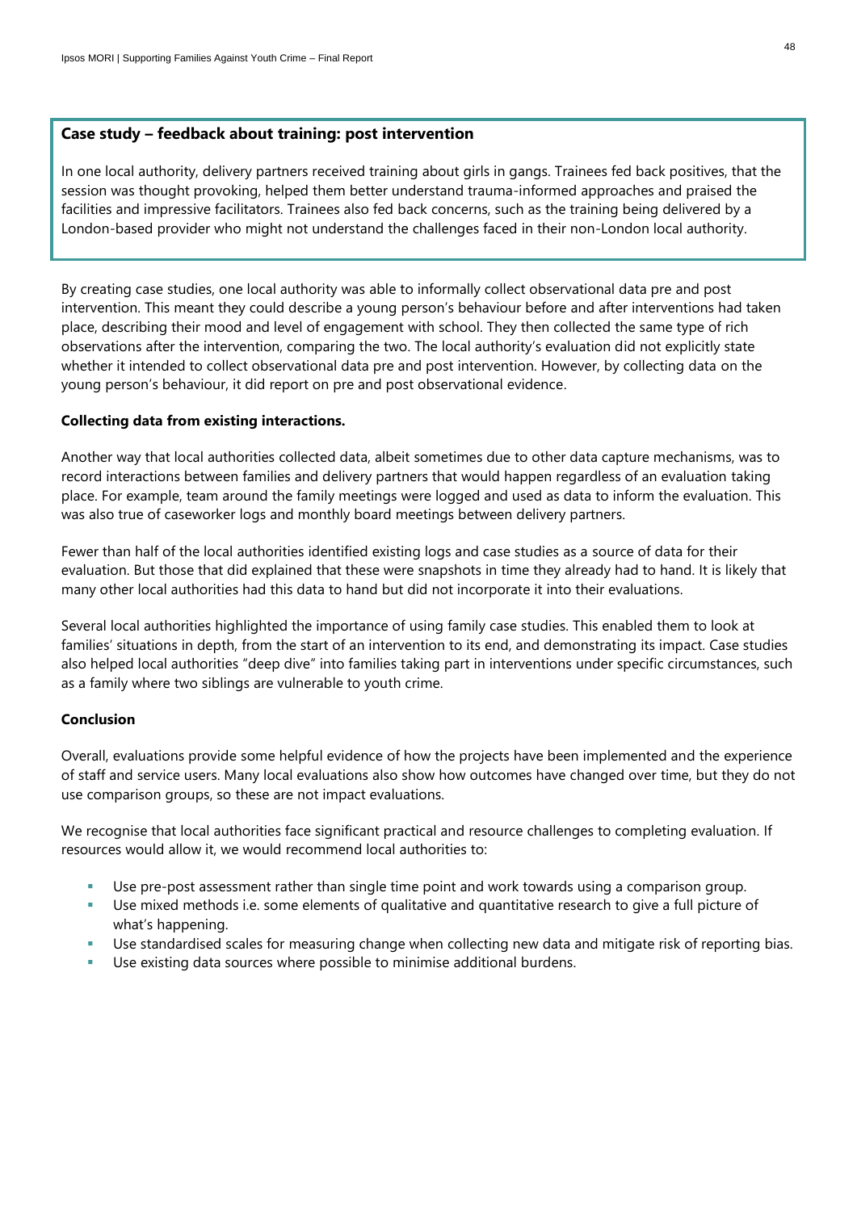**Case study – feedback about training: post intervention**

In one local authority, delivery partners received training about girls in gangs. Trainees fed back positives, that the session was thought provoking, helped them better understand trauma-informed approaches and praised the facilities and impressive facilitators. Trainees also fed back concerns, such as the training being delivered by a London-based provider who might not understand the challenges faced in their non-London local authority.

By creating case studies, one local authority was able to informally collect observational data pre and post intervention. This meant they could describe a young person's behaviour before and after interventions had taken place, describing their mood and level of engagement with school. They then collected the same type of rich observations after the intervention, comparing the two. The local authority's evaluation did not explicitly state whether it intended to collect observational data pre and post intervention. However, by collecting data on the young person's behaviour, it did report on pre and post observational evidence.

**Collecting data from existing interactions.**

Another way that local authorities collected data, albeit sometimes due to other data capture mechanisms, was to record interactions between families and delivery partners that would happen regardless of an evaluation taking place. For example, team around the family meetings were logged and used as data to inform the evaluation. This was also true of caseworker logs and monthly board meetings between delivery partners.

Fewer than half of the local authorities identified existing logs and case studies as a source of data for their evaluation. But those that did explained that these were snapshots in time they already had to hand. It is likely that many other local authorities had this data to hand but did not incorporate it into their evaluations.

Several local authorities highlighted the importance of using family case studies. This enabled them to look at families' situations in depth, from the start of an intervention to its end, and demonstrating its impact. Case studies also helped local authorities "deep dive" into families taking part in interventions under specific circumstances, such as a family where two siblings are vulnerable to youth crime.

**Conclusion**

Overall, evaluations provide some helpful evidence of how the projects have been implemented and the experience of staff and service users. Many local evaluations also show how outcomes have changed over time, but they do not use comparison groups, so these are not impact evaluations.

We recognise that local authorities face significant practical and resource challenges to completing evaluation. If resources would allow it, we would recommend local authorities to:

- Use pre-post assessment rather than single time point and work towards using a comparison group.
- Use mixed methods i.e. some elements of qualitative and quantitative research to give a full picture of what's happening.
- Use standardised scales for measuring change when collecting new data and mitigate risk of reporting bias.
- Use existing data sources where possible to minimise additional burdens.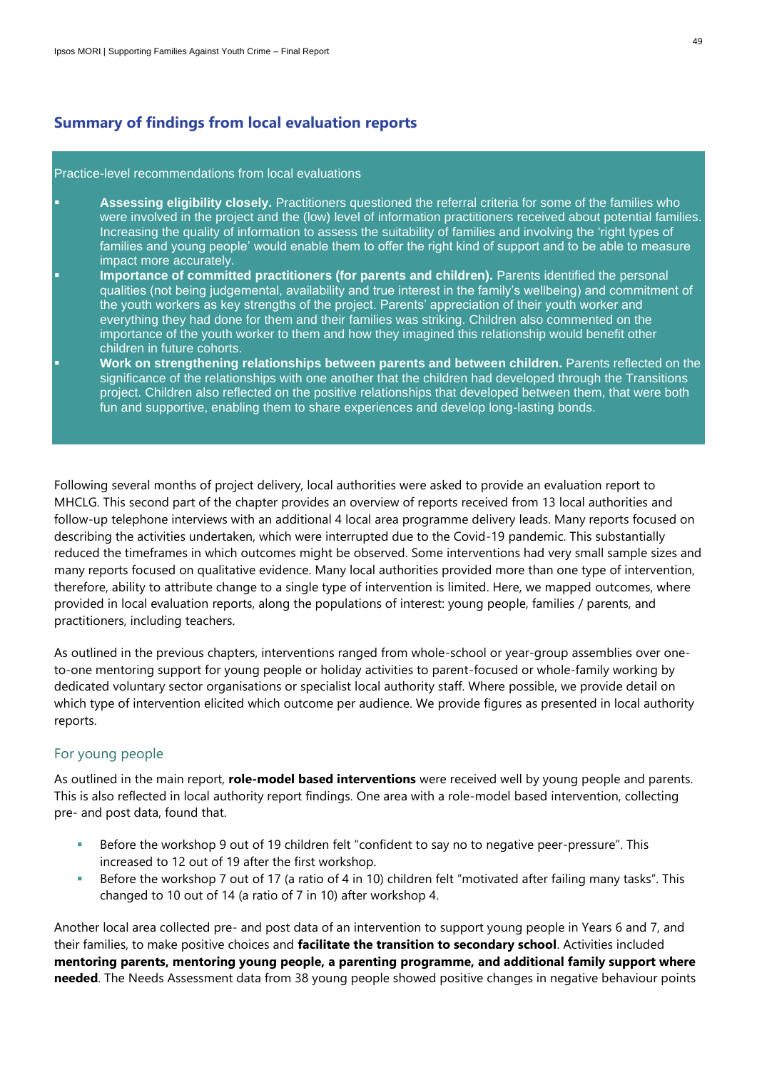## Summary of findings from local evaluation reports

> Practice-level recommendations from local evaluations
>
> - **Assessing eligibility closely.** Practitioners questioned the referral criteria for some of the families who were involved in the project and the (low) level of information practitioners received about potential families. Increasing the quality of information to assess the suitability of families and involving the 'right types of families and young people' would enable them to offer the right kind of support and to be able to measure impact more accurately.
> - **Importance of committed practitioners (for parents and children).** Parents identified the personal qualities (not being judgemental, availability and true interest in the family's wellbeing) and commitment of the youth workers as key strengths of the project. Parents' appreciation of their youth worker and everything they had done for them and their families was striking. Children also commented on the importance of the youth worker to them and how they imagined this relationship would benefit other children in future cohorts.
> - **Work on strengthening relationships between parents and between children.** Parents reflected on the significance of the relationships with one another that the children had developed through the Transitions project. Children also reflected on the positive relationships that developed between them, that were both fun and supportive, enabling them to share experiences and develop long-lasting bonds.

Following several months of project delivery, local authorities were asked to provide an evaluation report to MHCLG. This second part of the chapter provides an overview of reports received from 13 local authorities and follow-up telephone interviews with an additional 4 local area programme delivery leads. Many reports focused on describing the activities undertaken, which were interrupted due to the Covid-19 pandemic. This substantially reduced the timeframes in which outcomes might be observed. Some interventions had very small sample sizes and many reports focused on qualitative evidence. Many local authorities provided more than one type of intervention, therefore, ability to attribute change to a single type of intervention is limited. Here, we mapped outcomes, where provided in local evaluation reports, along the populations of interest: young people, families / parents, and practitioners, including teachers.

As outlined in the previous chapters, interventions ranged from whole-school or year-group assemblies over one-to-one mentoring support for young people or holiday activities to parent-focused or whole-family working by dedicated voluntary sector organisations or specialist local authority staff. Where possible, we provide detail on which type of intervention elicited which outcome per audience. We provide figures as presented in local authority reports.

### For young people

As outlined in the main report, **role-model based interventions** were received well by young people and parents. This is also reflected in local authority report findings. One area with a role-model based intervention, collecting pre- and post data, found that.

- Before the workshop 9 out of 19 children felt "confident to say no to negative peer-pressure". This increased to 12 out of 19 after the first workshop.
- Before the workshop 7 out of 17 (a ratio of 4 in 10) children felt "motivated after failing many tasks". This changed to 10 out of 14 (a ratio of 7 in 10) after workshop 4.

Another local area collected pre- and post data of an intervention to support young people in Years 6 and 7, and their families, to make positive choices and **facilitate the transition to secondary school**. Activities included **mentoring parents, mentoring young people, a parenting programme, and additional family support where needed**. The Needs Assessment data from 38 young people showed positive changes in negative behaviour points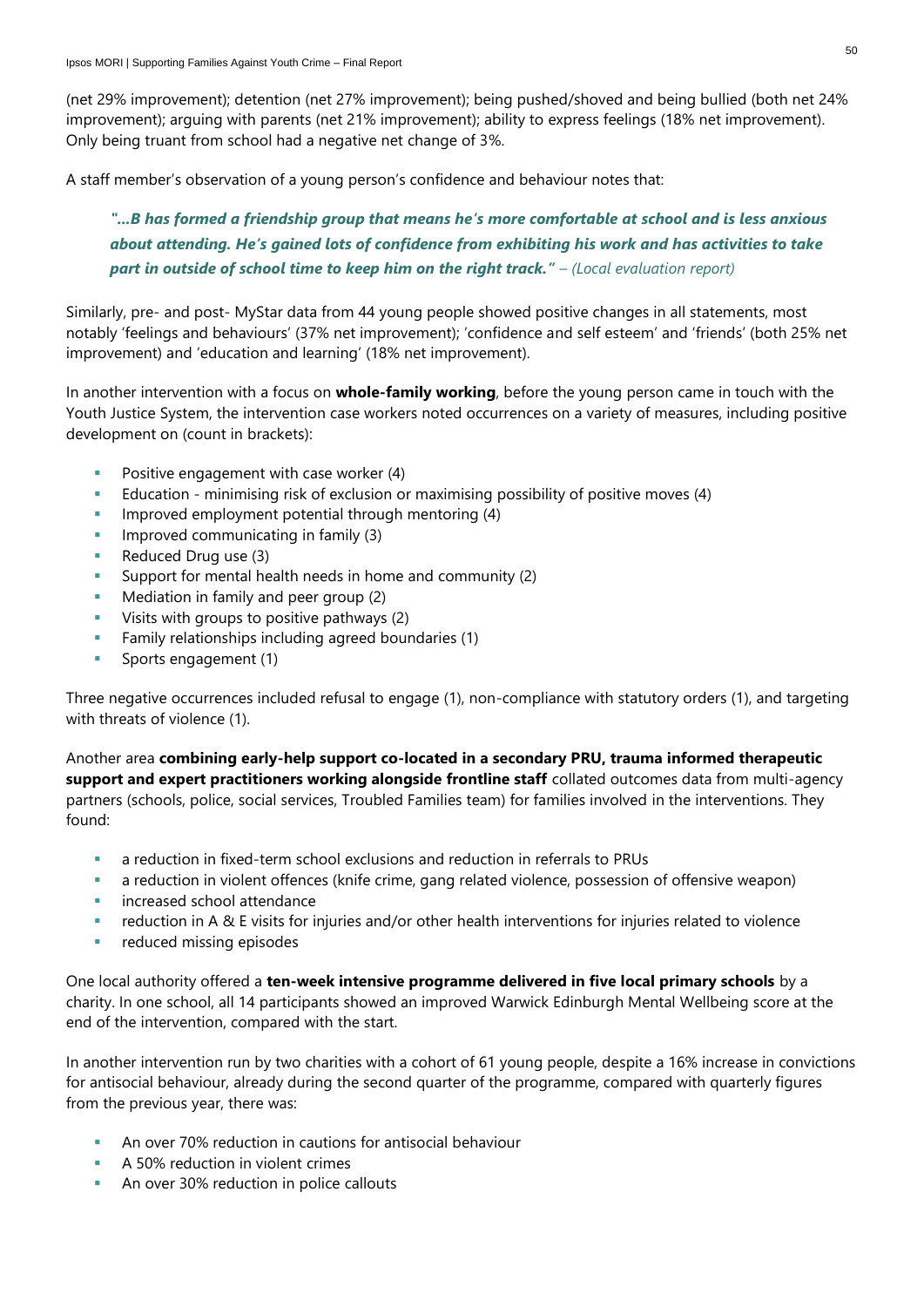(net 29% improvement); detention (net 27% improvement); being pushed/shoved and being bullied (both net 24% improvement); arguing with parents (net 21% improvement); ability to express feelings (18% net improvement). Only being truant from school had a negative net change of 3%.

A staff member's observation of a young person's confidence and behaviour notes that:

> ***"...B has formed a friendship group that means he's more comfortable at school and is less anxious about attending. He's gained lots of confidence from exhibiting his work and has activities to take part in outside of school time to keep him on the right track."*** *– (Local evaluation report)*

Similarly, pre- and post- MyStar data from 44 young people showed positive changes in all statements, most notably 'feelings and behaviours' (37% net improvement); 'confidence and self esteem' and 'friends' (both 25% net improvement) and 'education and learning' (18% net improvement).

In another intervention with a focus on **whole-family working**, before the young person came in touch with the Youth Justice System, the intervention case workers noted occurrences on a variety of measures, including positive development on (count in brackets):

- Positive engagement with case worker (4)
- Education - minimising risk of exclusion or maximising possibility of positive moves (4)
- Improved employment potential through mentoring (4)
- Improved communicating in family (3)
- Reduced Drug use (3)
- Support for mental health needs in home and community (2)
- Mediation in family and peer group (2)
- Visits with groups to positive pathways (2)
- Family relationships including agreed boundaries (1)
- Sports engagement (1)

Three negative occurrences included refusal to engage (1), non-compliance with statutory orders (1), and targeting with threats of violence (1).

Another area **combining early-help support co-located in a secondary PRU, trauma informed therapeutic support and expert practitioners working alongside frontline staff** collated outcomes data from multi-agency partners (schools, police, social services, Troubled Families team) for families involved in the interventions. They found:

- a reduction in fixed-term school exclusions and reduction in referrals to PRUs
- a reduction in violent offences (knife crime, gang related violence, possession of offensive weapon)
- increased school attendance
- reduction in A & E visits for injuries and/or other health interventions for injuries related to violence
- reduced missing episodes

One local authority offered a **ten-week intensive programme delivered in five local primary schools** by a charity. In one school, all 14 participants showed an improved Warwick Edinburgh Mental Wellbeing score at the end of the intervention, compared with the start.

In another intervention run by two charities with a cohort of 61 young people, despite a 16% increase in convictions for antisocial behaviour, already during the second quarter of the programme, compared with quarterly figures from the previous year, there was:

- An over 70% reduction in cautions for antisocial behaviour
- A 50% reduction in violent crimes
- An over 30% reduction in police callouts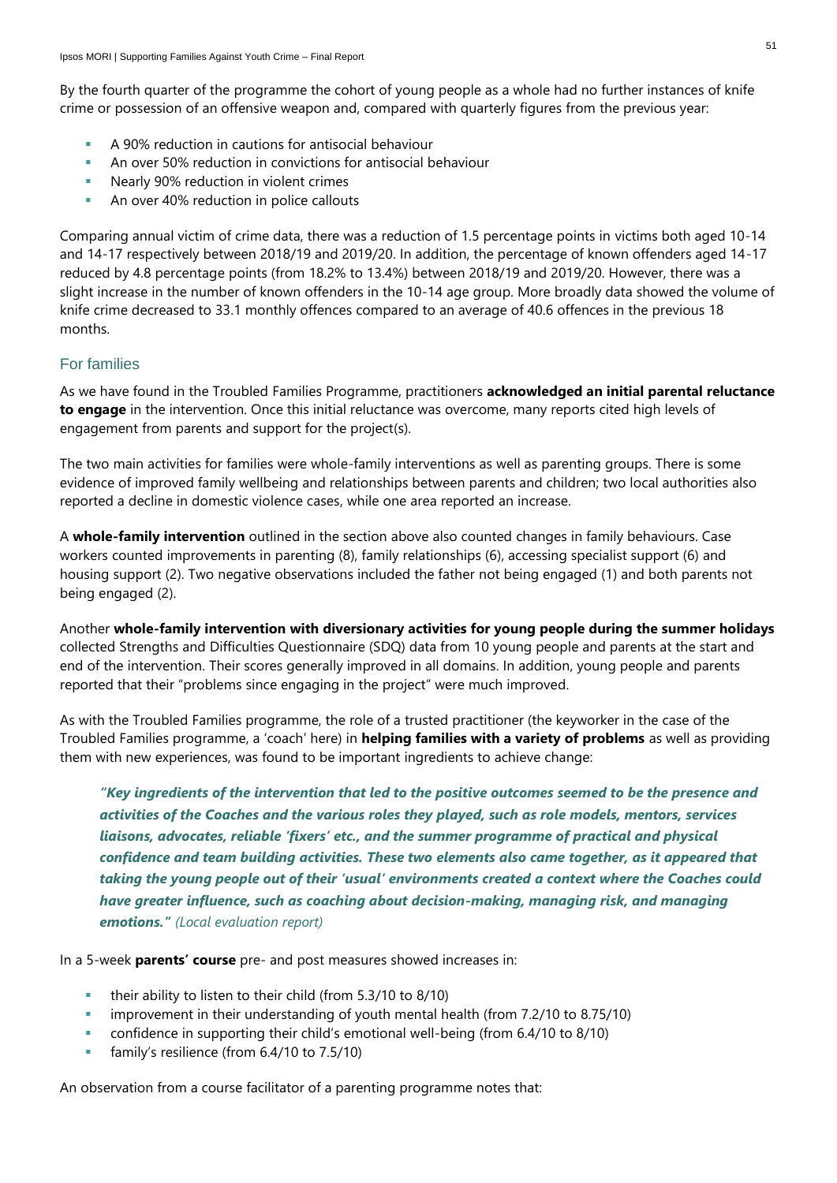By the fourth quarter of the programme the cohort of young people as a whole had no further instances of knife crime or possession of an offensive weapon and, compared with quarterly figures from the previous year:

- A 90% reduction in cautions for antisocial behaviour
- An over 50% reduction in convictions for antisocial behaviour
- Nearly 90% reduction in violent crimes
- An over 40% reduction in police callouts

Comparing annual victim of crime data, there was a reduction of 1.5 percentage points in victims both aged 10-14 and 14-17 respectively between 2018/19 and 2019/20. In addition, the percentage of known offenders aged 14-17 reduced by 4.8 percentage points (from 18.2% to 13.4%) between 2018/19 and 2019/20. However, there was a slight increase in the number of known offenders in the 10-14 age group. More broadly data showed the volume of knife crime decreased to 33.1 monthly offences compared to an average of 40.6 offences in the previous 18 months.

### For families

As we have found in the Troubled Families Programme, practitioners **acknowledged an initial parental reluctance to engage** in the intervention. Once this initial reluctance was overcome, many reports cited high levels of engagement from parents and support for the project(s).

The two main activities for families were whole-family interventions as well as parenting groups. There is some evidence of improved family wellbeing and relationships between parents and children; two local authorities also reported a decline in domestic violence cases, while one area reported an increase.

A **whole-family intervention** outlined in the section above also counted changes in family behaviours. Case workers counted improvements in parenting (8), family relationships (6), accessing specialist support (6) and housing support (2). Two negative observations included the father not being engaged (1) and both parents not being engaged (2).

Another **whole-family intervention with diversionary activities for young people during the summer holidays** collected Strengths and Difficulties Questionnaire (SDQ) data from 10 young people and parents at the start and end of the intervention. Their scores generally improved in all domains. In addition, young people and parents reported that their "problems since engaging in the project" were much improved.

As with the Troubled Families programme, the role of a trusted practitioner (the keyworker in the case of the Troubled Families programme, a 'coach' here) in **helping families with a variety of problems** as well as providing them with new experiences, was found to be important ingredients to achieve change:

> ***"Key ingredients of the intervention that led to the positive outcomes seemed to be the presence and activities of the Coaches and the various roles they played, such as role models, mentors, services liaisons, advocates, reliable 'fixers' etc., and the summer programme of practical and physical confidence and team building activities. These two elements also came together, as it appeared that taking the young people out of their 'usual' environments created a context where the Coaches could have greater influence, such as coaching about decision-making, managing risk, and managing emotions."*** *(Local evaluation report)*

In a 5-week **parents' course** pre- and post measures showed increases in:

- their ability to listen to their child (from 5.3/10 to 8/10)
- improvement in their understanding of youth mental health (from 7.2/10 to 8.75/10)
- confidence in supporting their child's emotional well-being (from 6.4/10 to 8/10)
- family's resilience (from 6.4/10 to 7.5/10)

An observation from a course facilitator of a parenting programme notes that: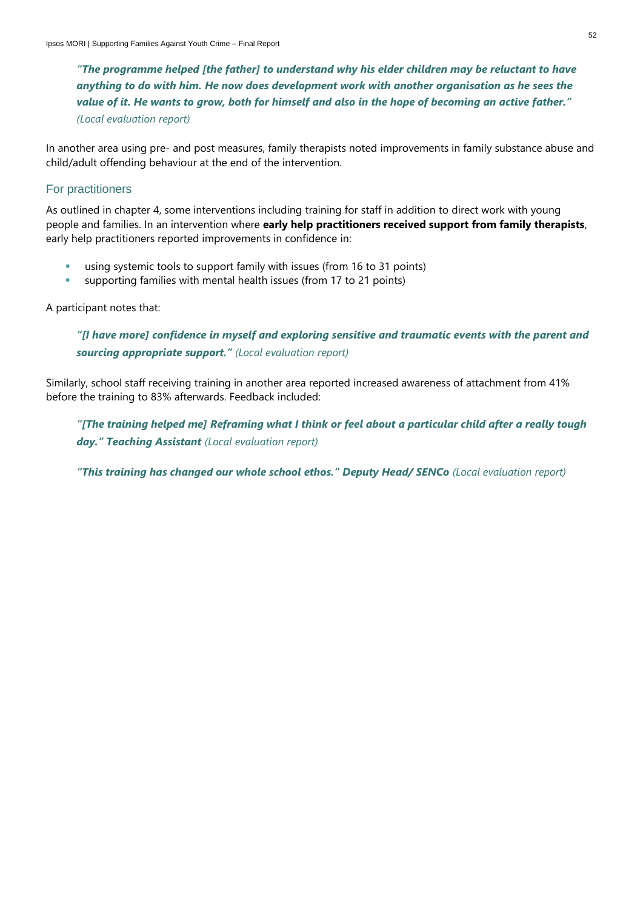***"The programme helped [the father] to understand why his elder children may be reluctant to have anything to do with him. He now does development work with another organisation as he sees the value of it. He wants to grow, both for himself and also in the hope of becoming an active father."*** *(Local evaluation report)*

In another area using pre- and post measures, family therapists noted improvements in family substance abuse and child/adult offending behaviour at the end of the intervention.

### For practitioners

As outlined in chapter 4, some interventions including training for staff in addition to direct work with young people and families. In an intervention where **early help practitioners received support from family therapists**, early help practitioners reported improvements in confidence in:

- using systemic tools to support family with issues (from 16 to 31 points)
- supporting families with mental health issues (from 17 to 21 points)

A participant notes that:

***"[I have more] confidence in myself and exploring sensitive and traumatic events with the parent and sourcing appropriate support."*** *(Local evaluation report)*

Similarly, school staff receiving training in another area reported increased awareness of attachment from 41% before the training to 83% afterwards. Feedback included:

***"[The training helped me] Reframing what I think or feel about a particular child after a really tough day." Teaching Assistant*** *(Local evaluation report)*

***"This training has changed our whole school ethos." Deputy Head/ SENCo*** *(Local evaluation report)*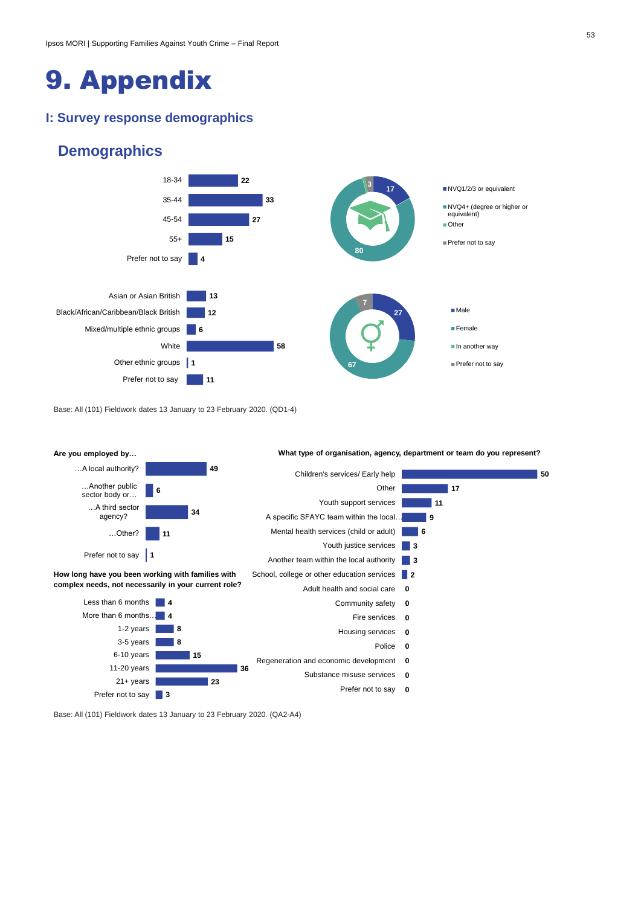# 9. Appendix

## I: Survey response demographics

### Demographics

| Age | |
|---|---|
| 18-34 | 22 |
| 35-44 | 33 |
| 45-54 | 27 |
| 55+ | 15 |
| Prefer not to say | 4 |

| Qualification | |
|---|---|
| NVQ1/2/3 or equivalent | 17 |
| NVQ4+ (degree or higher or equivalent) | 80 |
| Other | |
| Prefer not to say | 3 |

| Ethnicity | |
|---|---|
| Asian or Asian British | 13 |
| Black/African/Caribbean/Black British | 12 |
| Mixed/multiple ethnic groups | 6 |
| White | 58 |
| Other ethnic groups | 1 |
| Prefer not to say | 11 |

| Gender | |
|---|---|
| Male | 27 |
| Female | 67 |
| In another way | |
| Prefer not to say | 7 |

Base: All (101) Fieldwork dates 13 January to 23 February 2020. (QD1-4)

**Are you employed by…**

| | |
|---|---|
| …A local authority? | 49 |
| …Another public sector body or… | 6 |
| …A third sector agency? | 34 |
| …Other? | 11 |
| Prefer not to say | 1 |

**How long have you been working with families with complex needs, not necessarily in your current role?**

| | |
|---|---|
| Less than 6 months | 4 |
| More than 6 months… | 4 |
| 1-2 years | 8 |
| 3-5 years | 8 |
| 6-10 years | 15 |
| 11-20 years | 36 |
| 21+ years | 23 |
| Prefer not to say | 3 |

**What type of organisation, agency, department or team do you represent?**

| | |
|---|---|
| Children's services/ Early help | 50 |
| Other | 17 |
| Youth support services | 11 |
| A specific SFAYC team within the local… | 9 |
| Mental health services (child or adult) | 6 |
| Youth justice services | 3 |
| Another team within the local authority | 3 |
| School, college or other education services | 2 |
| Adult health and social care | 0 |
| Community safety | 0 |
| Fire services | 0 |
| Housing services | 0 |
| Police | 0 |
| Regeneration and economic development | 0 |
| Substance misuse services | 0 |
| Prefer not to say | 0 |

Base: All (101) Fieldwork dates 13 January to 23 February 2020. (QA2-A4)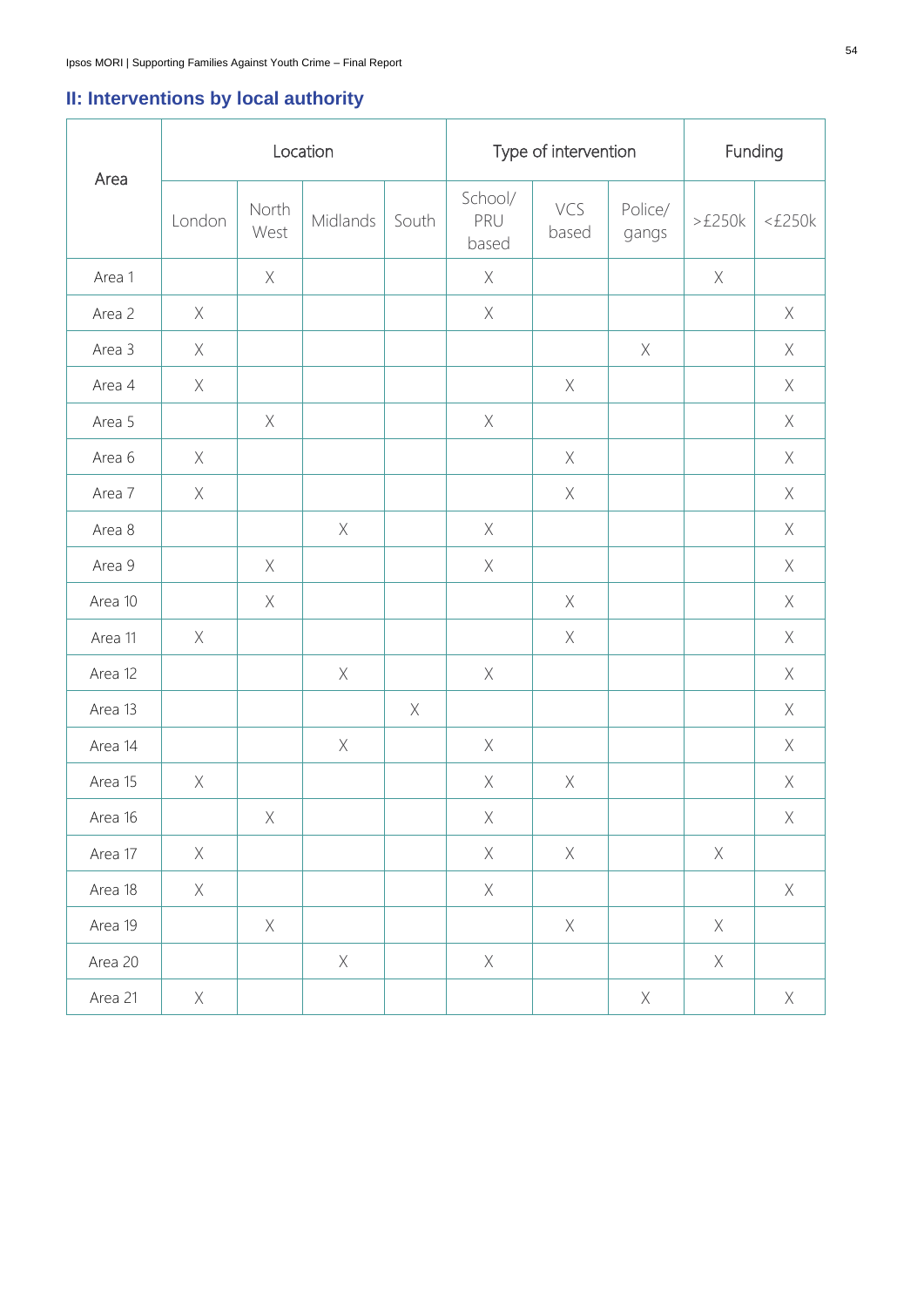## II: Interventions by local authority

| Area | Location | | | | Type of intervention | | | Funding | |
|---|---|---|---|---|---|---|---|---|---|
| | London | North West | Midlands | South | School/ PRU based | VCS based | Police/ gangs | >£250k | <£250k |
| Area 1 | | X | | | X | | | X | |
| Area 2 | X | | | | X | | | | X |
| Area 3 | X | | | | | | X | | X |
| Area 4 | X | | | | | X | | | X |
| Area 5 | | X | | | X | | | | X |
| Area 6 | X | | | | | X | | | X |
| Area 7 | X | | | | | X | | | X |
| Area 8 | | | X | | X | | | | X |
| Area 9 | | X | | | X | | | | X |
| Area 10 | | X | | | | X | | | X |
| Area 11 | X | | | | | X | | | X |
| Area 12 | | | X | | X | | | | X |
| Area 13 | | | | X | | | | | X |
| Area 14 | | | X | | X | | | | X |
| Area 15 | X | | | | X | X | | | X |
| Area 16 | | X | | | X | | | | X |
| Area 17 | X | | | | X | X | | X | |
| Area 18 | X | | | | X | | | | X |
| Area 19 | | X | | | | X | | X | |
| Area 20 | | | X | | X | | | X | |
| Area 21 | X | | | | | | X | | X |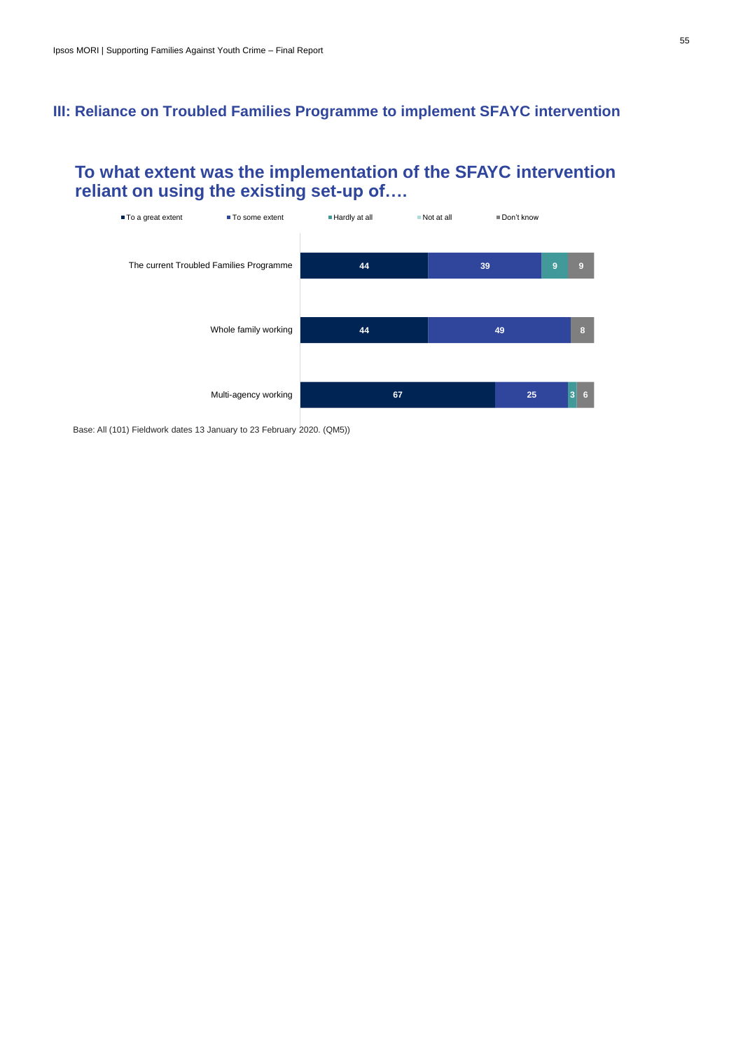## III: Reliance on Troubled Families Programme to implement SFAYC intervention

### To what extent was the implementation of the SFAYC intervention reliant on using the existing set-up of….

| | To a great extent | To some extent | Hardly at all | Not at all | Don't know |
|---|---|---|---|---|---|
| The current Troubled Families Programme | 44 | 39 | 9 | | 9 |
| Whole family working | 44 | 49 | | | 8 |
| Multi-agency working | 67 | 25 | 3 | | 6 |

Base: All (101) Fieldwork dates 13 January to 23 February 2020. (QM5))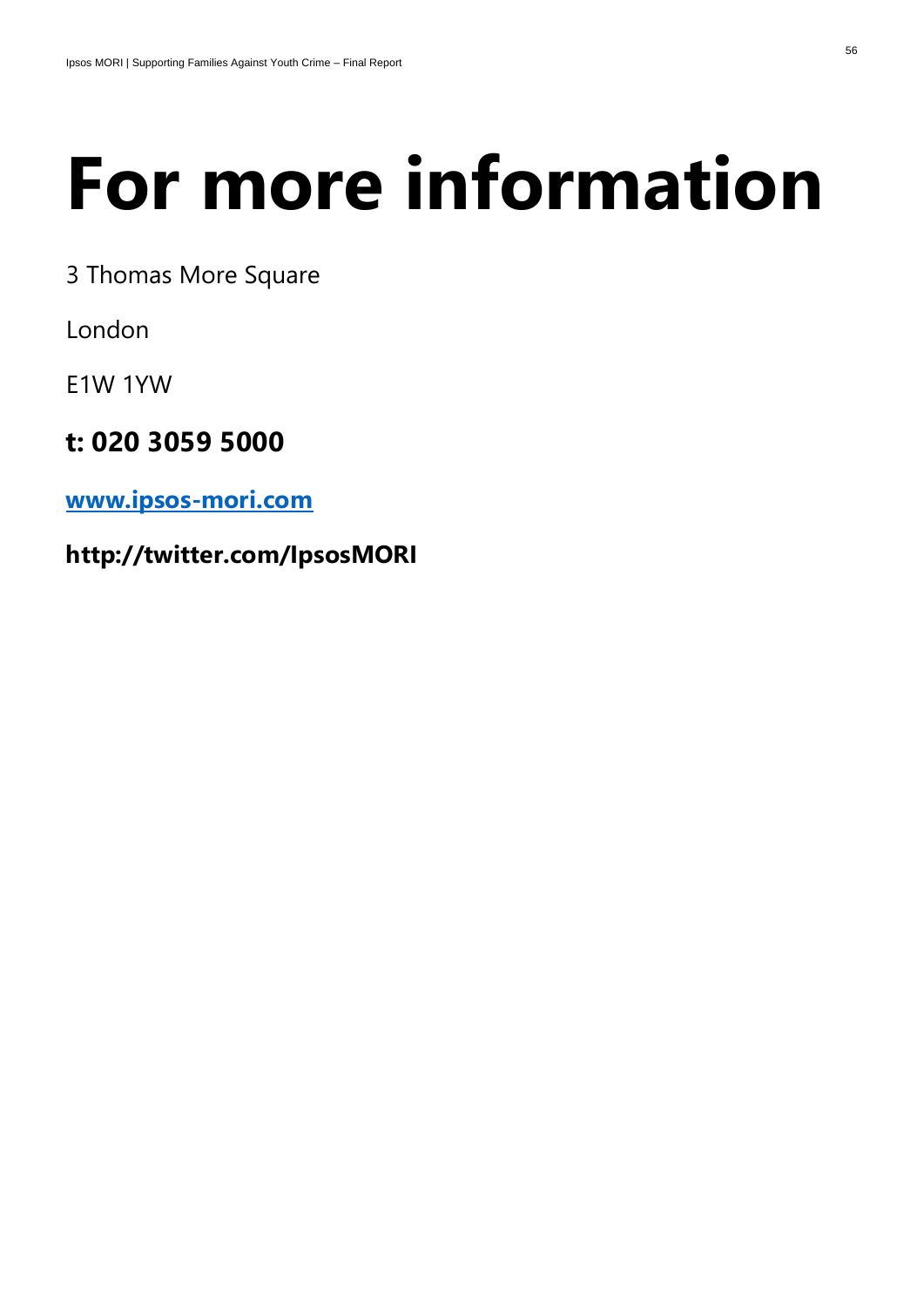# For more information

3 Thomas More Square

London

E1W 1YW

**t: 020 3059 5000**

**[www.ipsos-mori.com](http://www.ipsos-mori.com)**

**http://twitter.com/IpsosMORI**